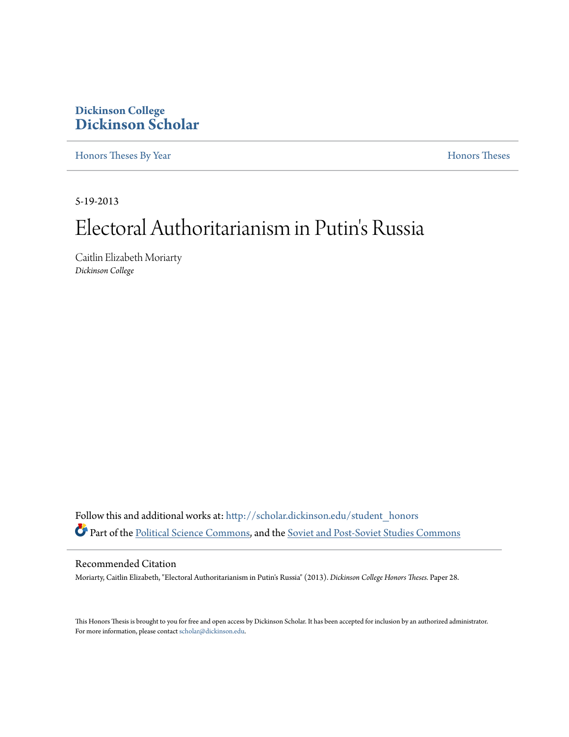Dickinson College
**Dickinson Scholar**

Honors Theses By Year | Honors Theses

5-19-2013

# Electoral Authoritarianism in Putin's Russia

Caitlin Elizabeth Moriarty
*Dickinson College*

Follow this and additional works at: http://scholar.dickinson.edu/student_honors

Part of the Political Science Commons, and the Soviet and Post-Soviet Studies Commons

## Recommended Citation

Moriarty, Caitlin Elizabeth, "Electoral Authoritarianism in Putin's Russia" (2013). *Dickinson College Honors Theses.* Paper 28.

This Honors Thesis is brought to you for free and open access by Dickinson Scholar. It has been accepted for inclusion by an authorized administrator. For more information, please contact scholar@dickinson.edu.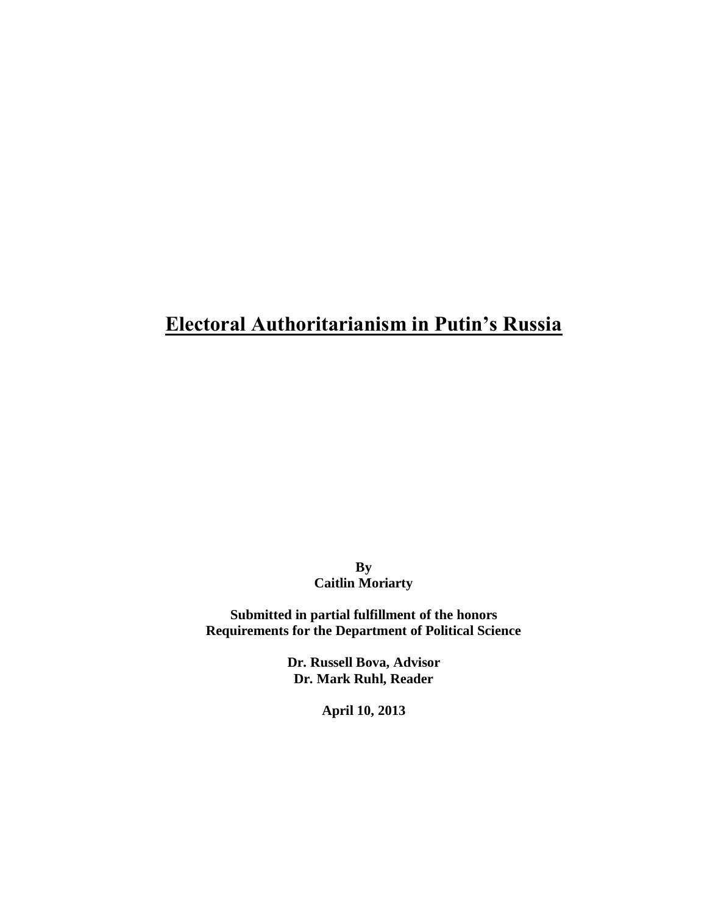# Electoral Authoritarianism in Putin's Russia

**By**
**Caitlin Moriarty**

**Submitted in partial fulfillment of the honors**
**Requirements for the Department of Political Science**

**Dr. Russell Bova, Advisor**
**Dr. Mark Ruhl, Reader**

**April 10, 2013**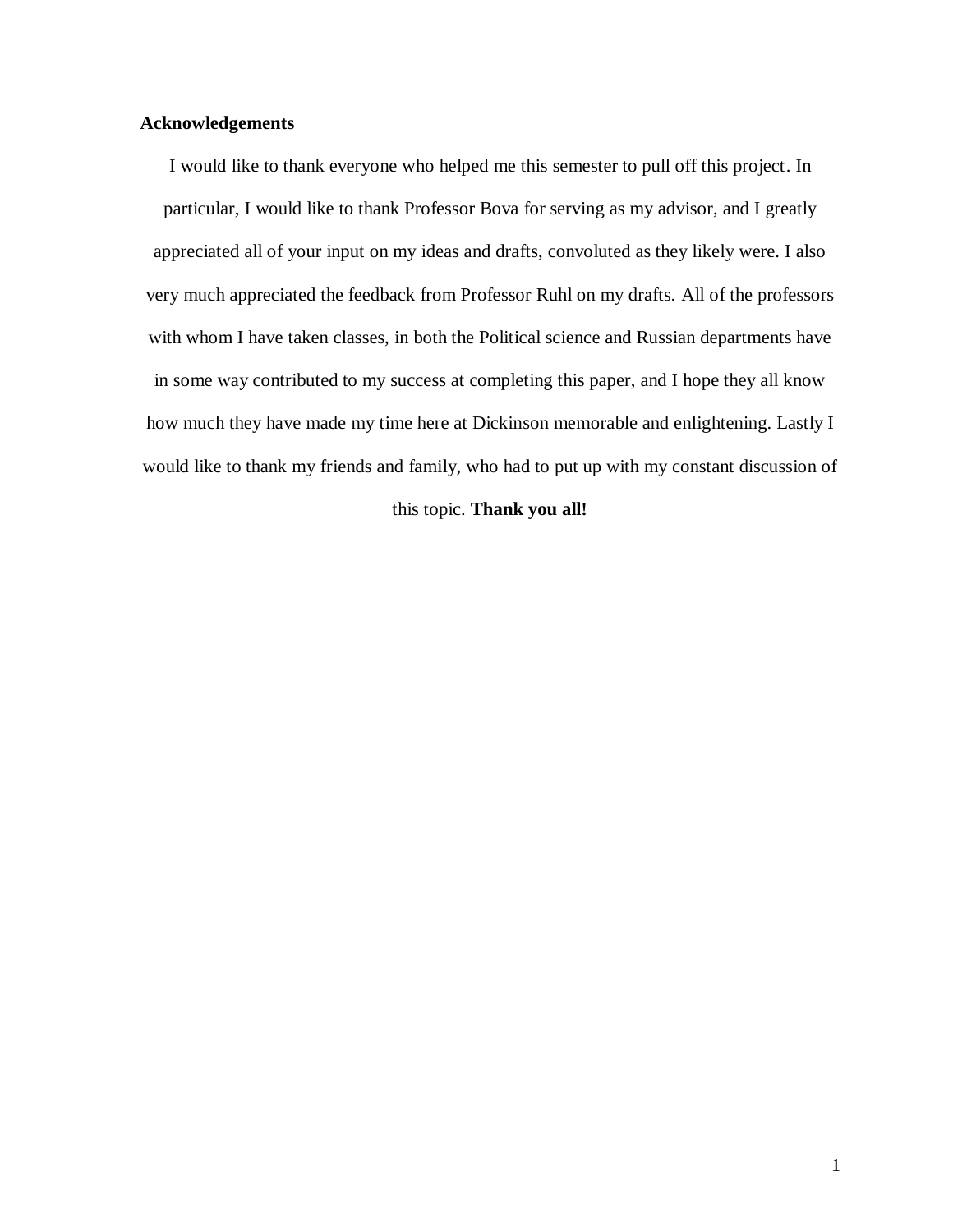**Acknowledgements**

I would like to thank everyone who helped me this semester to pull off this project. In particular, I would like to thank Professor Bova for serving as my advisor, and I greatly appreciated all of your input on my ideas and drafts, convoluted as they likely were. I also very much appreciated the feedback from Professor Ruhl on my drafts. All of the professors with whom I have taken classes, in both the Political science and Russian departments have in some way contributed to my success at completing this paper, and I hope they all know how much they have made my time here at Dickinson memorable and enlightening. Lastly I would like to thank my friends and family, who had to put up with my constant discussion of this topic. **Thank you all!**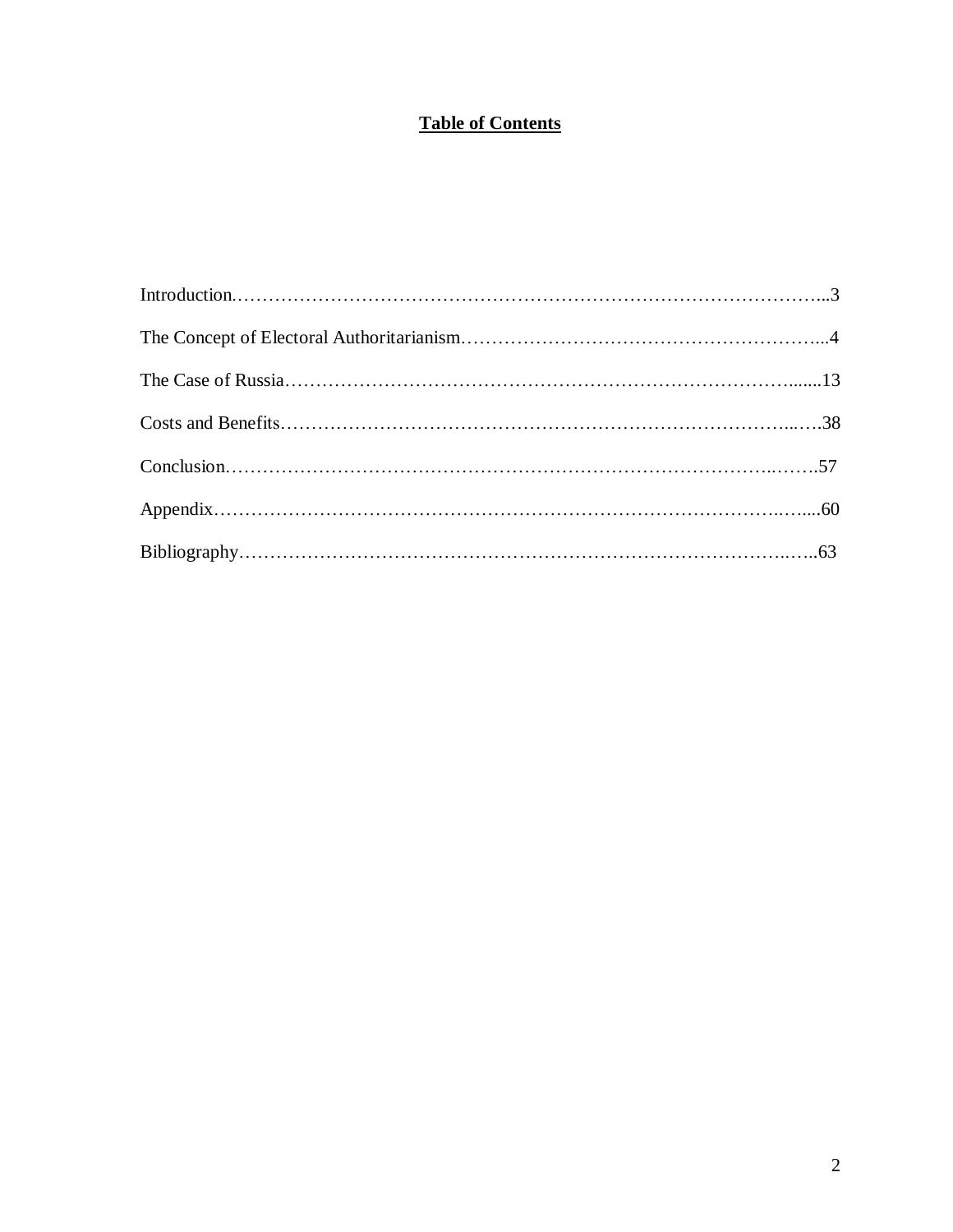# **Table of Contents**

Introduction……………………………………………………………………………………...3

The Concept of Electoral Authoritarianism…………………………………………………...4

The Case of Russia……………………………………………………………………….......13

Costs and Benefits…………………………………………………………………………...….38

Conclusion……………………………………………………………………………..…….57

Appendix……………………………………………………………………………..…....60

Bibliography……………………………………………………………………………..…..63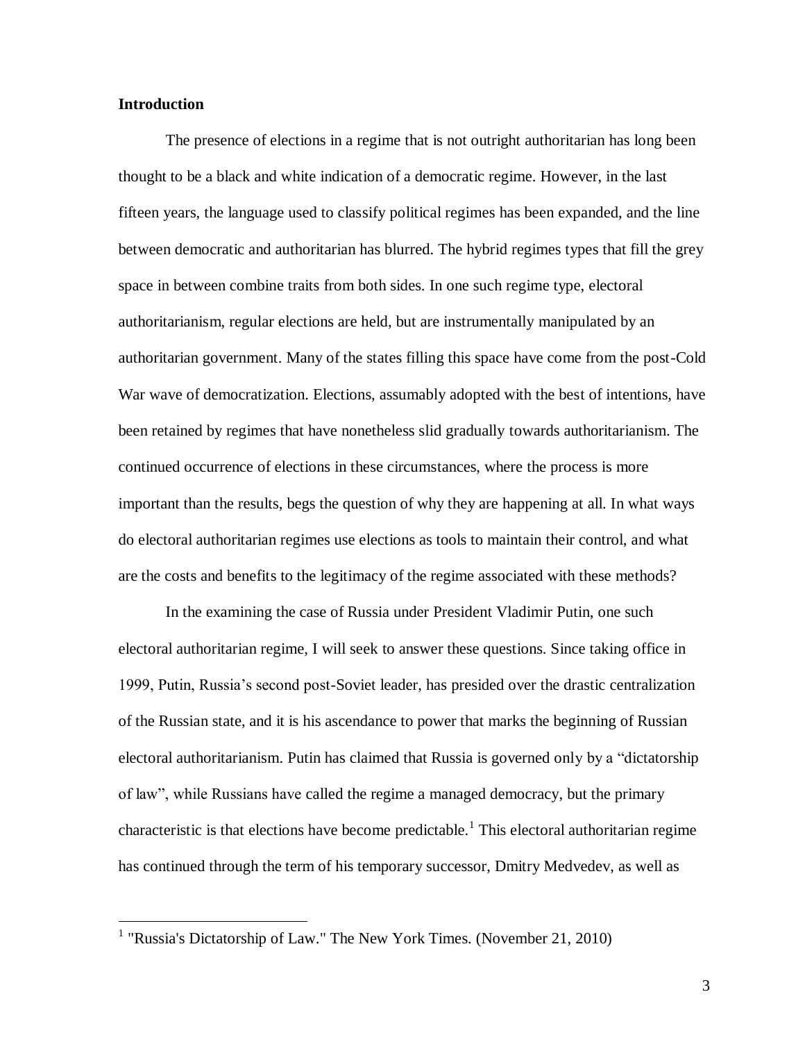## Introduction

The presence of elections in a regime that is not outright authoritarian has long been thought to be a black and white indication of a democratic regime. However, in the last fifteen years, the language used to classify political regimes has been expanded, and the line between democratic and authoritarian has blurred. The hybrid regimes types that fill the grey space in between combine traits from both sides. In one such regime type, electoral authoritarianism, regular elections are held, but are instrumentally manipulated by an authoritarian government. Many of the states filling this space have come from the post-Cold War wave of democratization. Elections, assumably adopted with the best of intentions, have been retained by regimes that have nonetheless slid gradually towards authoritarianism. The continued occurrence of elections in these circumstances, where the process is more important than the results, begs the question of why they are happening at all. In what ways do electoral authoritarian regimes use elections as tools to maintain their control, and what are the costs and benefits to the legitimacy of the regime associated with these methods?

In the examining the case of Russia under President Vladimir Putin, one such electoral authoritarian regime, I will seek to answer these questions. Since taking office in 1999, Putin, Russia's second post-Soviet leader, has presided over the drastic centralization of the Russian state, and it is his ascendance to power that marks the beginning of Russian electoral authoritarianism. Putin has claimed that Russia is governed only by a "dictatorship of law", while Russians have called the regime a managed democracy, but the primary characteristic is that elections have become predictable.[1] This electoral authoritarian regime has continued through the term of his temporary successor, Dmitry Medvedev, as well as

[1] "Russia's Dictatorship of Law." The New York Times. (November 21, 2010)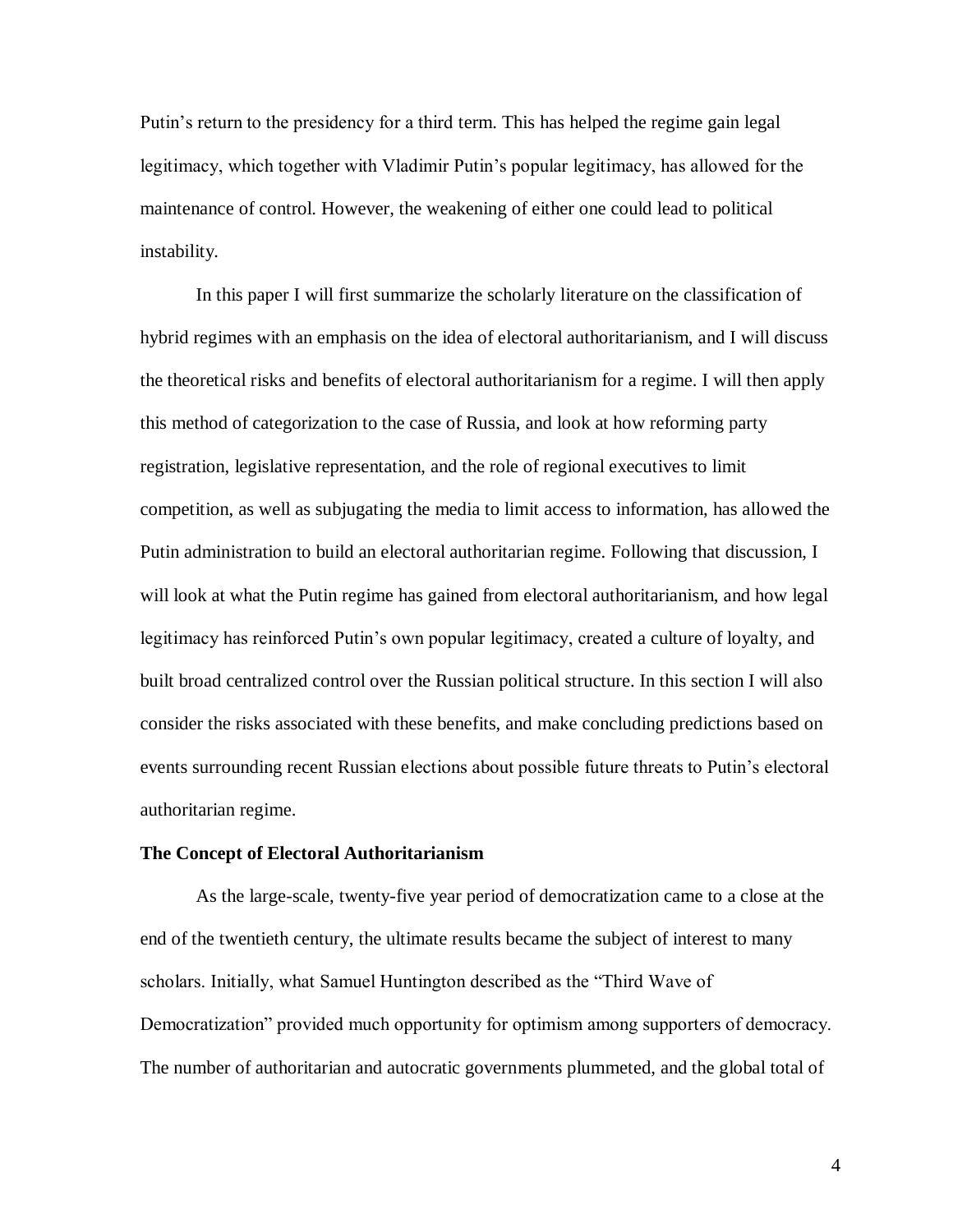Putin's return to the presidency for a third term. This has helped the regime gain legal legitimacy, which together with Vladimir Putin's popular legitimacy, has allowed for the maintenance of control. However, the weakening of either one could lead to political instability.

In this paper I will first summarize the scholarly literature on the classification of hybrid regimes with an emphasis on the idea of electoral authoritarianism, and I will discuss the theoretical risks and benefits of electoral authoritarianism for a regime. I will then apply this method of categorization to the case of Russia, and look at how reforming party registration, legislative representation, and the role of regional executives to limit competition, as well as subjugating the media to limit access to information, has allowed the Putin administration to build an electoral authoritarian regime. Following that discussion, I will look at what the Putin regime has gained from electoral authoritarianism, and how legal legitimacy has reinforced Putin's own popular legitimacy, created a culture of loyalty, and built broad centralized control over the Russian political structure. In this section I will also consider the risks associated with these benefits, and make concluding predictions based on events surrounding recent Russian elections about possible future threats to Putin's electoral authoritarian regime.

**The Concept of Electoral Authoritarianism**

As the large-scale, twenty-five year period of democratization came to a close at the end of the twentieth century, the ultimate results became the subject of interest to many scholars. Initially, what Samuel Huntington described as the "Third Wave of Democratization" provided much opportunity for optimism among supporters of democracy. The number of authoritarian and autocratic governments plummeted, and the global total of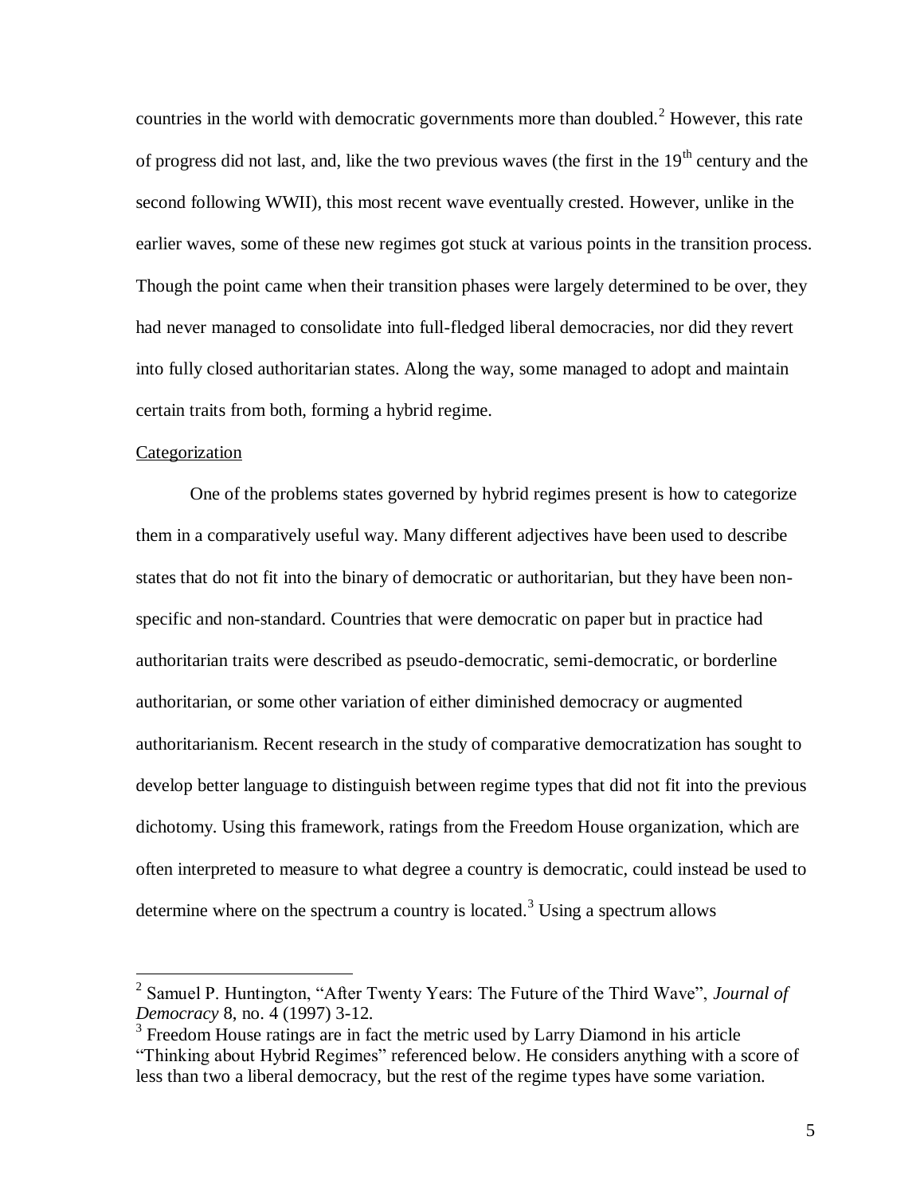countries in the world with democratic governments more than doubled.[2] However, this rate of progress did not last, and, like the two previous waves (the first in the 19th century and the second following WWII), this most recent wave eventually crested. However, unlike in the earlier waves, some of these new regimes got stuck at various points in the transition process. Though the point came when their transition phases were largely determined to be over, they had never managed to consolidate into full-fledged liberal democracies, nor did they revert into fully closed authoritarian states. Along the way, some managed to adopt and maintain certain traits from both, forming a hybrid regime.

Categorization

One of the problems states governed by hybrid regimes present is how to categorize them in a comparatively useful way. Many different adjectives have been used to describe states that do not fit into the binary of democratic or authoritarian, but they have been non-specific and non-standard. Countries that were democratic on paper but in practice had authoritarian traits were described as pseudo-democratic, semi-democratic, or borderline authoritarian, or some other variation of either diminished democracy or augmented authoritarianism. Recent research in the study of comparative democratization has sought to develop better language to distinguish between regime types that did not fit into the previous dichotomy. Using this framework, ratings from the Freedom House organization, which are often interpreted to measure to what degree a country is democratic, could instead be used to determine where on the spectrum a country is located.[3] Using a spectrum allows

---

[2] Samuel P. Huntington, "After Twenty Years: The Future of the Third Wave", *Journal of Democracy* 8, no. 4 (1997) 3-12.

[3] Freedom House ratings are in fact the metric used by Larry Diamond in his article "Thinking about Hybrid Regimes" referenced below. He considers anything with a score of less than two a liberal democracy, but the rest of the regime types have some variation.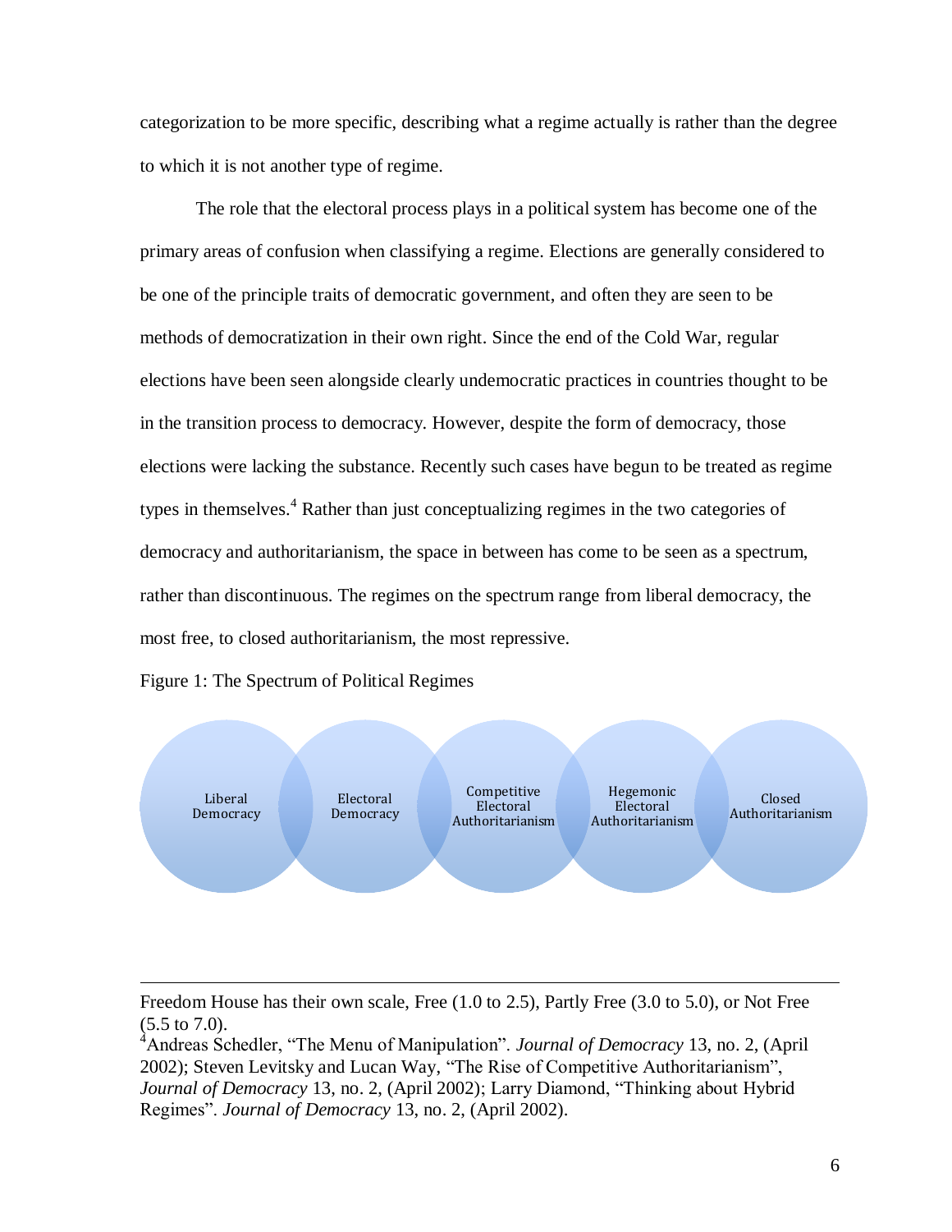categorization to be more specific, describing what a regime actually is rather than the degree to which it is not another type of regime.

The role that the electoral process plays in a political system has become one of the primary areas of confusion when classifying a regime. Elections are generally considered to be one of the principle traits of democratic government, and often they are seen to be methods of democratization in their own right. Since the end of the Cold War, regular elections have been seen alongside clearly undemocratic practices in countries thought to be in the transition process to democracy. However, despite the form of democracy, those elections were lacking the substance. Recently such cases have begun to be treated as regime types in themselves.[4] Rather than just conceptualizing regimes in the two categories of democracy and authoritarianism, the space in between has come to be seen as a spectrum, rather than discontinuous. The regimes on the spectrum range from liberal democracy, the most free, to closed authoritarianism, the most repressive.

Figure 1: The Spectrum of Political Regimes

Liberal Democracy | Electoral Democracy | Competitive Electoral Authoritarianism | Hegemonic Electoral Authoritarianism | Closed Authoritarianism

---

Freedom House has their own scale, Free (1.0 to 2.5), Partly Free (3.0 to 5.0), or Not Free (5.5 to 7.0).

[4]Andreas Schedler, "The Menu of Manipulation". *Journal of Democracy* 13, no. 2, (April 2002); Steven Levitsky and Lucan Way, "The Rise of Competitive Authoritarianism", *Journal of Democracy* 13, no. 2, (April 2002); Larry Diamond, "Thinking about Hybrid Regimes". *Journal of Democracy* 13, no. 2, (April 2002).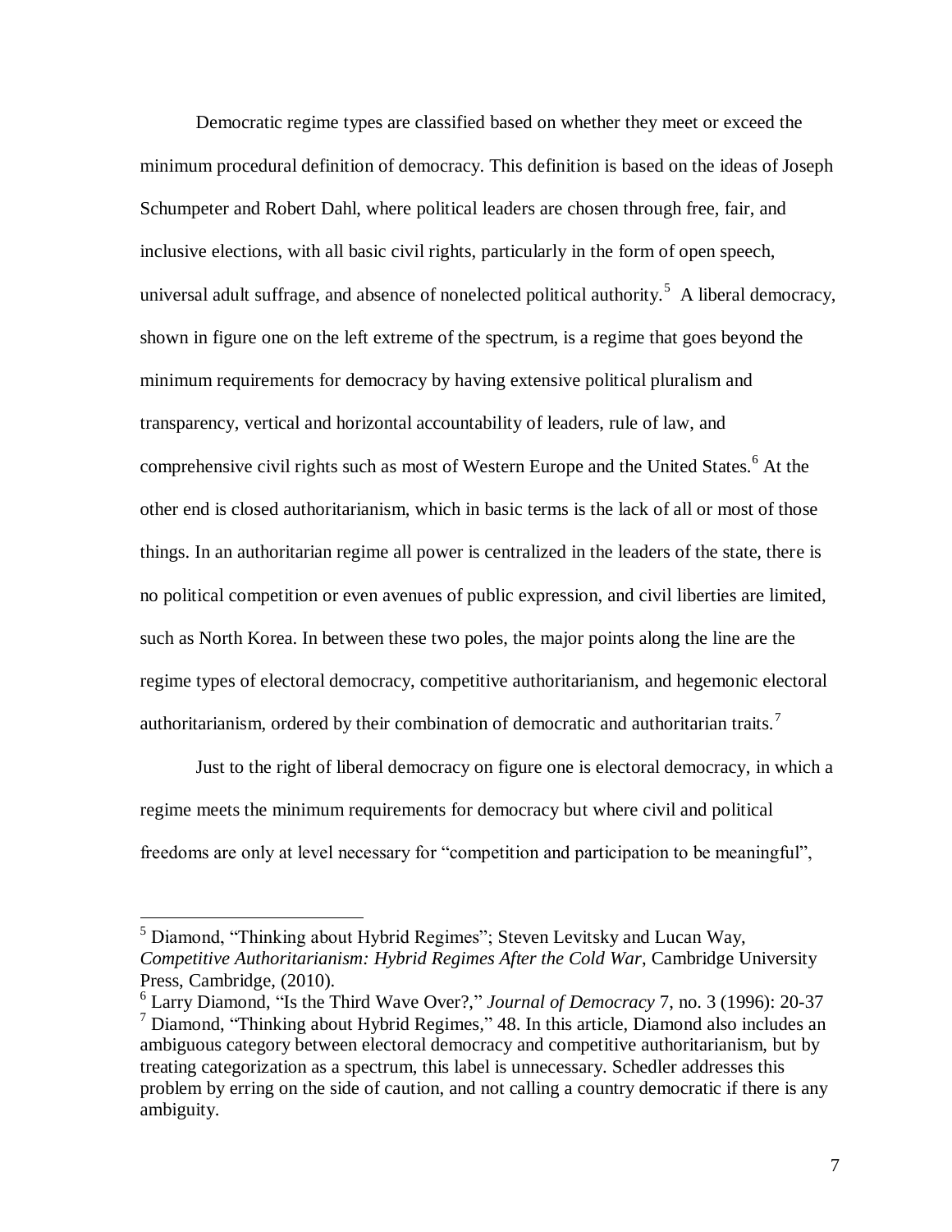Democratic regime types are classified based on whether they meet or exceed the minimum procedural definition of democracy. This definition is based on the ideas of Joseph Schumpeter and Robert Dahl, where political leaders are chosen through free, fair, and inclusive elections, with all basic civil rights, particularly in the form of open speech, universal adult suffrage, and absence of nonelected political authority.[5] A liberal democracy, shown in figure one on the left extreme of the spectrum, is a regime that goes beyond the minimum requirements for democracy by having extensive political pluralism and transparency, vertical and horizontal accountability of leaders, rule of law, and comprehensive civil rights such as most of Western Europe and the United States.[6] At the other end is closed authoritarianism, which in basic terms is the lack of all or most of those things. In an authoritarian regime all power is centralized in the leaders of the state, there is no political competition or even avenues of public expression, and civil liberties are limited, such as North Korea. In between these two poles, the major points along the line are the regime types of electoral democracy, competitive authoritarianism, and hegemonic electoral authoritarianism, ordered by their combination of democratic and authoritarian traits.[7]

Just to the right of liberal democracy on figure one is electoral democracy, in which a regime meets the minimum requirements for democracy but where civil and political freedoms are only at level necessary for "competition and participation to be meaningful",

---

[5] Diamond, "Thinking about Hybrid Regimes"; Steven Levitsky and Lucan Way, *Competitive Authoritarianism: Hybrid Regimes After the Cold War*, Cambridge University Press, Cambridge, (2010).

[6] Larry Diamond, "Is the Third Wave Over?," *Journal of Democracy* 7, no. 3 (1996): 20-37

[7] Diamond, "Thinking about Hybrid Regimes," 48. In this article, Diamond also includes an ambiguous category between electoral democracy and competitive authoritarianism, but by treating categorization as a spectrum, this label is unnecessary. Schedler addresses this problem by erring on the side of caution, and not calling a country democratic if there is any ambiguity.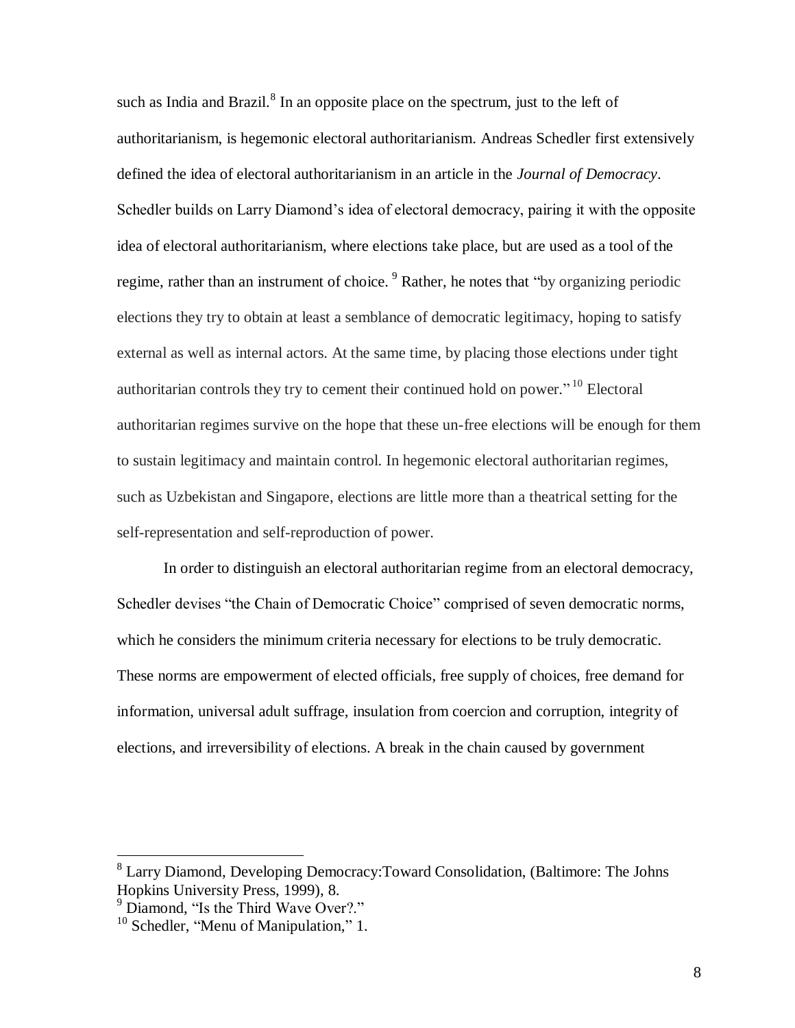such as India and Brazil.[8] In an opposite place on the spectrum, just to the left of authoritarianism, is hegemonic electoral authoritarianism. Andreas Schedler first extensively defined the idea of electoral authoritarianism in an article in the *Journal of Democracy*. Schedler builds on Larry Diamond's idea of electoral democracy, pairing it with the opposite idea of electoral authoritarianism, where elections take place, but are used as a tool of the regime, rather than an instrument of choice. [9] Rather, he notes that "by organizing periodic elections they try to obtain at least a semblance of democratic legitimacy, hoping to satisfy external as well as internal actors. At the same time, by placing those elections under tight authoritarian controls they try to cement their continued hold on power." [10] Electoral authoritarian regimes survive on the hope that these un-free elections will be enough for them to sustain legitimacy and maintain control. In hegemonic electoral authoritarian regimes, such as Uzbekistan and Singapore, elections are little more than a theatrical setting for the self-representation and self-reproduction of power.

In order to distinguish an electoral authoritarian regime from an electoral democracy, Schedler devises "the Chain of Democratic Choice" comprised of seven democratic norms, which he considers the minimum criteria necessary for elections to be truly democratic. These norms are empowerment of elected officials, free supply of choices, free demand for information, universal adult suffrage, insulation from coercion and corruption, integrity of elections, and irreversibility of elections. A break in the chain caused by government

---

[8] Larry Diamond, Developing Democracy:Toward Consolidation, (Baltimore: The Johns Hopkins University Press, 1999), 8.

[9] Diamond, "Is the Third Wave Over?."

[10] Schedler, "Menu of Manipulation," 1.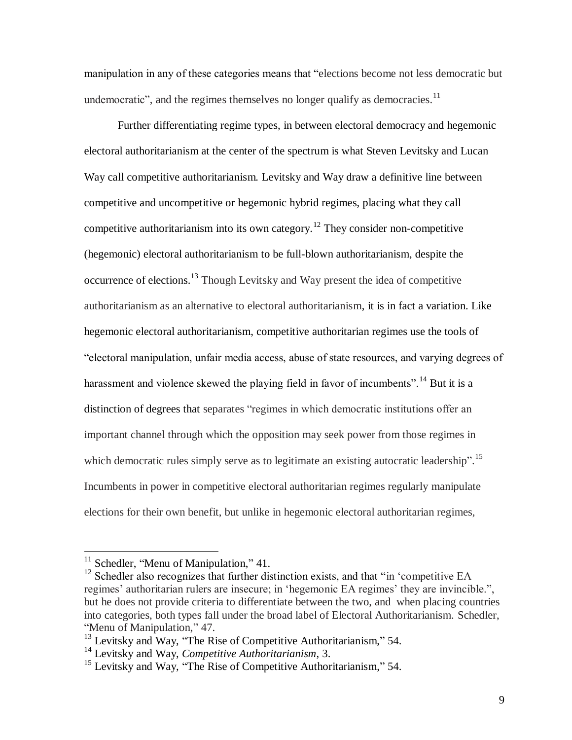manipulation in any of these categories means that "elections become not less democratic but undemocratic", and the regimes themselves no longer qualify as democracies.[11]

Further differentiating regime types, in between electoral democracy and hegemonic electoral authoritarianism at the center of the spectrum is what Steven Levitsky and Lucan Way call competitive authoritarianism. Levitsky and Way draw a definitive line between competitive and uncompetitive or hegemonic hybrid regimes, placing what they call competitive authoritarianism into its own category.[12] They consider non-competitive (hegemonic) electoral authoritarianism to be full-blown authoritarianism, despite the occurrence of elections.[13] Though Levitsky and Way present the idea of competitive authoritarianism as an alternative to electoral authoritarianism, it is in fact a variation. Like hegemonic electoral authoritarianism, competitive authoritarian regimes use the tools of "electoral manipulation, unfair media access, abuse of state resources, and varying degrees of harassment and violence skewed the playing field in favor of incumbents".[14] But it is a distinction of degrees that separates "regimes in which democratic institutions offer an important channel through which the opposition may seek power from those regimes in which democratic rules simply serve as to legitimate an existing autocratic leadership".[15] Incumbents in power in competitive electoral authoritarian regimes regularly manipulate elections for their own benefit, but unlike in hegemonic electoral authoritarian regimes,

---

[11] Schedler, "Menu of Manipulation," 41.

[12] Schedler also recognizes that further distinction exists, and that "in 'competitive EA regimes' authoritarian rulers are insecure; in 'hegemonic EA regimes' they are invincible.", but he does not provide criteria to differentiate between the two, and when placing countries into categories, both types fall under the broad label of Electoral Authoritarianism. Schedler, "Menu of Manipulation," 47.

[13] Levitsky and Way, "The Rise of Competitive Authoritarianism," 54.

[14] Levitsky and Way, *Competitive Authoritarianism*, 3.

[15] Levitsky and Way, "The Rise of Competitive Authoritarianism," 54.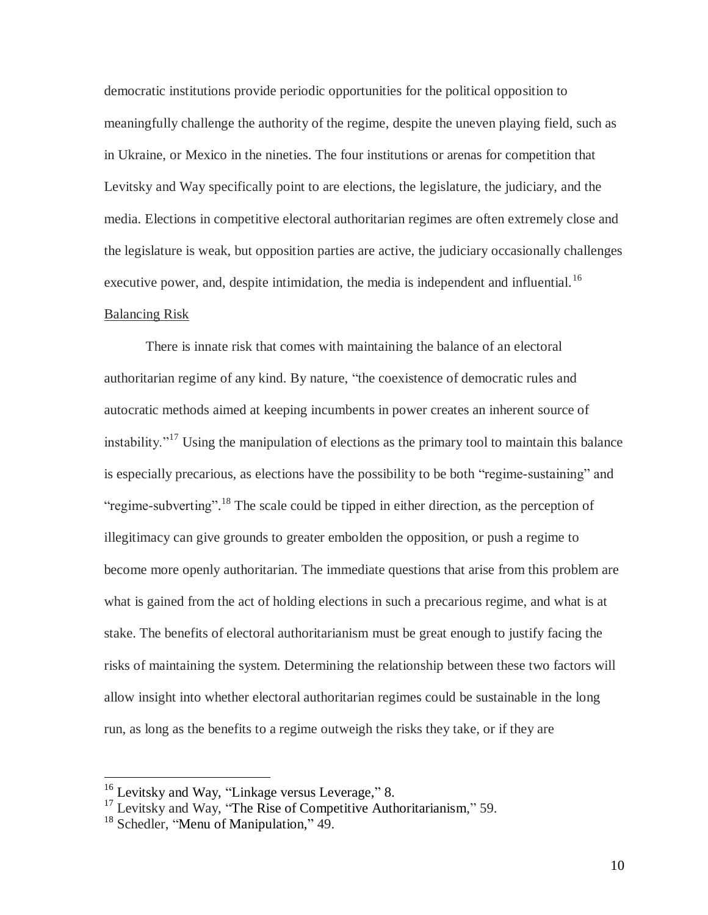democratic institutions provide periodic opportunities for the political opposition to meaningfully challenge the authority of the regime, despite the uneven playing field, such as in Ukraine, or Mexico in the nineties. The four institutions or arenas for competition that Levitsky and Way specifically point to are elections, the legislature, the judiciary, and the media. Elections in competitive electoral authoritarian regimes are often extremely close and the legislature is weak, but opposition parties are active, the judiciary occasionally challenges executive power, and, despite intimidation, the media is independent and influential.[16]

### Balancing Risk

There is innate risk that comes with maintaining the balance of an electoral authoritarian regime of any kind. By nature, "the coexistence of democratic rules and autocratic methods aimed at keeping incumbents in power creates an inherent source of instability."[17] Using the manipulation of elections as the primary tool to maintain this balance is especially precarious, as elections have the possibility to be both "regime-sustaining" and "regime-subverting".[18] The scale could be tipped in either direction, as the perception of illegitimacy can give grounds to greater embolden the opposition, or push a regime to become more openly authoritarian. The immediate questions that arise from this problem are what is gained from the act of holding elections in such a precarious regime, and what is at stake. The benefits of electoral authoritarianism must be great enough to justify facing the risks of maintaining the system. Determining the relationship between these two factors will allow insight into whether electoral authoritarian regimes could be sustainable in the long run, as long as the benefits to a regime outweigh the risks they take, or if they are

---

[16] Levitsky and Way, "Linkage versus Leverage," 8.

[17] Levitsky and Way, "The Rise of Competitive Authoritarianism," 59.

[18] Schedler, "Menu of Manipulation," 49.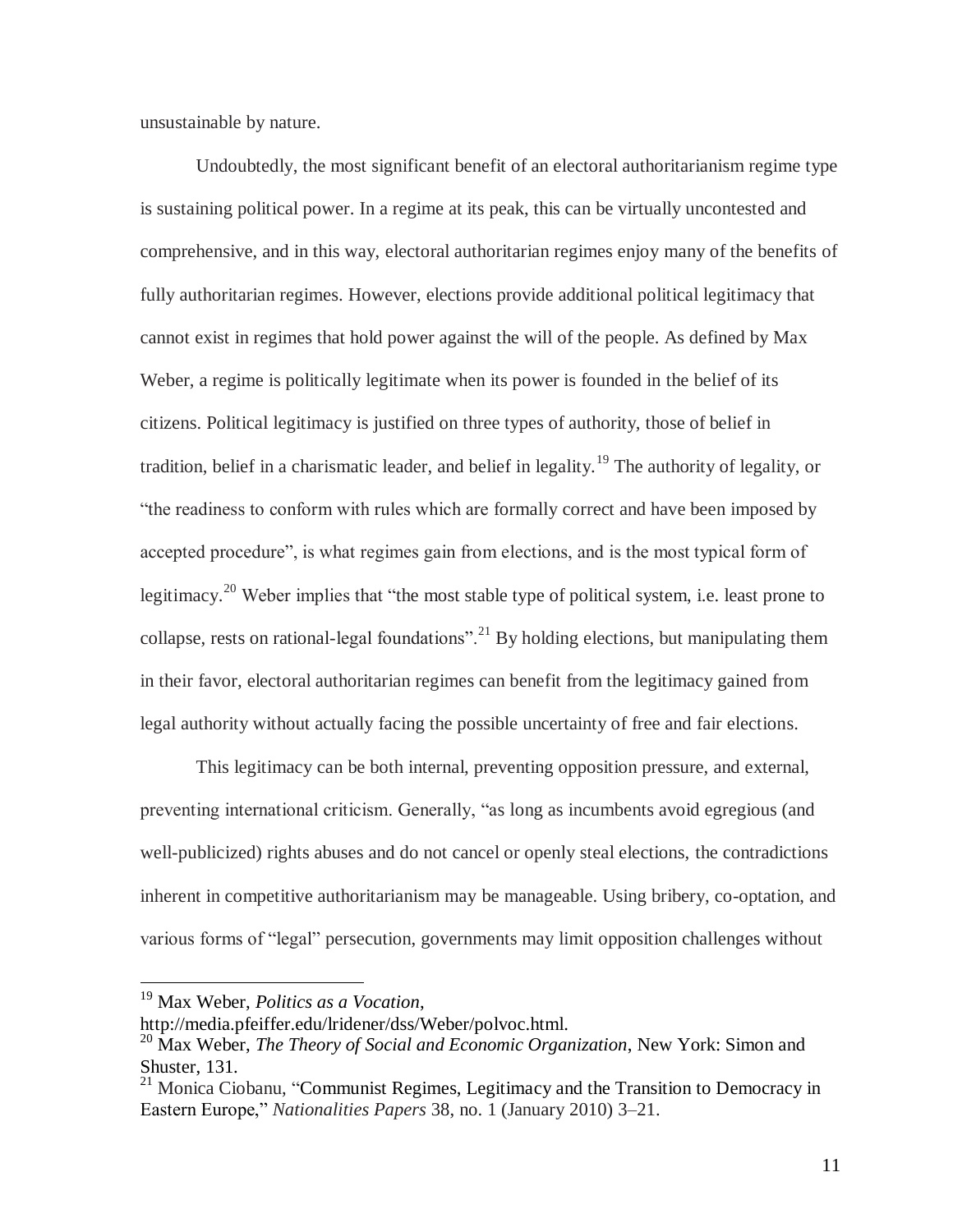unsustainable by nature.

Undoubtedly, the most significant benefit of an electoral authoritarianism regime type is sustaining political power. In a regime at its peak, this can be virtually uncontested and comprehensive, and in this way, electoral authoritarian regimes enjoy many of the benefits of fully authoritarian regimes. However, elections provide additional political legitimacy that cannot exist in regimes that hold power against the will of the people. As defined by Max Weber, a regime is politically legitimate when its power is founded in the belief of its citizens. Political legitimacy is justified on three types of authority, those of belief in tradition, belief in a charismatic leader, and belief in legality.[19] The authority of legality, or "the readiness to conform with rules which are formally correct and have been imposed by accepted procedure", is what regimes gain from elections, and is the most typical form of legitimacy.[20] Weber implies that "the most stable type of political system, i.e. least prone to collapse, rests on rational-legal foundations".[21] By holding elections, but manipulating them in their favor, electoral authoritarian regimes can benefit from the legitimacy gained from legal authority without actually facing the possible uncertainty of free and fair elections.

This legitimacy can be both internal, preventing opposition pressure, and external, preventing international criticism. Generally, "as long as incumbents avoid egregious (and well-publicized) rights abuses and do not cancel or openly steal elections, the contradictions inherent in competitive authoritarianism may be manageable. Using bribery, co-optation, and various forms of "legal" persecution, governments may limit opposition challenges without

---

[19] Max Weber, *Politics as a Vocation*, http://media.pfeiffer.edu/lridener/dss/Weber/polvoc.html.

[20] Max Weber, *The Theory of Social and Economic Organization*, New York: Simon and Shuster, 131.

[21] Monica Ciobanu, "Communist Regimes, Legitimacy and the Transition to Democracy in Eastern Europe," *Nationalities Papers* 38, no. 1 (January 2010) 3–21.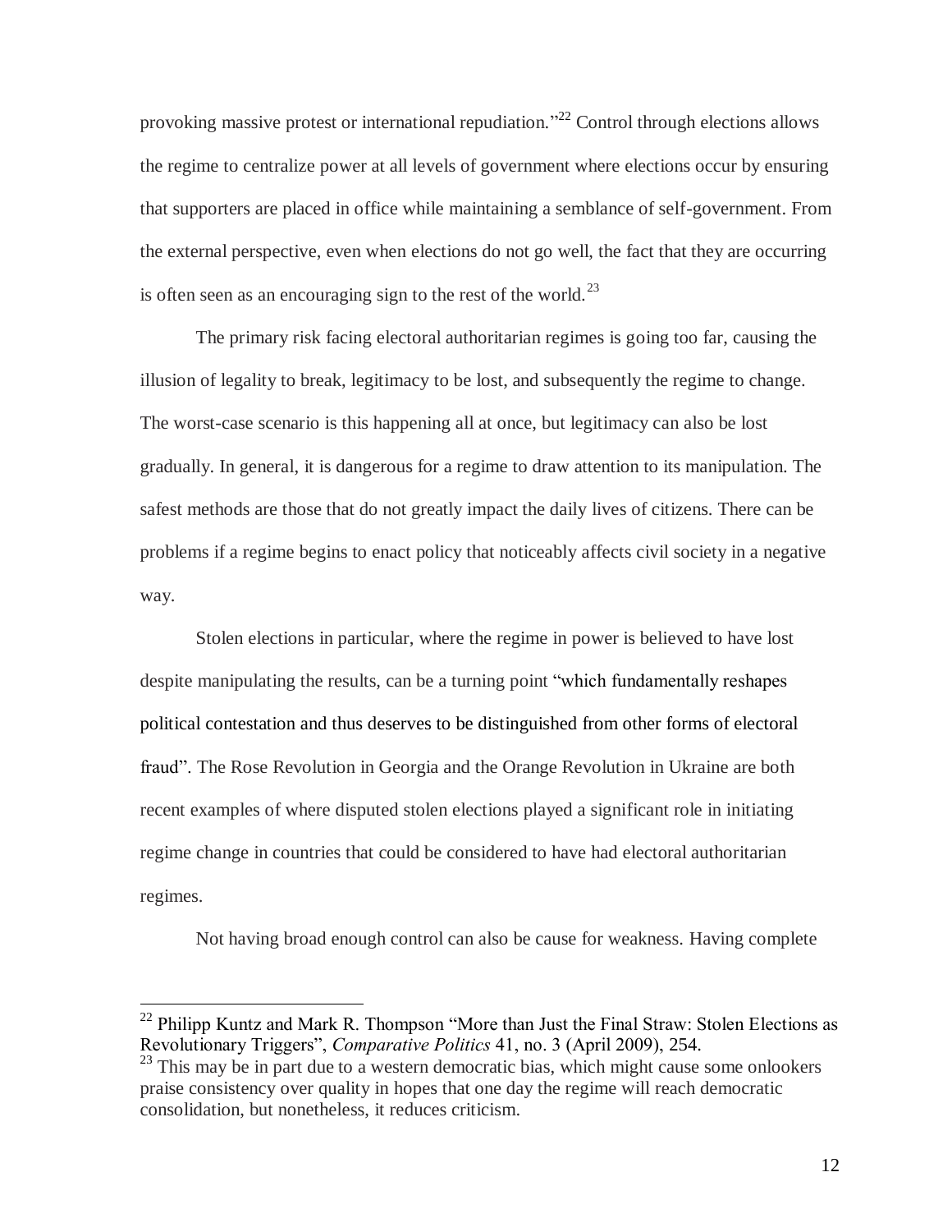provoking massive protest or international repudiation."[22] Control through elections allows the regime to centralize power at all levels of government where elections occur by ensuring that supporters are placed in office while maintaining a semblance of self-government. From the external perspective, even when elections do not go well, the fact that they are occurring is often seen as an encouraging sign to the rest of the world.[23]

The primary risk facing electoral authoritarian regimes is going too far, causing the illusion of legality to break, legitimacy to be lost, and subsequently the regime to change. The worst-case scenario is this happening all at once, but legitimacy can also be lost gradually. In general, it is dangerous for a regime to draw attention to its manipulation. The safest methods are those that do not greatly impact the daily lives of citizens. There can be problems if a regime begins to enact policy that noticeably affects civil society in a negative way.

Stolen elections in particular, where the regime in power is believed to have lost despite manipulating the results, can be a turning point "which fundamentally reshapes political contestation and thus deserves to be distinguished from other forms of electoral fraud". The Rose Revolution in Georgia and the Orange Revolution in Ukraine are both recent examples of where disputed stolen elections played a significant role in initiating regime change in countries that could be considered to have had electoral authoritarian regimes.

Not having broad enough control can also be cause for weakness. Having complete

---

[22] Philipp Kuntz and Mark R. Thompson "More than Just the Final Straw: Stolen Elections as Revolutionary Triggers", *Comparative Politics* 41, no. 3 (April 2009), 254.

[23] This may be in part due to a western democratic bias, which might cause some onlookers praise consistency over quality in hopes that one day the regime will reach democratic consolidation, but nonetheless, it reduces criticism.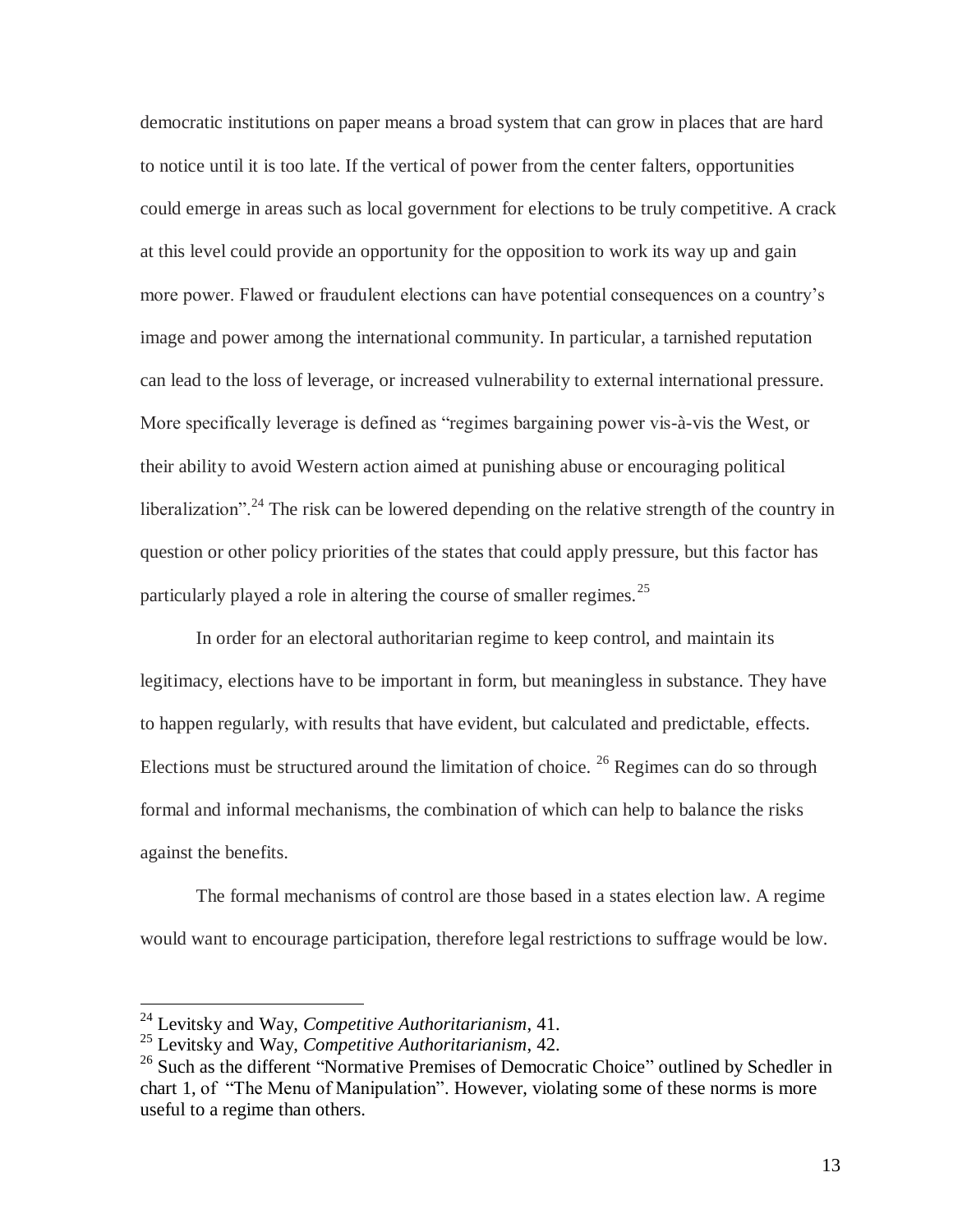democratic institutions on paper means a broad system that can grow in places that are hard to notice until it is too late. If the vertical of power from the center falters, opportunities could emerge in areas such as local government for elections to be truly competitive. A crack at this level could provide an opportunity for the opposition to work its way up and gain more power. Flawed or fraudulent elections can have potential consequences on a country's image and power among the international community. In particular, a tarnished reputation can lead to the loss of leverage, or increased vulnerability to external international pressure. More specifically leverage is defined as "regimes bargaining power vis-à-vis the West, or their ability to avoid Western action aimed at punishing abuse or encouraging political liberalization".[24] The risk can be lowered depending on the relative strength of the country in question or other policy priorities of the states that could apply pressure, but this factor has particularly played a role in altering the course of smaller regimes.[25]

In order for an electoral authoritarian regime to keep control, and maintain its legitimacy, elections have to be important in form, but meaningless in substance. They have to happen regularly, with results that have evident, but calculated and predictable, effects. Elections must be structured around the limitation of choice. [26] Regimes can do so through formal and informal mechanisms, the combination of which can help to balance the risks against the benefits.

The formal mechanisms of control are those based in a states election law. A regime would want to encourage participation, therefore legal restrictions to suffrage would be low.

---

[24] Levitsky and Way, *Competitive Authoritarianism*, 41.

[25] Levitsky and Way, *Competitive Authoritarianism*, 42.

[26] Such as the different "Normative Premises of Democratic Choice" outlined by Schedler in chart 1, of "The Menu of Manipulation". However, violating some of these norms is more useful to a regime than others.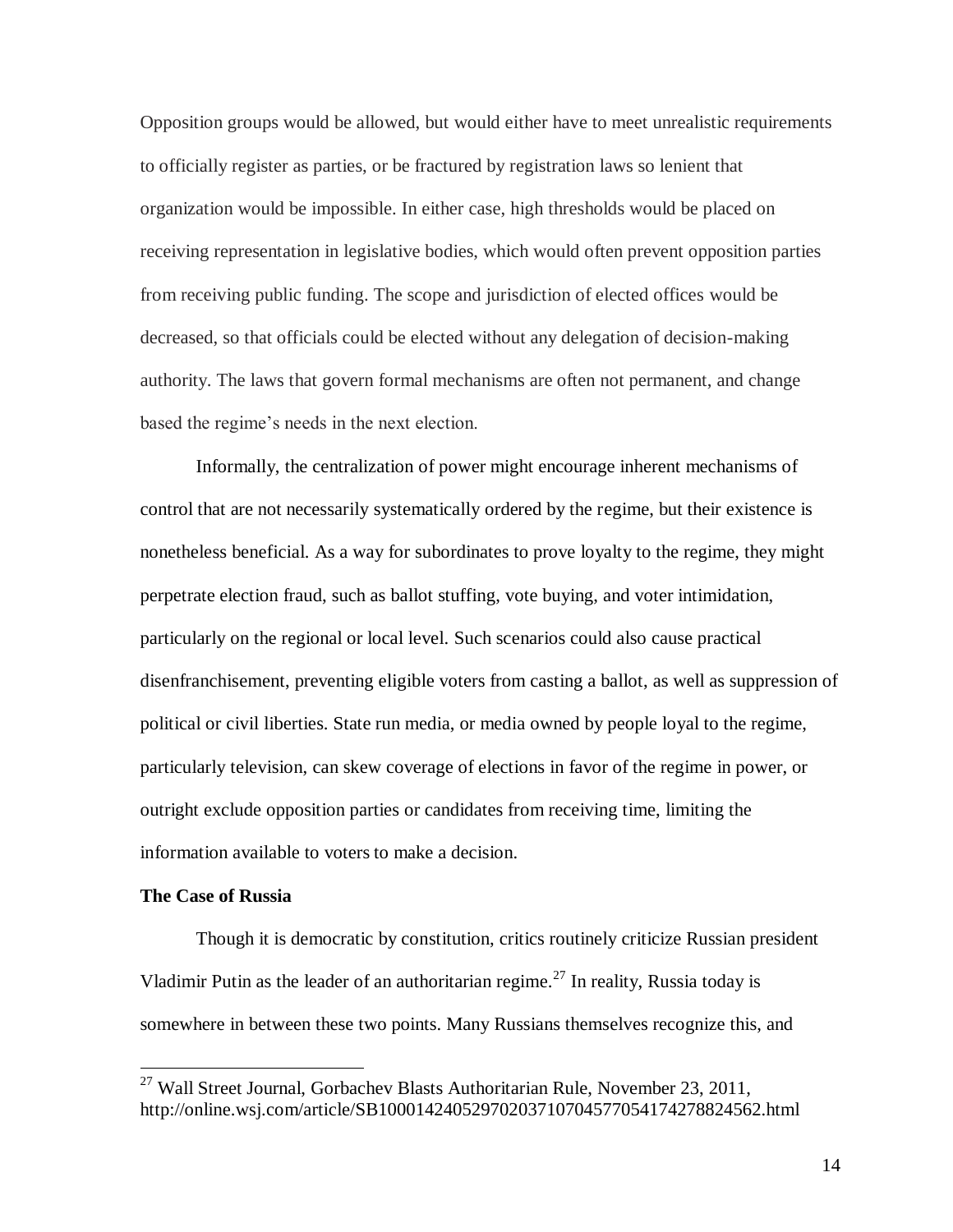Opposition groups would be allowed, but would either have to meet unrealistic requirements to officially register as parties, or be fractured by registration laws so lenient that organization would be impossible. In either case, high thresholds would be placed on receiving representation in legislative bodies, which would often prevent opposition parties from receiving public funding. The scope and jurisdiction of elected offices would be decreased, so that officials could be elected without any delegation of decision-making authority. The laws that govern formal mechanisms are often not permanent, and change based the regime's needs in the next election.

Informally, the centralization of power might encourage inherent mechanisms of control that are not necessarily systematically ordered by the regime, but their existence is nonetheless beneficial. As a way for subordinates to prove loyalty to the regime, they might perpetrate election fraud, such as ballot stuffing, vote buying, and voter intimidation, particularly on the regional or local level. Such scenarios could also cause practical disenfranchisement, preventing eligible voters from casting a ballot, as well as suppression of political or civil liberties. State run media, or media owned by people loyal to the regime, particularly television, can skew coverage of elections in favor of the regime in power, or outright exclude opposition parties or candidates from receiving time, limiting the information available to voters to make a decision.

**The Case of Russia**

Though it is democratic by constitution, critics routinely criticize Russian president Vladimir Putin as the leader of an authoritarian regime.[27] In reality, Russia today is somewhere in between these two points. Many Russians themselves recognize this, and

[27] Wall Street Journal, Gorbachev Blasts Authoritarian Rule, November 23, 2011, http://online.wsj.com/article/SB10001424052970203710704577054174278824562.html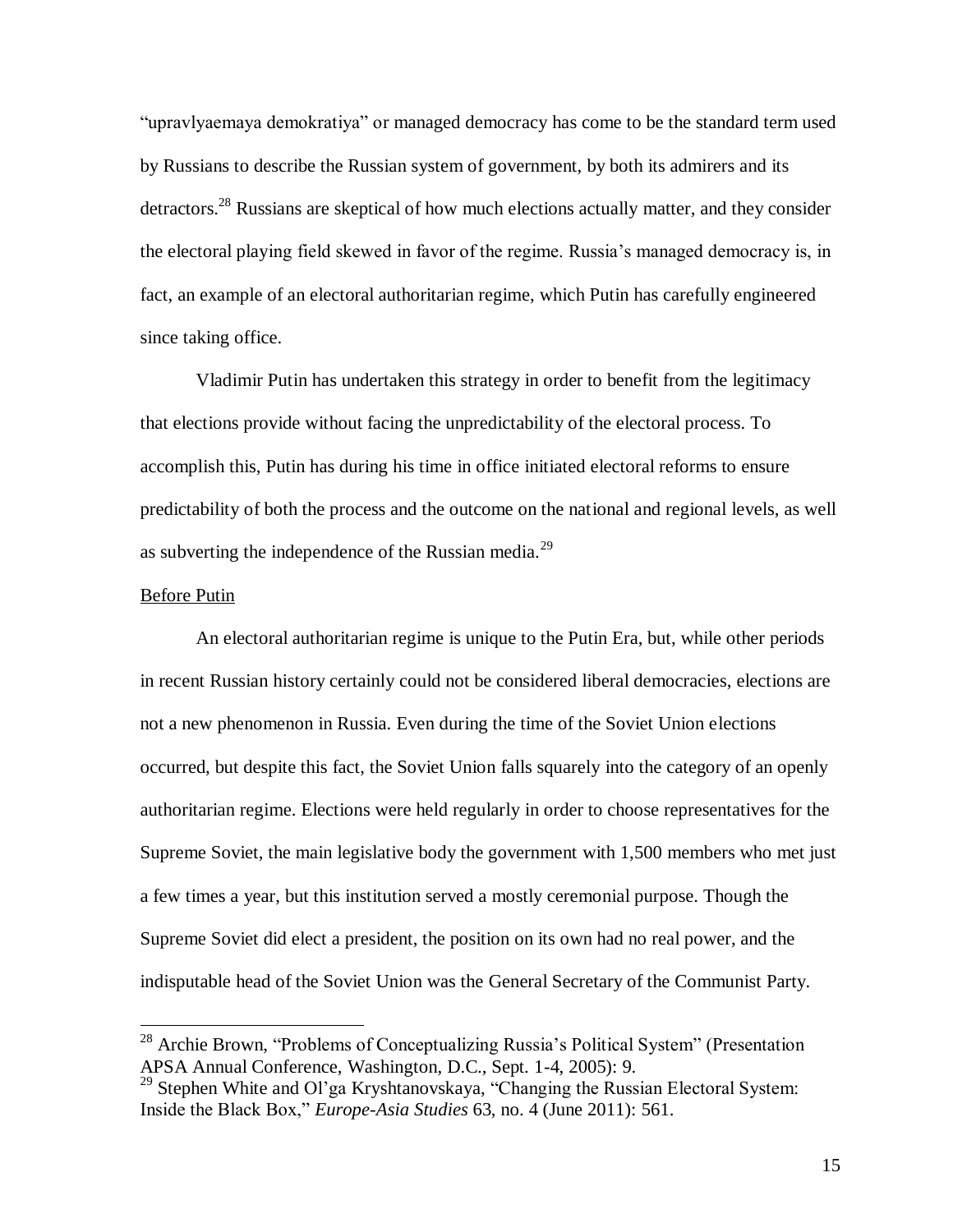"upravlyaemaya demokratiya" or managed democracy has come to be the standard term used by Russians to describe the Russian system of government, by both its admirers and its detractors.[28] Russians are skeptical of how much elections actually matter, and they consider the electoral playing field skewed in favor of the regime. Russia's managed democracy is, in fact, an example of an electoral authoritarian regime, which Putin has carefully engineered since taking office.

Vladimir Putin has undertaken this strategy in order to benefit from the legitimacy that elections provide without facing the unpredictability of the electoral process. To accomplish this, Putin has during his time in office initiated electoral reforms to ensure predictability of both the process and the outcome on the national and regional levels, as well as subverting the independence of the Russian media.[29]

## Before Putin

An electoral authoritarian regime is unique to the Putin Era, but, while other periods in recent Russian history certainly could not be considered liberal democracies, elections are not a new phenomenon in Russia. Even during the time of the Soviet Union elections occurred, but despite this fact, the Soviet Union falls squarely into the category of an openly authoritarian regime. Elections were held regularly in order to choose representatives for the Supreme Soviet, the main legislative body the government with 1,500 members who met just a few times a year, but this institution served a mostly ceremonial purpose. Though the Supreme Soviet did elect a president, the position on its own had no real power, and the indisputable head of the Soviet Union was the General Secretary of the Communist Party.

---

[28] Archie Brown, "Problems of Conceptualizing Russia's Political System" (Presentation APSA Annual Conference, Washington, D.C., Sept. 1-4, 2005): 9.

[29] Stephen White and Ol'ga Kryshtanovskaya, "Changing the Russian Electoral System: Inside the Black Box," *Europe-Asia Studies* 63, no. 4 (June 2011): 561.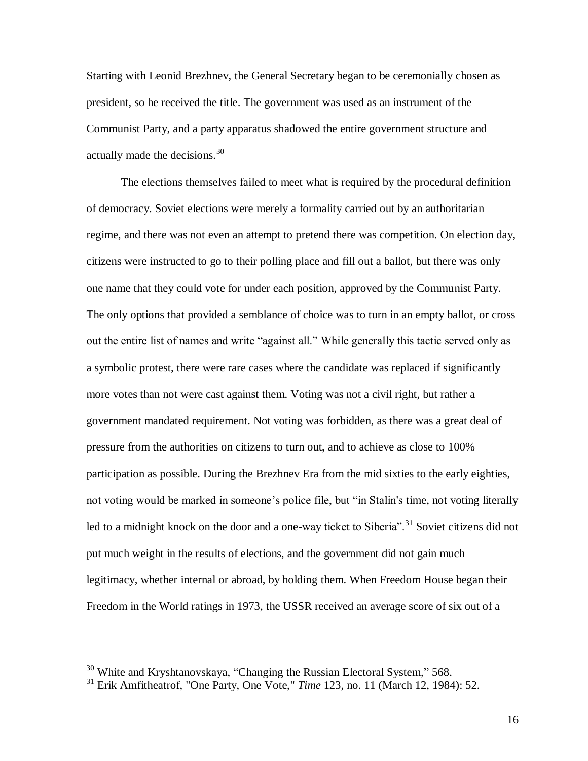Starting with Leonid Brezhnev, the General Secretary began to be ceremonially chosen as president, so he received the title. The government was used as an instrument of the Communist Party, and a party apparatus shadowed the entire government structure and actually made the decisions.[30]

The elections themselves failed to meet what is required by the procedural definition of democracy. Soviet elections were merely a formality carried out by an authoritarian regime, and there was not even an attempt to pretend there was competition. On election day, citizens were instructed to go to their polling place and fill out a ballot, but there was only one name that they could vote for under each position, approved by the Communist Party. The only options that provided a semblance of choice was to turn in an empty ballot, or cross out the entire list of names and write "against all." While generally this tactic served only as a symbolic protest, there were rare cases where the candidate was replaced if significantly more votes than not were cast against them. Voting was not a civil right, but rather a government mandated requirement. Not voting was forbidden, as there was a great deal of pressure from the authorities on citizens to turn out, and to achieve as close to 100% participation as possible. During the Brezhnev Era from the mid sixties to the early eighties, not voting would be marked in someone's police file, but "in Stalin's time, not voting literally led to a midnight knock on the door and a one-way ticket to Siberia".[31] Soviet citizens did not put much weight in the results of elections, and the government did not gain much legitimacy, whether internal or abroad, by holding them. When Freedom House began their Freedom in the World ratings in 1973, the USSR received an average score of six out of a

---

[30] White and Kryshtanovskaya, "Changing the Russian Electoral System," 568.

[31] Erik Amfitheatrof, "One Party, One Vote," *Time* 123, no. 11 (March 12, 1984): 52.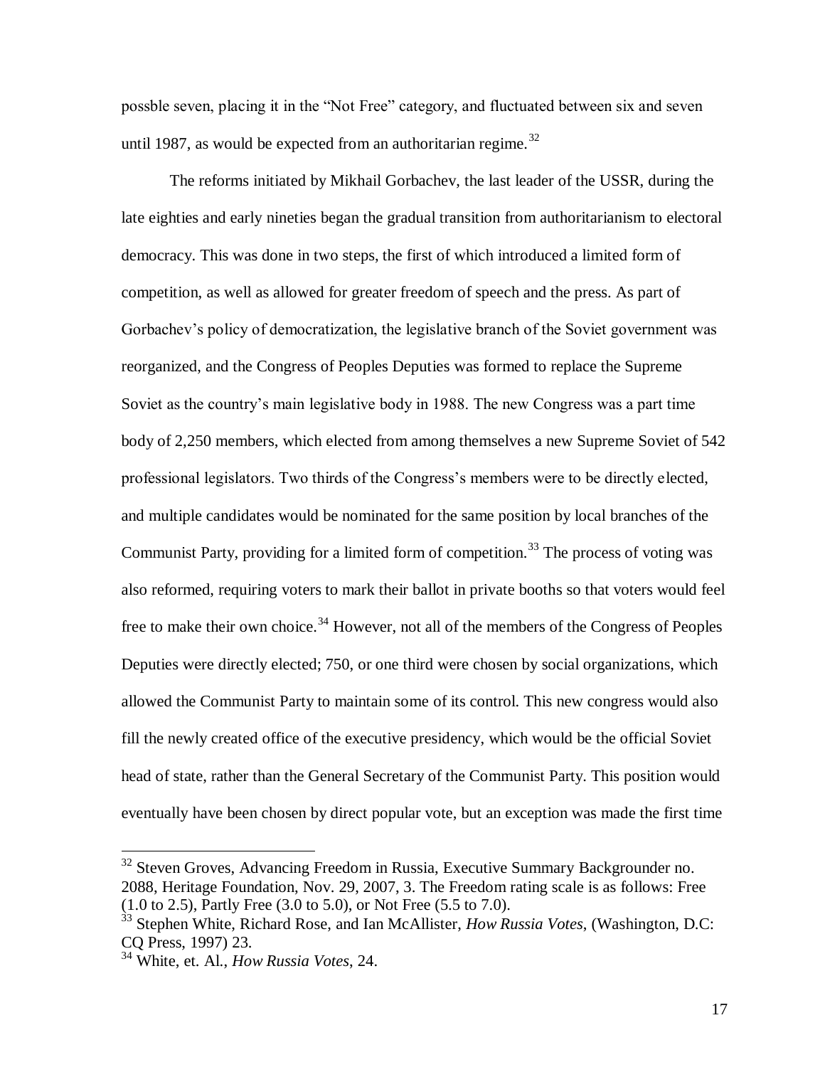possble seven, placing it in the "Not Free" category, and fluctuated between six and seven until 1987, as would be expected from an authoritarian regime.[32]

The reforms initiated by Mikhail Gorbachev, the last leader of the USSR, during the late eighties and early nineties began the gradual transition from authoritarianism to electoral democracy. This was done in two steps, the first of which introduced a limited form of competition, as well as allowed for greater freedom of speech and the press. As part of Gorbachev's policy of democratization, the legislative branch of the Soviet government was reorganized, and the Congress of Peoples Deputies was formed to replace the Supreme Soviet as the country's main legislative body in 1988. The new Congress was a part time body of 2,250 members, which elected from among themselves a new Supreme Soviet of 542 professional legislators. Two thirds of the Congress's members were to be directly elected, and multiple candidates would be nominated for the same position by local branches of the Communist Party, providing for a limited form of competition.[33] The process of voting was also reformed, requiring voters to mark their ballot in private booths so that voters would feel free to make their own choice.[34] However, not all of the members of the Congress of Peoples Deputies were directly elected; 750, or one third were chosen by social organizations, which allowed the Communist Party to maintain some of its control. This new congress would also fill the newly created office of the executive presidency, which would be the official Soviet head of state, rather than the General Secretary of the Communist Party. This position would eventually have been chosen by direct popular vote, but an exception was made the first time

---

[32] Steven Groves, Advancing Freedom in Russia, Executive Summary Backgrounder no. 2088, Heritage Foundation, Nov. 29, 2007, 3. The Freedom rating scale is as follows: Free (1.0 to 2.5), Partly Free (3.0 to 5.0), or Not Free (5.5 to 7.0).

[33] Stephen White, Richard Rose, and Ian McAllister, *How Russia Votes*, (Washington, D.C: CQ Press, 1997) 23.

[34] White, et. Al., *How Russia Votes*, 24.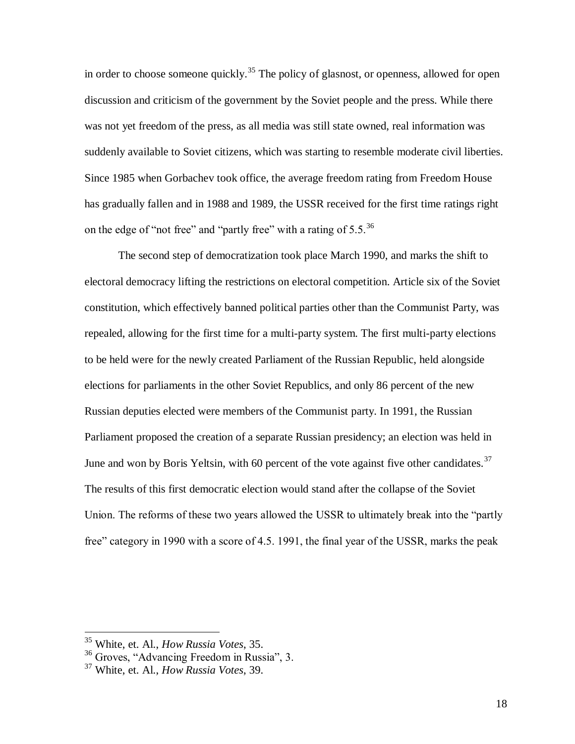in order to choose someone quickly.[35] The policy of glasnost, or openness, allowed for open discussion and criticism of the government by the Soviet people and the press. While there was not yet freedom of the press, as all media was still state owned, real information was suddenly available to Soviet citizens, which was starting to resemble moderate civil liberties. Since 1985 when Gorbachev took office, the average freedom rating from Freedom House has gradually fallen and in 1988 and 1989, the USSR received for the first time ratings right on the edge of "not free" and "partly free" with a rating of 5.5.[36]

The second step of democratization took place March 1990, and marks the shift to electoral democracy lifting the restrictions on electoral competition. Article six of the Soviet constitution, which effectively banned political parties other than the Communist Party, was repealed, allowing for the first time for a multi-party system. The first multi-party elections to be held were for the newly created Parliament of the Russian Republic, held alongside elections for parliaments in the other Soviet Republics, and only 86 percent of the new Russian deputies elected were members of the Communist party. In 1991, the Russian Parliament proposed the creation of a separate Russian presidency; an election was held in June and won by Boris Yeltsin, with 60 percent of the vote against five other candidates.[37] The results of this first democratic election would stand after the collapse of the Soviet Union. The reforms of these two years allowed the USSR to ultimately break into the "partly free" category in 1990 with a score of 4.5. 1991, the final year of the USSR, marks the peak

---

[35] White, et. Al., *How Russia Votes*, 35.

[36] Groves, "Advancing Freedom in Russia", 3.

[37] White, et. Al., *How Russia Votes*, 39.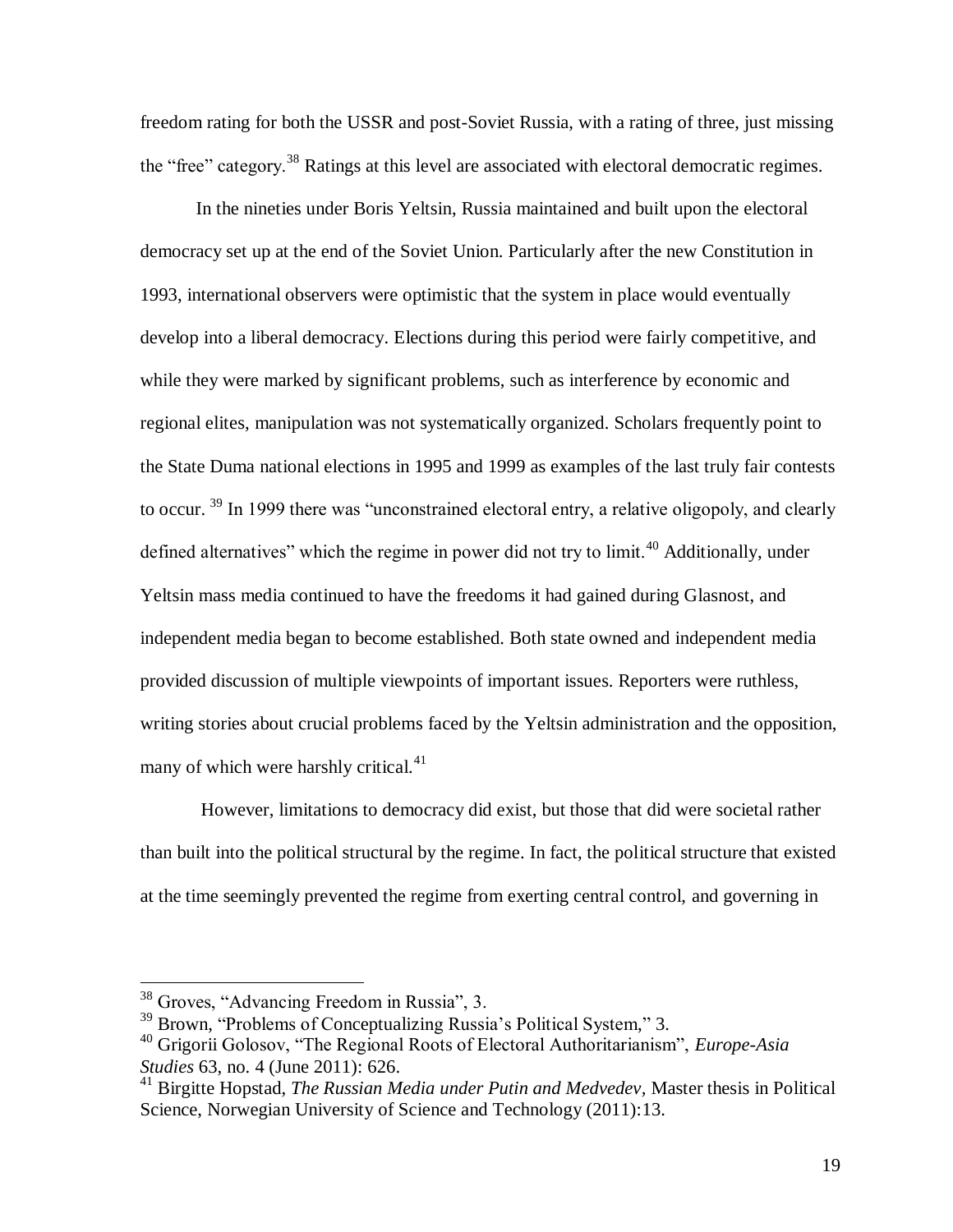freedom rating for both the USSR and post-Soviet Russia, with a rating of three, just missing the "free" category.[38] Ratings at this level are associated with electoral democratic regimes.

In the nineties under Boris Yeltsin, Russia maintained and built upon the electoral democracy set up at the end of the Soviet Union. Particularly after the new Constitution in 1993, international observers were optimistic that the system in place would eventually develop into a liberal democracy. Elections during this period were fairly competitive, and while they were marked by significant problems, such as interference by economic and regional elites, manipulation was not systematically organized. Scholars frequently point to the State Duma national elections in 1995 and 1999 as examples of the last truly fair contests to occur. [39] In 1999 there was "unconstrained electoral entry, a relative oligopoly, and clearly defined alternatives" which the regime in power did not try to limit.[40] Additionally, under Yeltsin mass media continued to have the freedoms it had gained during Glasnost, and independent media began to become established. Both state owned and independent media provided discussion of multiple viewpoints of important issues. Reporters were ruthless, writing stories about crucial problems faced by the Yeltsin administration and the opposition, many of which were harshly critical.[41]

However, limitations to democracy did exist, but those that did were societal rather than built into the political structural by the regime. In fact, the political structure that existed at the time seemingly prevented the regime from exerting central control, and governing in

---

[38] Groves, "Advancing Freedom in Russia", 3.

[39] Brown, "Problems of Conceptualizing Russia's Political System," 3.

[40] Grigorii Golosov, "The Regional Roots of Electoral Authoritarianism", *Europe-Asia Studies* 63, no. 4 (June 2011): 626.

[41] Birgitte Hopstad, *The Russian Media under Putin and Medvedev,* Master thesis in Political Science, Norwegian University of Science and Technology (2011):13.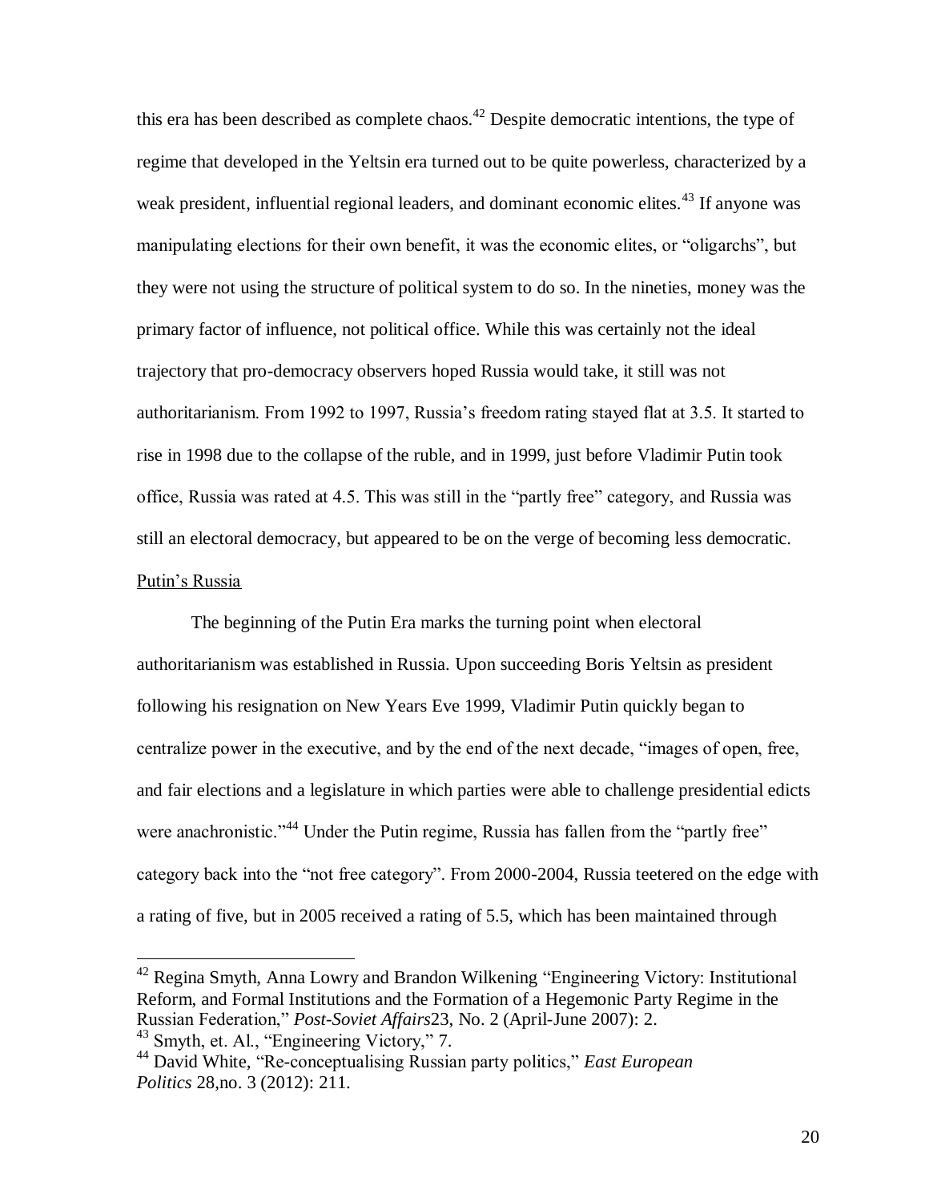this era has been described as complete chaos.[42] Despite democratic intentions, the type of regime that developed in the Yeltsin era turned out to be quite powerless, characterized by a weak president, influential regional leaders, and dominant economic elites.[43] If anyone was manipulating elections for their own benefit, it was the economic elites, or "oligarchs", but they were not using the structure of political system to do so. In the nineties, money was the primary factor of influence, not political office. While this was certainly not the ideal trajectory that pro-democracy observers hoped Russia would take, it still was not authoritarianism. From 1992 to 1997, Russia's freedom rating stayed flat at 3.5. It started to rise in 1998 due to the collapse of the ruble, and in 1999, just before Vladimir Putin took office, Russia was rated at 4.5. This was still in the "partly free" category, and Russia was still an electoral democracy, but appeared to be on the verge of becoming less democratic.

Putin's Russia

The beginning of the Putin Era marks the turning point when electoral authoritarianism was established in Russia. Upon succeeding Boris Yeltsin as president following his resignation on New Years Eve 1999, Vladimir Putin quickly began to centralize power in the executive, and by the end of the next decade, "images of open, free, and fair elections and a legislature in which parties were able to challenge presidential edicts were anachronistic."[44] Under the Putin regime, Russia has fallen from the "partly free" category back into the "not free category". From 2000-2004, Russia teetered on the edge with a rating of five, but in 2005 received a rating of 5.5, which has been maintained through

---

[42] Regina Smyth, Anna Lowry and Brandon Wilkening "Engineering Victory: Institutional Reform, and Formal Institutions and the Formation of a Hegemonic Party Regime in the Russian Federation," *Post-Soviet Affairs*23, No. 2 (April-June 2007): 2.

[43] Smyth, et. Al., "Engineering Victory," 7.

[44] David White, "Re-conceptualising Russian party politics," *East European Politics* 28,no. 3 (2012): 211.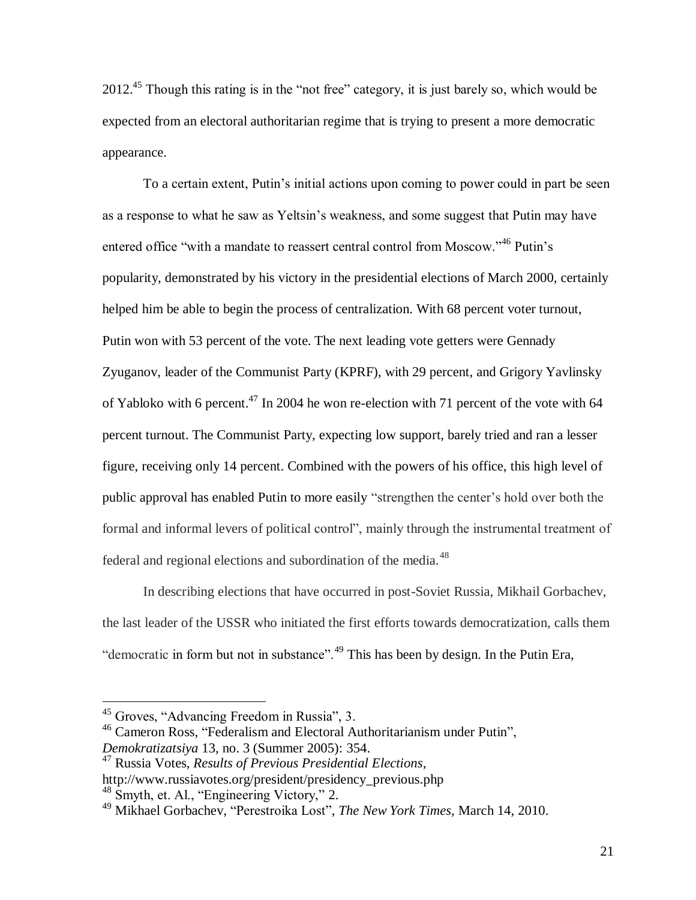2012.[45] Though this rating is in the "not free" category, it is just barely so, which would be expected from an electoral authoritarian regime that is trying to present a more democratic appearance.

To a certain extent, Putin's initial actions upon coming to power could in part be seen as a response to what he saw as Yeltsin's weakness, and some suggest that Putin may have entered office "with a mandate to reassert central control from Moscow."[46] Putin's popularity, demonstrated by his victory in the presidential elections of March 2000, certainly helped him be able to begin the process of centralization. With 68 percent voter turnout, Putin won with 53 percent of the vote. The next leading vote getters were Gennady Zyuganov, leader of the Communist Party (KPRF), with 29 percent, and Grigory Yavlinsky of Yabloko with 6 percent.[47] In 2004 he won re-election with 71 percent of the vote with 64 percent turnout. The Communist Party, expecting low support, barely tried and ran a lesser figure, receiving only 14 percent. Combined with the powers of his office, this high level of public approval has enabled Putin to more easily "strengthen the center's hold over both the formal and informal levers of political control", mainly through the instrumental treatment of federal and regional elections and subordination of the media.[48]

In describing elections that have occurred in post-Soviet Russia, Mikhail Gorbachev, the last leader of the USSR who initiated the first efforts towards democratization, calls them "democratic in form but not in substance".[49] This has been by design. In the Putin Era,

---

[45] Groves, "Advancing Freedom in Russia", 3.

[46] Cameron Ross, "Federalism and Electoral Authoritarianism under Putin", *Demokratizatsiya* 13, no. 3 (Summer 2005): 354.

[47] Russia Votes, *Results of Previous Presidential Elections*, http://www.russiavotes.org/president/presidency_previous.php

[48] Smyth, et. Al., "Engineering Victory," 2.

[49] Mikhael Gorbachev, "Perestroika Lost", *The New York Times*, March 14, 2010.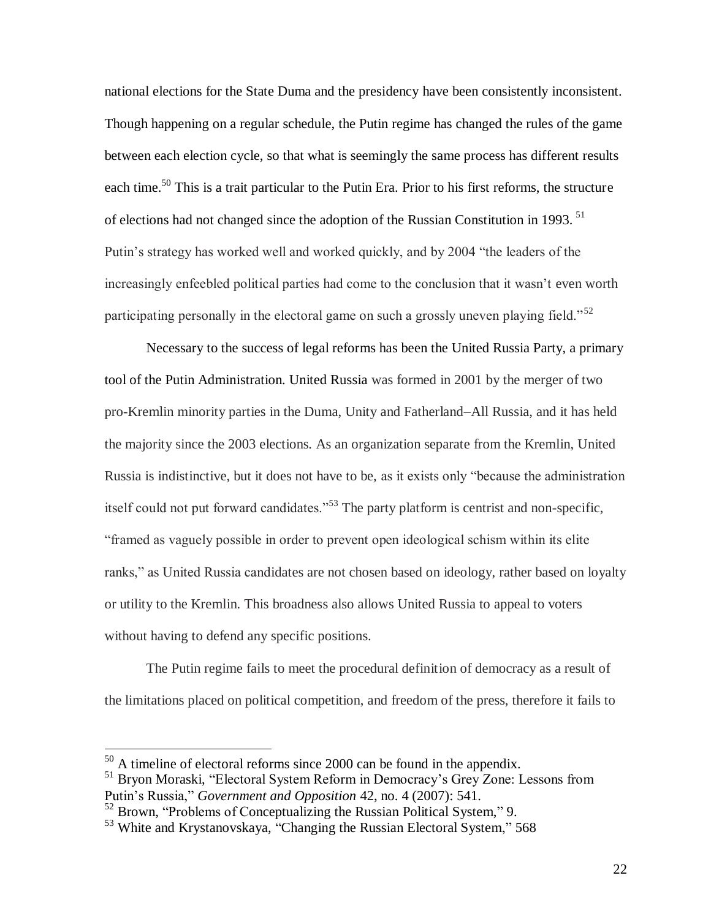national elections for the State Duma and the presidency have been consistently inconsistent. Though happening on a regular schedule, the Putin regime has changed the rules of the game between each election cycle, so that what is seemingly the same process has different results each time.[50] This is a trait particular to the Putin Era. Prior to his first reforms, the structure of elections had not changed since the adoption of the Russian Constitution in 1993. [51] Putin's strategy has worked well and worked quickly, and by 2004 "the leaders of the increasingly enfeebled political parties had come to the conclusion that it wasn't even worth participating personally in the electoral game on such a grossly uneven playing field."[52]

Necessary to the success of legal reforms has been the United Russia Party, a primary tool of the Putin Administration. United Russia was formed in 2001 by the merger of two pro-Kremlin minority parties in the Duma, Unity and Fatherland–All Russia, and it has held the majority since the 2003 elections. As an organization separate from the Kremlin, United Russia is indistinctive, but it does not have to be, as it exists only "because the administration itself could not put forward candidates."[53] The party platform is centrist and non-specific, "framed as vaguely possible in order to prevent open ideological schism within its elite ranks," as United Russia candidates are not chosen based on ideology, rather based on loyalty or utility to the Kremlin. This broadness also allows United Russia to appeal to voters without having to defend any specific positions.

The Putin regime fails to meet the procedural definition of democracy as a result of the limitations placed on political competition, and freedom of the press, therefore it fails to

---

[50] A timeline of electoral reforms since 2000 can be found in the appendix.

[51] Bryon Moraski, "Electoral System Reform in Democracy's Grey Zone: Lessons from Putin's Russia," *Government and Opposition* 42, no. 4 (2007): 541.

[52] Brown, "Problems of Conceptualizing the Russian Political System," 9.

[53] White and Krystanovskaya, "Changing the Russian Electoral System," 568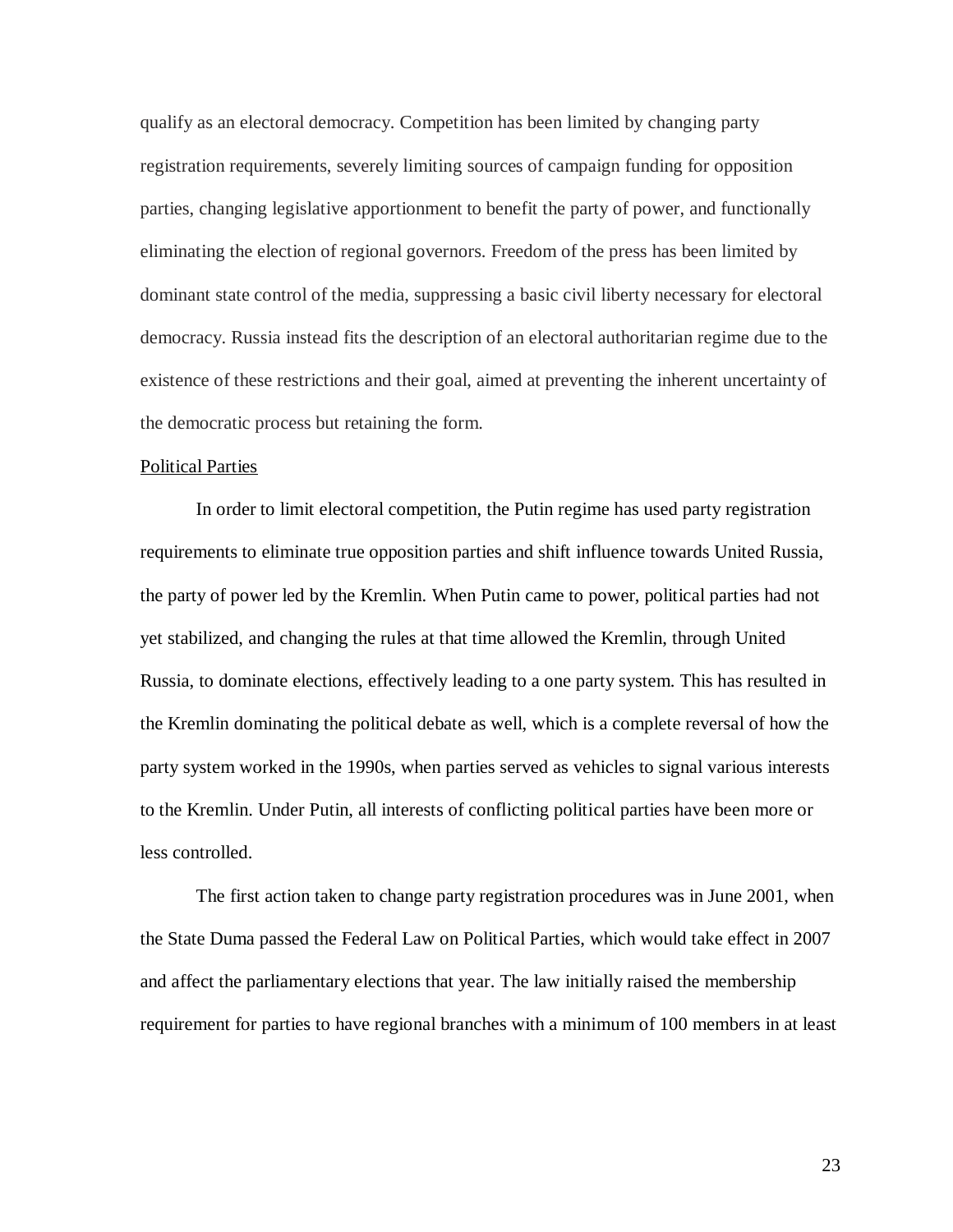qualify as an electoral democracy. Competition has been limited by changing party registration requirements, severely limiting sources of campaign funding for opposition parties, changing legislative apportionment to benefit the party of power, and functionally eliminating the election of regional governors. Freedom of the press has been limited by dominant state control of the media, suppressing a basic civil liberty necessary for electoral democracy. Russia instead fits the description of an electoral authoritarian regime due to the existence of these restrictions and their goal, aimed at preventing the inherent uncertainty of the democratic process but retaining the form.

Political Parties

In order to limit electoral competition, the Putin regime has used party registration requirements to eliminate true opposition parties and shift influence towards United Russia, the party of power led by the Kremlin. When Putin came to power, political parties had not yet stabilized, and changing the rules at that time allowed the Kremlin, through United Russia, to dominate elections, effectively leading to a one party system. This has resulted in the Kremlin dominating the political debate as well, which is a complete reversal of how the party system worked in the 1990s, when parties served as vehicles to signal various interests to the Kremlin. Under Putin, all interests of conflicting political parties have been more or less controlled.

The first action taken to change party registration procedures was in June 2001, when the State Duma passed the Federal Law on Political Parties, which would take effect in 2007 and affect the parliamentary elections that year. The law initially raised the membership requirement for parties to have regional branches with a minimum of 100 members in at least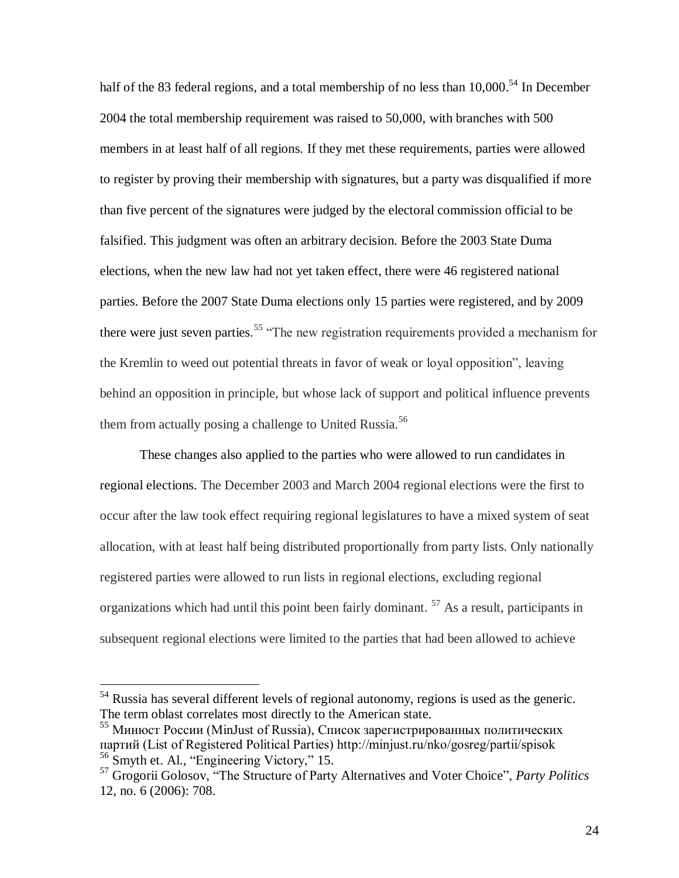half of the 83 federal regions, and a total membership of no less than 10,000.[54] In December 2004 the total membership requirement was raised to 50,000, with branches with 500 members in at least half of all regions. If they met these requirements, parties were allowed to register by proving their membership with signatures, but a party was disqualified if more than five percent of the signatures were judged by the electoral commission official to be falsified. This judgment was often an arbitrary decision. Before the 2003 State Duma elections, when the new law had not yet taken effect, there were 46 registered national parties. Before the 2007 State Duma elections only 15 parties were registered, and by 2009 there were just seven parties.[55] "The new registration requirements provided a mechanism for the Kremlin to weed out potential threats in favor of weak or loyal opposition", leaving behind an opposition in principle, but whose lack of support and political influence prevents them from actually posing a challenge to United Russia.[56]

These changes also applied to the parties who were allowed to run candidates in regional elections. The December 2003 and March 2004 regional elections were the first to occur after the law took effect requiring regional legislatures to have a mixed system of seat allocation, with at least half being distributed proportionally from party lists. Only nationally registered parties were allowed to run lists in regional elections, excluding regional organizations which had until this point been fairly dominant. [57] As a result, participants in subsequent regional elections were limited to the parties that had been allowed to achieve

---

[54] Russia has several different levels of regional autonomy, regions is used as the generic. The term oblast correlates most directly to the American state.

[55] Минюст России (MinJust of Russia), Список зарегистрированных политических партий (List of Registered Political Parties) http://minjust.ru/nko/gosreg/partii/spisok

[56] Smyth et. Al., "Engineering Victory," 15.

[57] Grogorii Golosov, "The Structure of Party Alternatives and Voter Choice", *Party Politics* 12, no. 6 (2006): 708.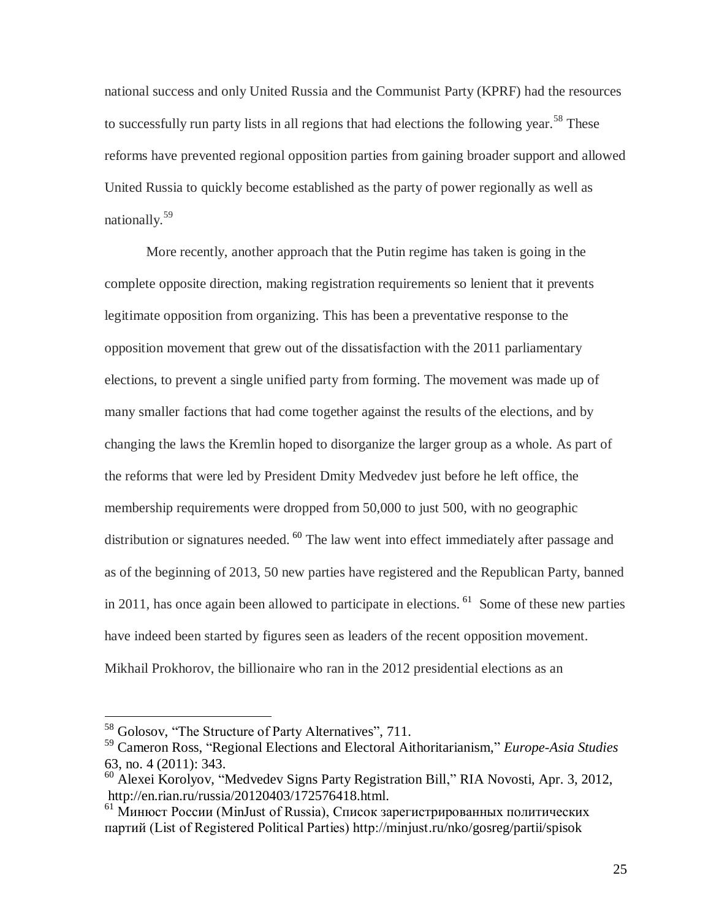national success and only United Russia and the Communist Party (KPRF) had the resources to successfully run party lists in all regions that had elections the following year.[58] These reforms have prevented regional opposition parties from gaining broader support and allowed United Russia to quickly become established as the party of power regionally as well as nationally.[59]

More recently, another approach that the Putin regime has taken is going in the complete opposite direction, making registration requirements so lenient that it prevents legitimate opposition from organizing. This has been a preventative response to the opposition movement that grew out of the dissatisfaction with the 2011 parliamentary elections, to prevent a single unified party from forming. The movement was made up of many smaller factions that had come together against the results of the elections, and by changing the laws the Kremlin hoped to disorganize the larger group as a whole. As part of the reforms that were led by President Dmity Medvedev just before he left office, the membership requirements were dropped from 50,000 to just 500, with no geographic distribution or signatures needed.[60] The law went into effect immediately after passage and as of the beginning of 2013, 50 new parties have registered and the Republican Party, banned in 2011, has once again been allowed to participate in elections.[61] Some of these new parties have indeed been started by figures seen as leaders of the recent opposition movement. Mikhail Prokhorov, the billionaire who ran in the 2012 presidential elections as an

---

[58] Golosov, "The Structure of Party Alternatives", 711.

[59] Cameron Ross, "Regional Elections and Electoral Aithoritarianism," *Europe-Asia Studies* 63, no. 4 (2011): 343.

[60] Alexei Korolyov, "Medvedev Signs Party Registration Bill," RIA Novosti, Apr. 3, 2012, http://en.rian.ru/russia/20120403/172576418.html.

[61] Минюст России (MinJust of Russia), Список зарегистрированных политических партий (List of Registered Political Parties) http://minjust.ru/nko/gosreg/partii/spisok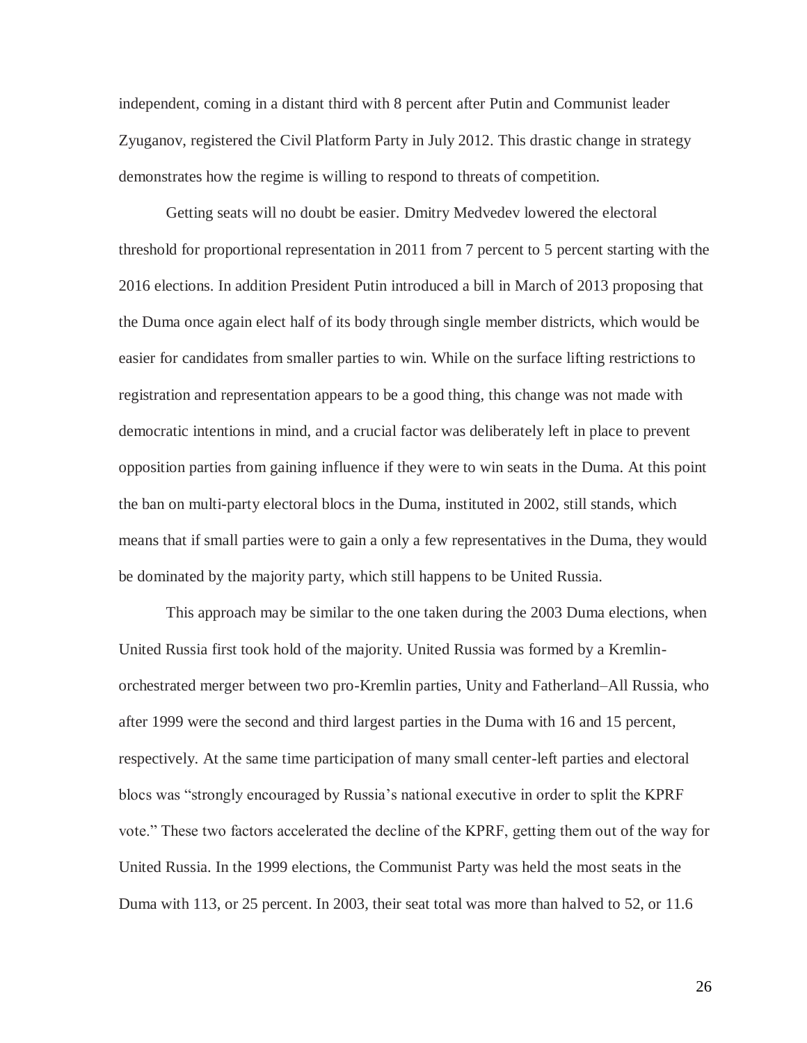independent, coming in a distant third with 8 percent after Putin and Communist leader Zyuganov, registered the Civil Platform Party in July 2012. This drastic change in strategy demonstrates how the regime is willing to respond to threats of competition.

Getting seats will no doubt be easier. Dmitry Medvedev lowered the electoral threshold for proportional representation in 2011 from 7 percent to 5 percent starting with the 2016 elections. In addition President Putin introduced a bill in March of 2013 proposing that the Duma once again elect half of its body through single member districts, which would be easier for candidates from smaller parties to win. While on the surface lifting restrictions to registration and representation appears to be a good thing, this change was not made with democratic intentions in mind, and a crucial factor was deliberately left in place to prevent opposition parties from gaining influence if they were to win seats in the Duma. At this point the ban on multi-party electoral blocs in the Duma, instituted in 2002, still stands, which means that if small parties were to gain a only a few representatives in the Duma, they would be dominated by the majority party, which still happens to be United Russia.

This approach may be similar to the one taken during the 2003 Duma elections, when United Russia first took hold of the majority. United Russia was formed by a Kremlin-orchestrated merger between two pro-Kremlin parties, Unity and Fatherland–All Russia, who after 1999 were the second and third largest parties in the Duma with 16 and 15 percent, respectively. At the same time participation of many small center-left parties and electoral blocs was "strongly encouraged by Russia's national executive in order to split the KPRF vote." These two factors accelerated the decline of the KPRF, getting them out of the way for United Russia. In the 1999 elections, the Communist Party was held the most seats in the Duma with 113, or 25 percent. In 2003, their seat total was more than halved to 52, or 11.6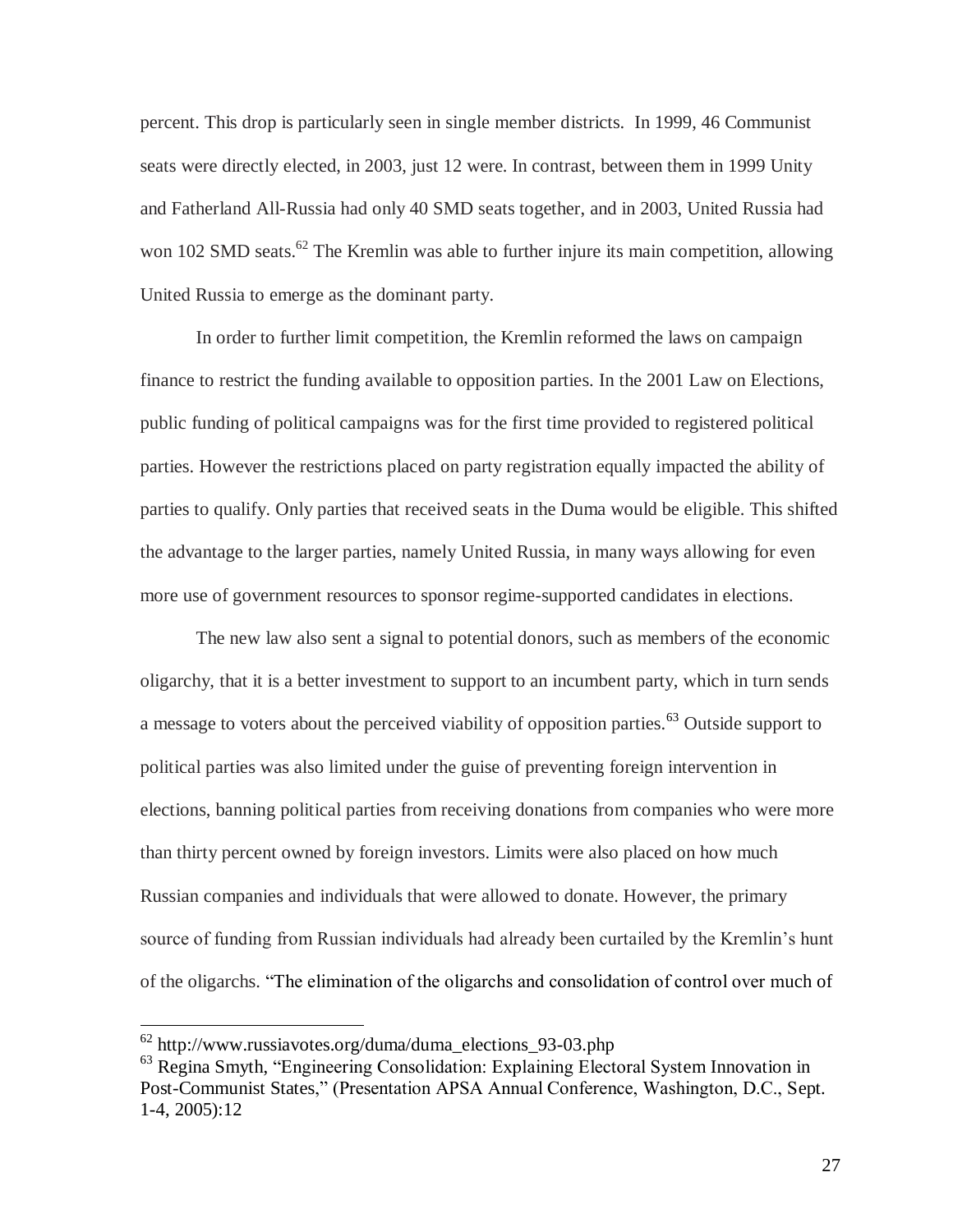percent. This drop is particularly seen in single member districts. In 1999, 46 Communist seats were directly elected, in 2003, just 12 were. In contrast, between them in 1999 Unity and Fatherland All-Russia had only 40 SMD seats together, and in 2003, United Russia had won 102 SMD seats.[62] The Kremlin was able to further injure its main competition, allowing United Russia to emerge as the dominant party.

In order to further limit competition, the Kremlin reformed the laws on campaign finance to restrict the funding available to opposition parties. In the 2001 Law on Elections, public funding of political campaigns was for the first time provided to registered political parties. However the restrictions placed on party registration equally impacted the ability of parties to qualify. Only parties that received seats in the Duma would be eligible. This shifted the advantage to the larger parties, namely United Russia, in many ways allowing for even more use of government resources to sponsor regime-supported candidates in elections.

The new law also sent a signal to potential donors, such as members of the economic oligarchy, that it is a better investment to support to an incumbent party, which in turn sends a message to voters about the perceived viability of opposition parties.[63] Outside support to political parties was also limited under the guise of preventing foreign intervention in elections, banning political parties from receiving donations from companies who were more than thirty percent owned by foreign investors. Limits were also placed on how much Russian companies and individuals that were allowed to donate. However, the primary source of funding from Russian individuals had already been curtailed by the Kremlin's hunt of the oligarchs. "The elimination of the oligarchs and consolidation of control over much of

---

[62] http://www.russiavotes.org/duma/duma_elections_93-03.php

[63] Regina Smyth, "Engineering Consolidation: Explaining Electoral System Innovation in Post-Communist States," (Presentation APSA Annual Conference, Washington, D.C., Sept. 1-4, 2005):12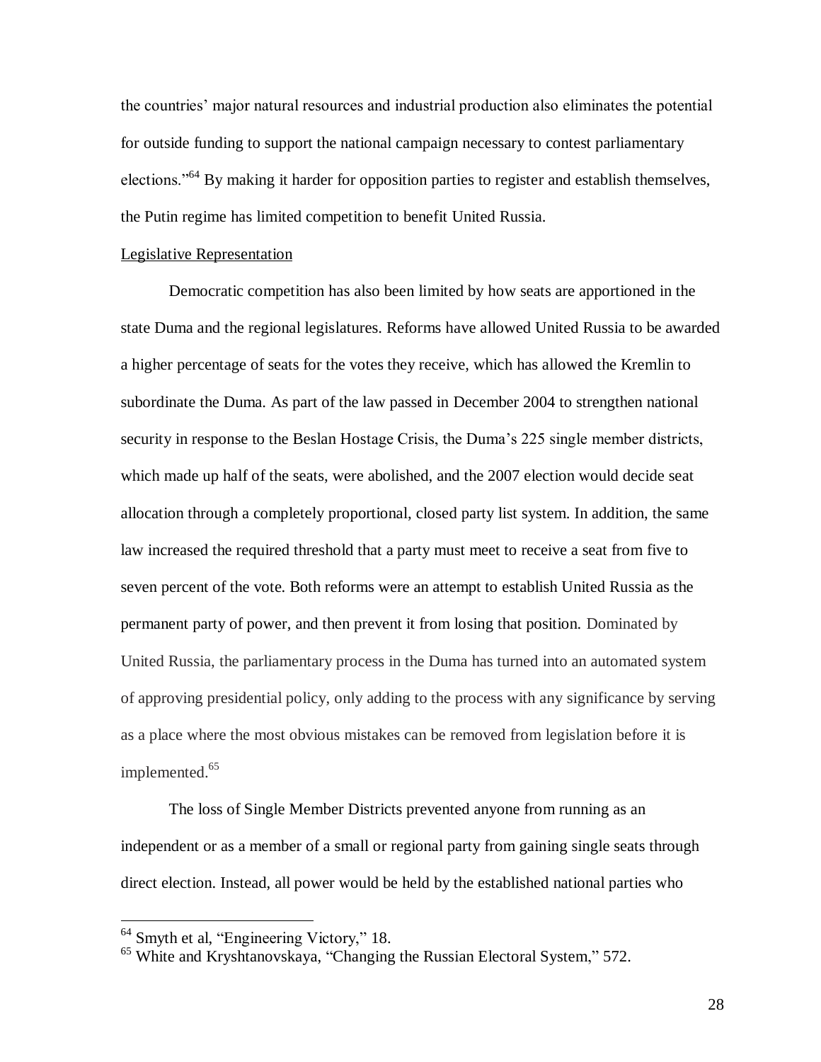the countries' major natural resources and industrial production also eliminates the potential for outside funding to support the national campaign necessary to contest parliamentary elections."[64] By making it harder for opposition parties to register and establish themselves, the Putin regime has limited competition to benefit United Russia.

Legislative Representation

Democratic competition has also been limited by how seats are apportioned in the state Duma and the regional legislatures. Reforms have allowed United Russia to be awarded a higher percentage of seats for the votes they receive, which has allowed the Kremlin to subordinate the Duma. As part of the law passed in December 2004 to strengthen national security in response to the Beslan Hostage Crisis, the Duma's 225 single member districts, which made up half of the seats, were abolished, and the 2007 election would decide seat allocation through a completely proportional, closed party list system. In addition, the same law increased the required threshold that a party must meet to receive a seat from five to seven percent of the vote. Both reforms were an attempt to establish United Russia as the permanent party of power, and then prevent it from losing that position. Dominated by United Russia, the parliamentary process in the Duma has turned into an automated system of approving presidential policy, only adding to the process with any significance by serving as a place where the most obvious mistakes can be removed from legislation before it is implemented.[65]

The loss of Single Member Districts prevented anyone from running as an independent or as a member of a small or regional party from gaining single seats through direct election. Instead, all power would be held by the established national parties who

[64] Smyth et al, "Engineering Victory," 18.

[65] White and Kryshtanovskaya, "Changing the Russian Electoral System," 572.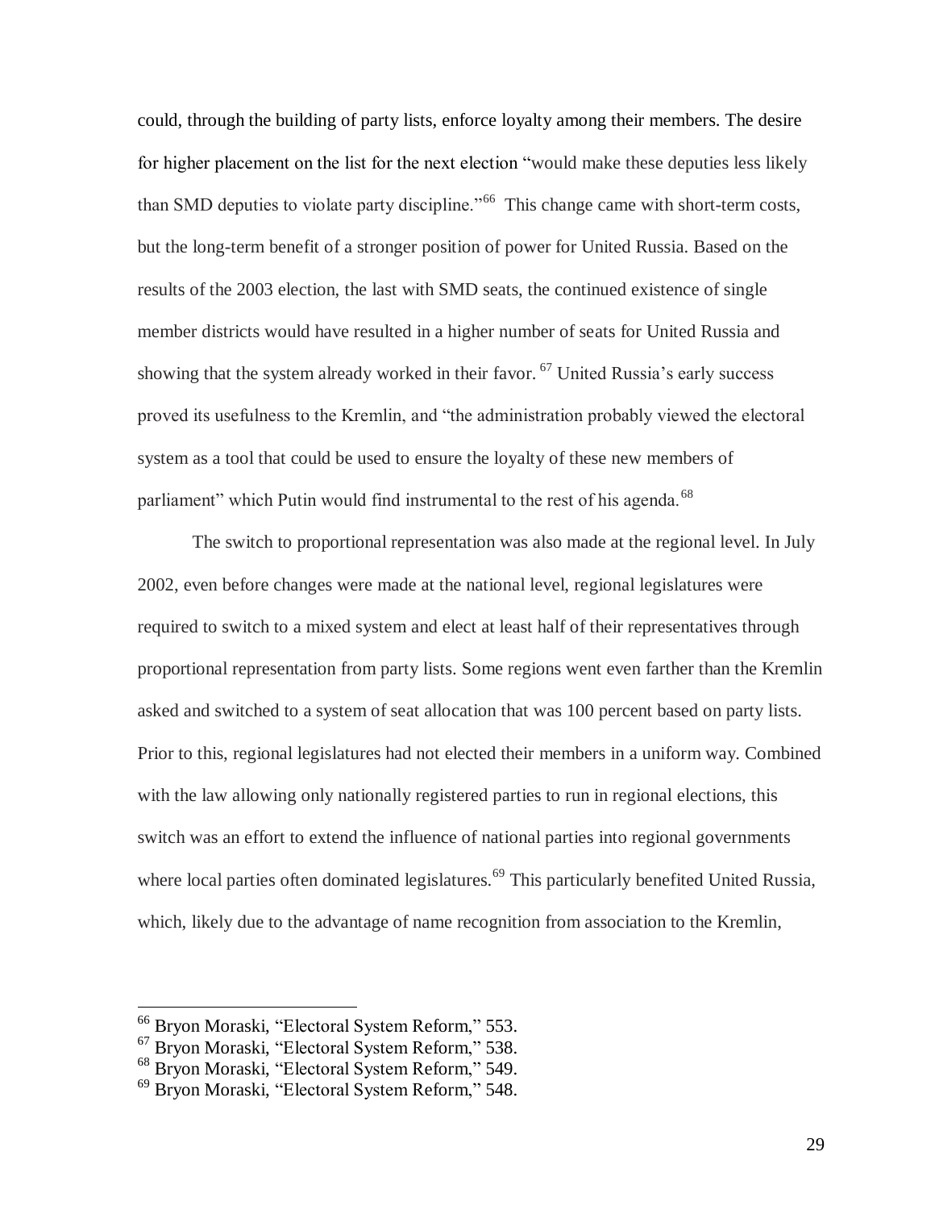could, through the building of party lists, enforce loyalty among their members. The desire for higher placement on the list for the next election "would make these deputies less likely than SMD deputies to violate party discipline."[66] This change came with short-term costs, but the long-term benefit of a stronger position of power for United Russia. Based on the results of the 2003 election, the last with SMD seats, the continued existence of single member districts would have resulted in a higher number of seats for United Russia and showing that the system already worked in their favor.[67] United Russia's early success proved its usefulness to the Kremlin, and "the administration probably viewed the electoral system as a tool that could be used to ensure the loyalty of these new members of parliament" which Putin would find instrumental to the rest of his agenda.[68]

The switch to proportional representation was also made at the regional level. In July 2002, even before changes were made at the national level, regional legislatures were required to switch to a mixed system and elect at least half of their representatives through proportional representation from party lists. Some regions went even farther than the Kremlin asked and switched to a system of seat allocation that was 100 percent based on party lists. Prior to this, regional legislatures had not elected their members in a uniform way. Combined with the law allowing only nationally registered parties to run in regional elections, this switch was an effort to extend the influence of national parties into regional governments where local parties often dominated legislatures.[69] This particularly benefited United Russia, which, likely due to the advantage of name recognition from association to the Kremlin,

---

[66] Bryon Moraski, "Electoral System Reform," 553.

[67] Bryon Moraski, "Electoral System Reform," 538.

[68] Bryon Moraski, "Electoral System Reform," 549.

[69] Bryon Moraski, "Electoral System Reform," 548.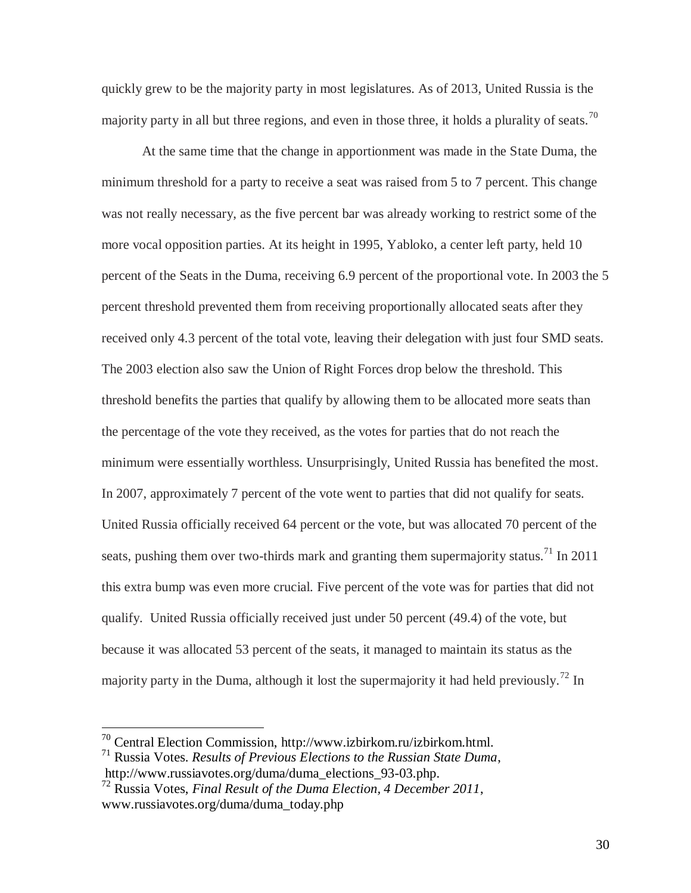quickly grew to be the majority party in most legislatures. As of 2013, United Russia is the majority party in all but three regions, and even in those three, it holds a plurality of seats.[70]

At the same time that the change in apportionment was made in the State Duma, the minimum threshold for a party to receive a seat was raised from 5 to 7 percent. This change was not really necessary, as the five percent bar was already working to restrict some of the more vocal opposition parties. At its height in 1995, Yabloko, a center left party, held 10 percent of the Seats in the Duma, receiving 6.9 percent of the proportional vote. In 2003 the 5 percent threshold prevented them from receiving proportionally allocated seats after they received only 4.3 percent of the total vote, leaving their delegation with just four SMD seats. The 2003 election also saw the Union of Right Forces drop below the threshold. This threshold benefits the parties that qualify by allowing them to be allocated more seats than the percentage of the vote they received, as the votes for parties that do not reach the minimum were essentially worthless. Unsurprisingly, United Russia has benefited the most. In 2007, approximately 7 percent of the vote went to parties that did not qualify for seats. United Russia officially received 64 percent or the vote, but was allocated 70 percent of the seats, pushing them over two-thirds mark and granting them supermajority status.[71] In 2011 this extra bump was even more crucial. Five percent of the vote was for parties that did not qualify. United Russia officially received just under 50 percent (49.4) of the vote, but because it was allocated 53 percent of the seats, it managed to maintain its status as the majority party in the Duma, although it lost the supermajority it had held previously.[72] In

---

[70] Central Election Commission, http://www.izbirkom.ru/izbirkom.html.

[71] Russia Votes. *Results of Previous Elections to the Russian State Duma*, http://www.russiavotes.org/duma/duma_elections_93-03.php.

[72] Russia Votes, *Final Result of the Duma Election, 4 December 2011*, www.russiavotes.org/duma/duma_today.php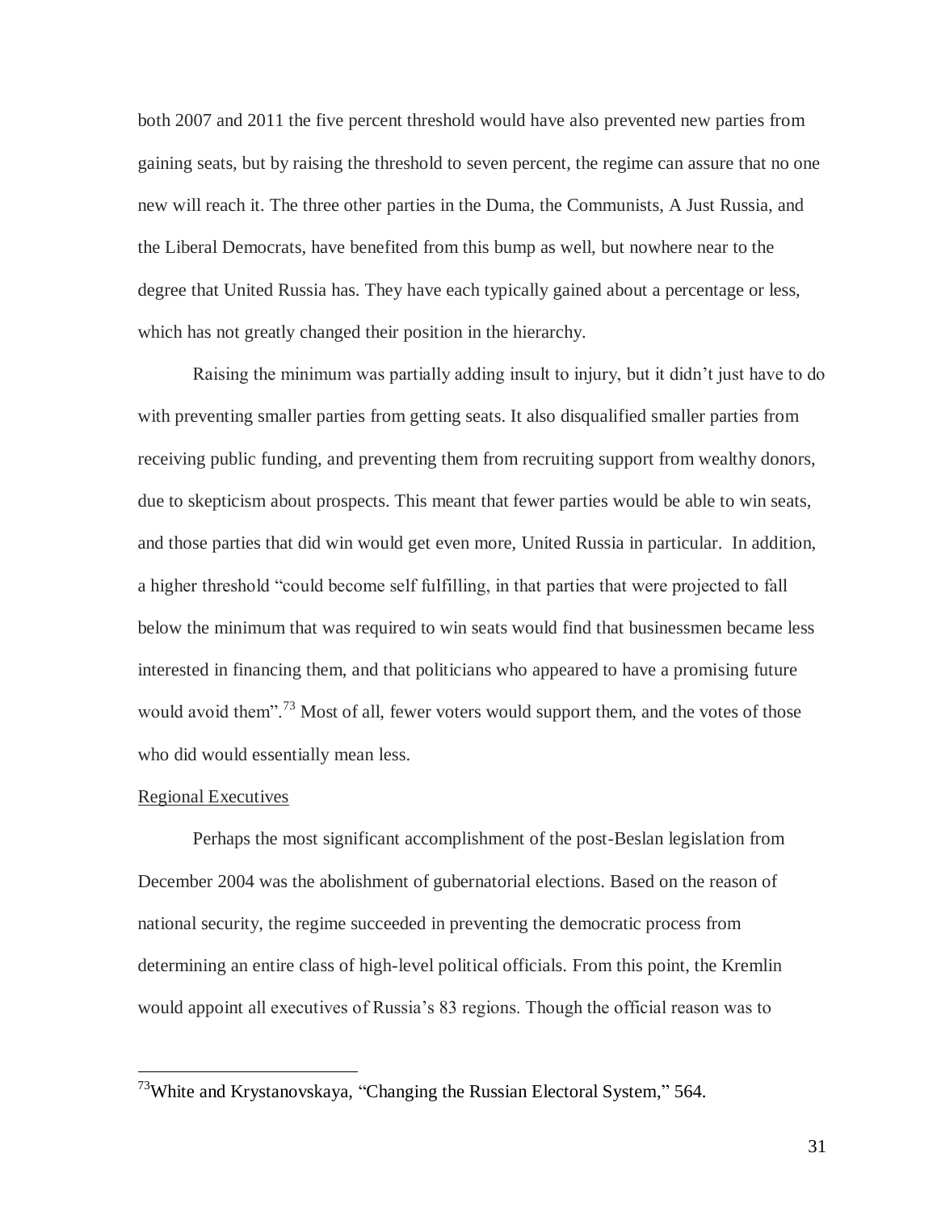both 2007 and 2011 the five percent threshold would have also prevented new parties from gaining seats, but by raising the threshold to seven percent, the regime can assure that no one new will reach it. The three other parties in the Duma, the Communists, A Just Russia, and the Liberal Democrats, have benefited from this bump as well, but nowhere near to the degree that United Russia has. They have each typically gained about a percentage or less, which has not greatly changed their position in the hierarchy.

Raising the minimum was partially adding insult to injury, but it didn't just have to do with preventing smaller parties from getting seats. It also disqualified smaller parties from receiving public funding, and preventing them from recruiting support from wealthy donors, due to skepticism about prospects. This meant that fewer parties would be able to win seats, and those parties that did win would get even more, United Russia in particular. In addition, a higher threshold "could become self fulfilling, in that parties that were projected to fall below the minimum that was required to win seats would find that businessmen became less interested in financing them, and that politicians who appeared to have a promising future would avoid them".[73] Most of all, fewer voters would support them, and the votes of those who did would essentially mean less.

Regional Executives

Perhaps the most significant accomplishment of the post-Beslan legislation from December 2004 was the abolishment of gubernatorial elections. Based on the reason of national security, the regime succeeded in preventing the democratic process from determining an entire class of high-level political officials. From this point, the Kremlin would appoint all executives of Russia's 83 regions. Though the official reason was to

[73] White and Krystanovskaya, "Changing the Russian Electoral System," 564.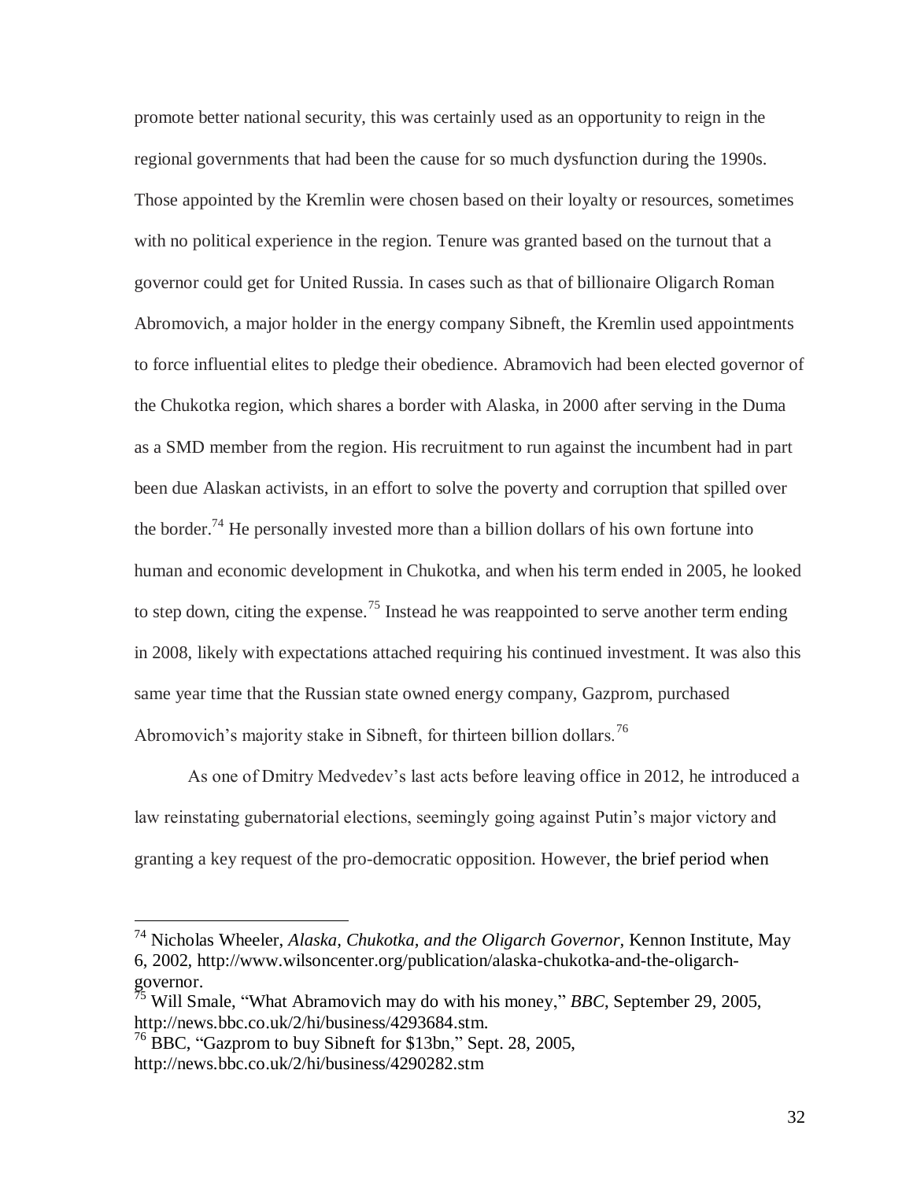promote better national security, this was certainly used as an opportunity to reign in the regional governments that had been the cause for so much dysfunction during the 1990s. Those appointed by the Kremlin were chosen based on their loyalty or resources, sometimes with no political experience in the region. Tenure was granted based on the turnout that a governor could get for United Russia. In cases such as that of billionaire Oligarch Roman Abromovich, a major holder in the energy company Sibneft, the Kremlin used appointments to force influential elites to pledge their obedience. Abramovich had been elected governor of the Chukotka region, which shares a border with Alaska, in 2000 after serving in the Duma as a SMD member from the region. His recruitment to run against the incumbent had in part been due Alaskan activists, in an effort to solve the poverty and corruption that spilled over the border.[74] He personally invested more than a billion dollars of his own fortune into human and economic development in Chukotka, and when his term ended in 2005, he looked to step down, citing the expense.[75] Instead he was reappointed to serve another term ending in 2008, likely with expectations attached requiring his continued investment. It was also this same year time that the Russian state owned energy company, Gazprom, purchased Abromovich's majority stake in Sibneft, for thirteen billion dollars.[76]

As one of Dmitry Medvedev's last acts before leaving office in 2012, he introduced a law reinstating gubernatorial elections, seemingly going against Putin's major victory and granting a key request of the pro-democratic opposition. However, the brief period when

---

[74] Nicholas Wheeler, *Alaska, Chukotka, and the Oligarch Governor,* Kennon Institute, May 6, 2002, http://www.wilsoncenter.org/publication/alaska-chukotka-and-the-oligarch-governor.

[75] Will Smale, "What Abramovich may do with his money," *BBC*, September 29, 2005, http://news.bbc.co.uk/2/hi/business/4293684.stm.

[76] BBC, "Gazprom to buy Sibneft for $13bn," Sept. 28, 2005, http://news.bbc.co.uk/2/hi/business/4290282.stm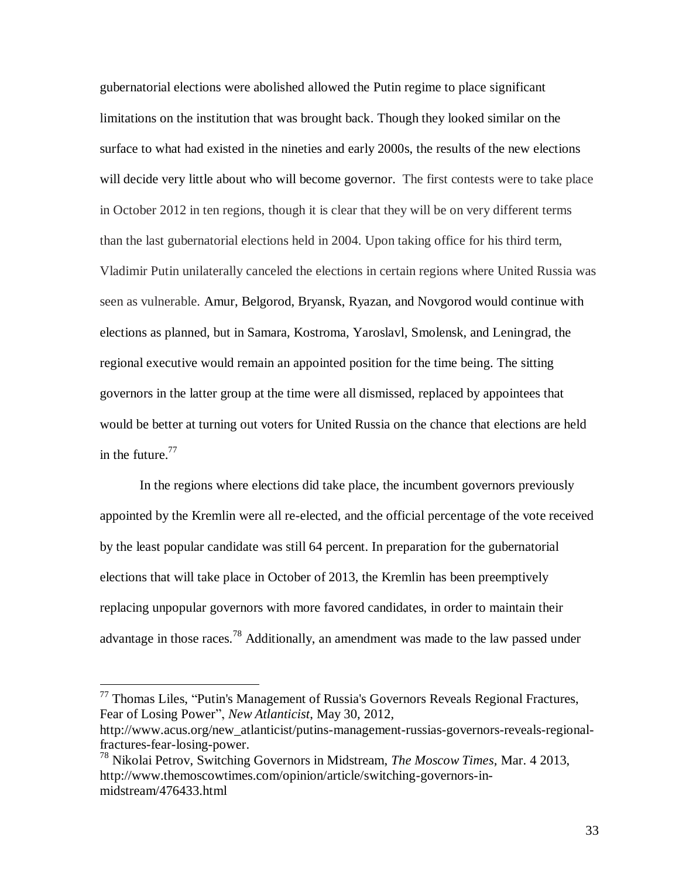gubernatorial elections were abolished allowed the Putin regime to place significant limitations on the institution that was brought back. Though they looked similar on the surface to what had existed in the nineties and early 2000s, the results of the new elections will decide very little about who will become governor. The first contests were to take place in October 2012 in ten regions, though it is clear that they will be on very different terms than the last gubernatorial elections held in 2004. Upon taking office for his third term, Vladimir Putin unilaterally canceled the elections in certain regions where United Russia was seen as vulnerable. Amur, Belgorod, Bryansk, Ryazan, and Novgorod would continue with elections as planned, but in Samara, Kostroma, Yaroslavl, Smolensk, and Leningrad, the regional executive would remain an appointed position for the time being. The sitting governors in the latter group at the time were all dismissed, replaced by appointees that would be better at turning out voters for United Russia on the chance that elections are held in the future.[77]

In the regions where elections did take place, the incumbent governors previously appointed by the Kremlin were all re-elected, and the official percentage of the vote received by the least popular candidate was still 64 percent. In preparation for the gubernatorial elections that will take place in October of 2013, the Kremlin has been preemptively replacing unpopular governors with more favored candidates, in order to maintain their advantage in those races.[78] Additionally, an amendment was made to the law passed under

---

[77] Thomas Liles, "Putin's Management of Russia's Governors Reveals Regional Fractures, Fear of Losing Power", *New Atlanticist*, May 30, 2012, http://www.acus.org/new_atlanticist/putins-management-russias-governors-reveals-regional-fractures-fear-losing-power.

[78] Nikolai Petrov, Switching Governors in Midstream, *The Moscow Times,* Mar. 4 2013, http://www.themoscowtimes.com/opinion/article/switching-governors-in-midstream/476433.html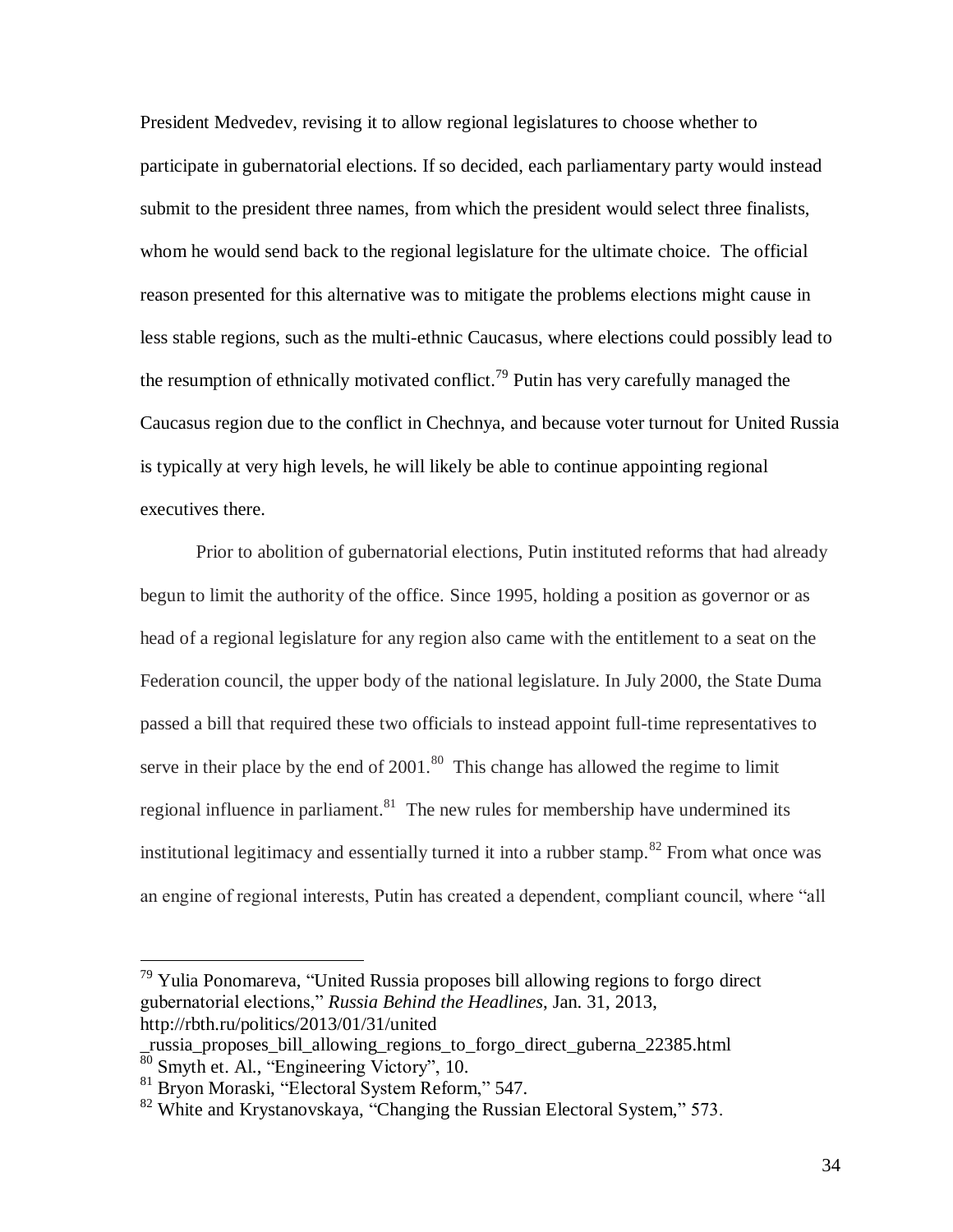President Medvedev, revising it to allow regional legislatures to choose whether to participate in gubernatorial elections. If so decided, each parliamentary party would instead submit to the president three names, from which the president would select three finalists, whom he would send back to the regional legislature for the ultimate choice. The official reason presented for this alternative was to mitigate the problems elections might cause in less stable regions, such as the multi-ethnic Caucasus, where elections could possibly lead to the resumption of ethnically motivated conflict.[79] Putin has very carefully managed the Caucasus region due to the conflict in Chechnya, and because voter turnout for United Russia is typically at very high levels, he will likely be able to continue appointing regional executives there.

Prior to abolition of gubernatorial elections, Putin instituted reforms that had already begun to limit the authority of the office. Since 1995, holding a position as governor or as head of a regional legislature for any region also came with the entitlement to a seat on the Federation council, the upper body of the national legislature. In July 2000, the State Duma passed a bill that required these two officials to instead appoint full-time representatives to serve in their place by the end of 2001.[80] This change has allowed the regime to limit regional influence in parliament.[81] The new rules for membership have undermined its institutional legitimacy and essentially turned it into a rubber stamp.[82] From what once was an engine of regional interests, Putin has created a dependent, compliant council, where "all

---

[79] Yulia Ponomareva, "United Russia proposes bill allowing regions to forgo direct gubernatorial elections," *Russia Behind the Headlines*, Jan. 31, 2013, http://rbth.ru/politics/2013/01/31/united_russia_proposes_bill_allowing_regions_to_forgo_direct_guberna_22385.html

[80] Smyth et. Al., "Engineering Victory", 10.

[81] Bryon Moraski, "Electoral System Reform," 547.

[82] White and Krystanovskaya, "Changing the Russian Electoral System," 573.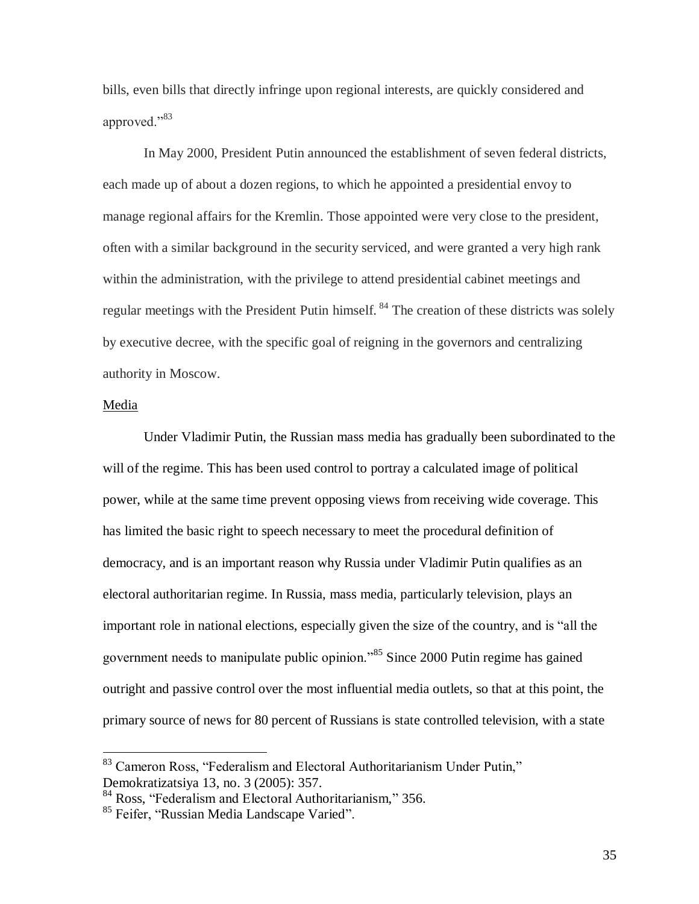bills, even bills that directly infringe upon regional interests, are quickly considered and approved."[83]

In May 2000, President Putin announced the establishment of seven federal districts, each made up of about a dozen regions, to which he appointed a presidential envoy to manage regional affairs for the Kremlin. Those appointed were very close to the president, often with a similar background in the security serviced, and were granted a very high rank within the administration, with the privilege to attend presidential cabinet meetings and regular meetings with the President Putin himself. [84] The creation of these districts was solely by executive decree, with the specific goal of reigning in the governors and centralizing authority in Moscow.

Media

Under Vladimir Putin, the Russian mass media has gradually been subordinated to the will of the regime. This has been used control to portray a calculated image of political power, while at the same time prevent opposing views from receiving wide coverage. This has limited the basic right to speech necessary to meet the procedural definition of democracy, and is an important reason why Russia under Vladimir Putin qualifies as an electoral authoritarian regime. In Russia, mass media, particularly television, plays an important role in national elections, especially given the size of the country, and is "all the government needs to manipulate public opinion."[85] Since 2000 Putin regime has gained outright and passive control over the most influential media outlets, so that at this point, the primary source of news for 80 percent of Russians is state controlled television, with a state

---

[83] Cameron Ross, "Federalism and Electoral Authoritarianism Under Putin," Demokratizatsiya 13, no. 3 (2005): 357.

[84] Ross, "Federalism and Electoral Authoritarianism," 356.

[85] Feifer, "Russian Media Landscape Varied".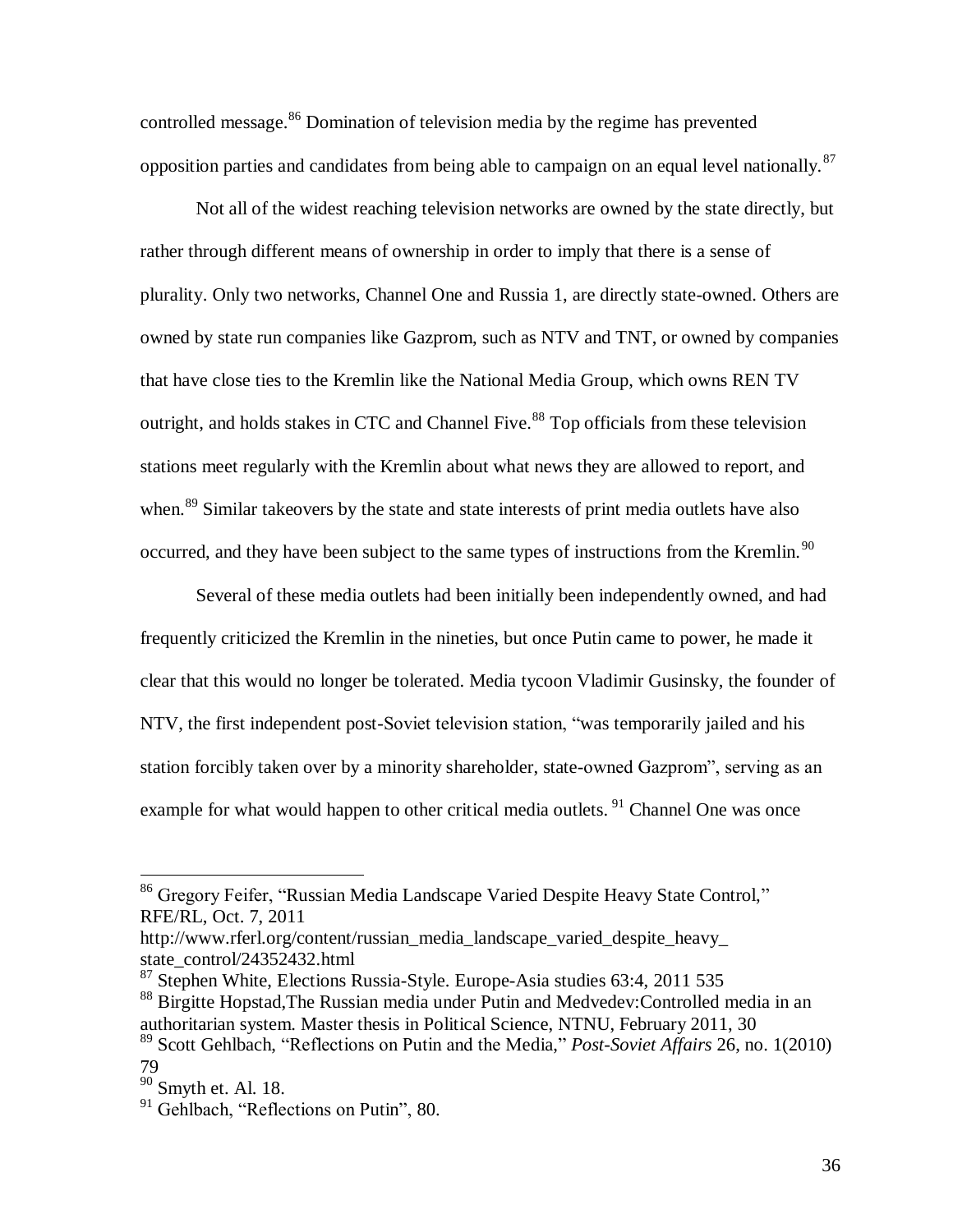controlled message.[86] Domination of television media by the regime has prevented opposition parties and candidates from being able to campaign on an equal level nationally.[87]

Not all of the widest reaching television networks are owned by the state directly, but rather through different means of ownership in order to imply that there is a sense of plurality. Only two networks, Channel One and Russia 1, are directly state-owned. Others are owned by state run companies like Gazprom, such as NTV and TNT, or owned by companies that have close ties to the Kremlin like the National Media Group, which owns REN TV outright, and holds stakes in CTC and Channel Five.[88] Top officials from these television stations meet regularly with the Kremlin about what news they are allowed to report, and when.[89] Similar takeovers by the state and state interests of print media outlets have also occurred, and they have been subject to the same types of instructions from the Kremlin.[90]

Several of these media outlets had been initially been independently owned, and had frequently criticized the Kremlin in the nineties, but once Putin came to power, he made it clear that this would no longer be tolerated. Media tycoon Vladimir Gusinsky, the founder of NTV, the first independent post-Soviet television station, "was temporarily jailed and his station forcibly taken over by a minority shareholder, state-owned Gazprom", serving as an example for what would happen to other critical media outlets. [91] Channel One was once

---

[86] Gregory Feifer, "Russian Media Landscape Varied Despite Heavy State Control," RFE/RL, Oct. 7, 2011 http://www.rferl.org/content/russian_media_landscape_varied_despite_heavy_state_control/24352432.html

[87] Stephen White, Elections Russia-Style. Europe-Asia studies 63:4, 2011 535

[88] Birgitte Hopstad,The Russian media under Putin and Medvedev:Controlled media in an authoritarian system. Master thesis in Political Science, NTNU, February 2011, 30

[89] Scott Gehlbach, "Reflections on Putin and the Media," *Post-Soviet Affairs* 26, no. 1(2010) 79

[90] Smyth et. Al. 18.

[91] Gehlbach, "Reflections on Putin", 80.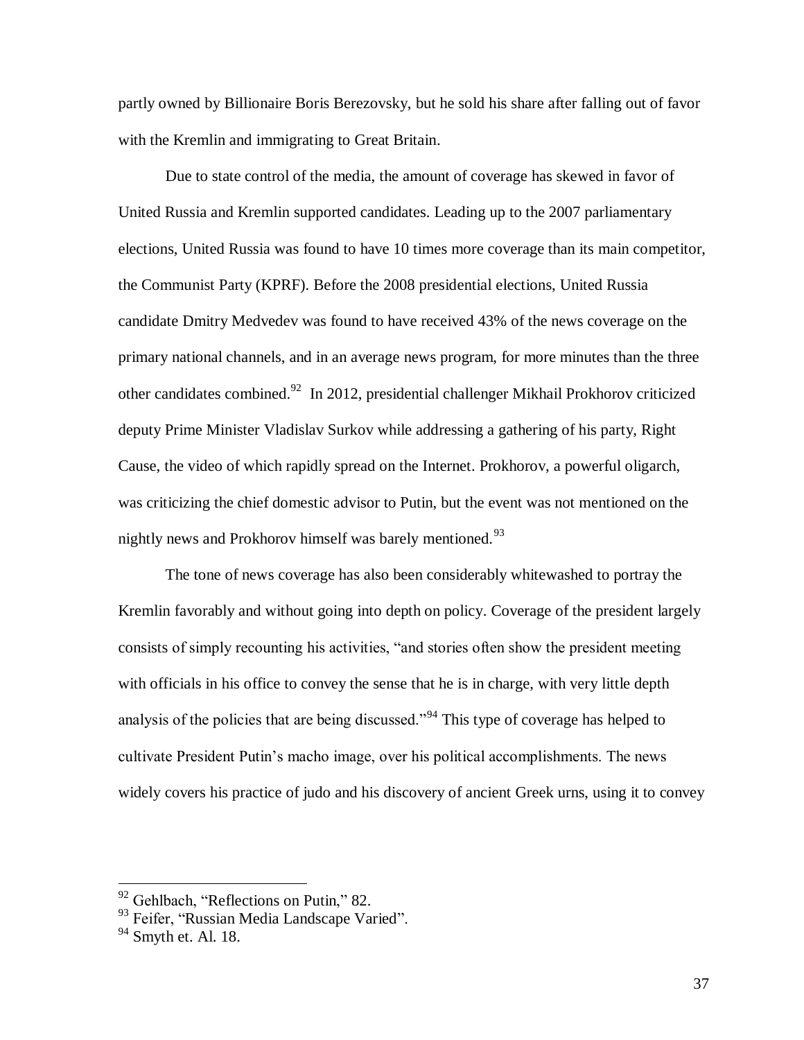partly owned by Billionaire Boris Berezovsky, but he sold his share after falling out of favor with the Kremlin and immigrating to Great Britain.

Due to state control of the media, the amount of coverage has skewed in favor of United Russia and Kremlin supported candidates. Leading up to the 2007 parliamentary elections, United Russia was found to have 10 times more coverage than its main competitor, the Communist Party (KPRF). Before the 2008 presidential elections, United Russia candidate Dmitry Medvedev was found to have received 43% of the news coverage on the primary national channels, and in an average news program, for more minutes than the three other candidates combined.[92] In 2012, presidential challenger Mikhail Prokhorov criticized deputy Prime Minister Vladislav Surkov while addressing a gathering of his party, Right Cause, the video of which rapidly spread on the Internet. Prokhorov, a powerful oligarch, was criticizing the chief domestic advisor to Putin, but the event was not mentioned on the nightly news and Prokhorov himself was barely mentioned.[93]

The tone of news coverage has also been considerably whitewashed to portray the Kremlin favorably and without going into depth on policy. Coverage of the president largely consists of simply recounting his activities, "and stories often show the president meeting with officials in his office to convey the sense that he is in charge, with very little depth analysis of the policies that are being discussed."[94] This type of coverage has helped to cultivate President Putin's macho image, over his political accomplishments. The news widely covers his practice of judo and his discovery of ancient Greek urns, using it to convey

---

[92] Gehlbach, "Reflections on Putin," 82.

[93] Feifer, "Russian Media Landscape Varied".

[94] Smyth et. Al. 18.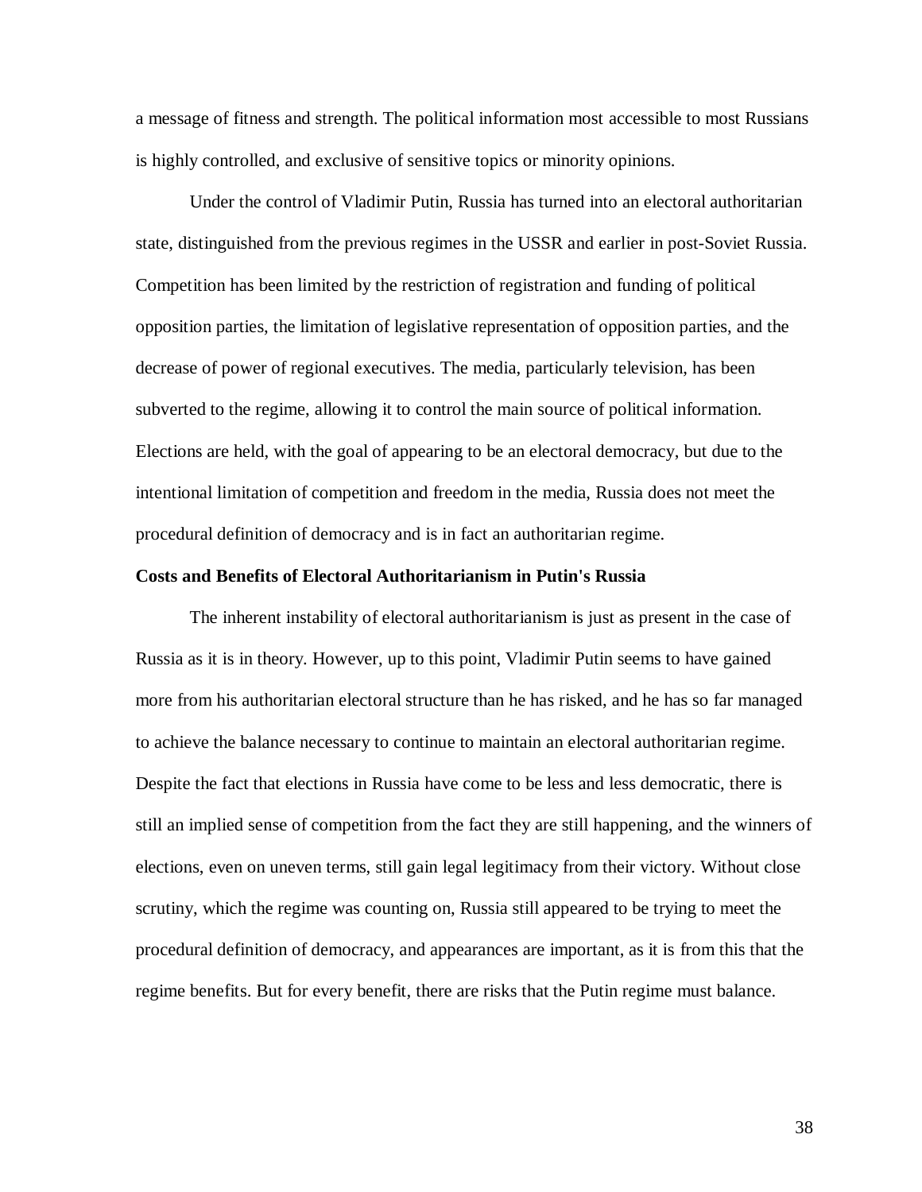a message of fitness and strength. The political information most accessible to most Russians is highly controlled, and exclusive of sensitive topics or minority opinions.

Under the control of Vladimir Putin, Russia has turned into an electoral authoritarian state, distinguished from the previous regimes in the USSR and earlier in post-Soviet Russia. Competition has been limited by the restriction of registration and funding of political opposition parties, the limitation of legislative representation of opposition parties, and the decrease of power of regional executives. The media, particularly television, has been subverted to the regime, allowing it to control the main source of political information. Elections are held, with the goal of appearing to be an electoral democracy, but due to the intentional limitation of competition and freedom in the media, Russia does not meet the procedural definition of democracy and is in fact an authoritarian regime.

**Costs and Benefits of Electoral Authoritarianism in Putin's Russia**

The inherent instability of electoral authoritarianism is just as present in the case of Russia as it is in theory. However, up to this point, Vladimir Putin seems to have gained more from his authoritarian electoral structure than he has risked, and he has so far managed to achieve the balance necessary to continue to maintain an electoral authoritarian regime. Despite the fact that elections in Russia have come to be less and less democratic, there is still an implied sense of competition from the fact they are still happening, and the winners of elections, even on uneven terms, still gain legal legitimacy from their victory. Without close scrutiny, which the regime was counting on, Russia still appeared to be trying to meet the procedural definition of democracy, and appearances are important, as it is from this that the regime benefits. But for every benefit, there are risks that the Putin regime must balance.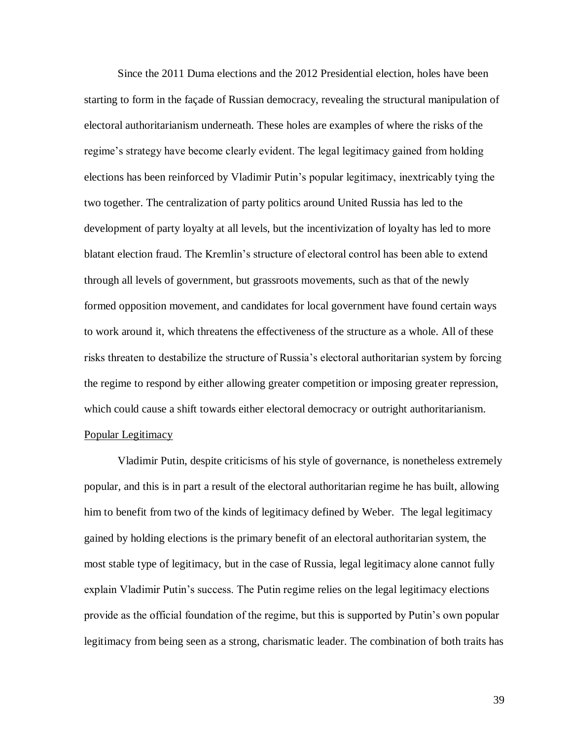Since the 2011 Duma elections and the 2012 Presidential election, holes have been starting to form in the façade of Russian democracy, revealing the structural manipulation of electoral authoritarianism underneath. These holes are examples of where the risks of the regime's strategy have become clearly evident. The legal legitimacy gained from holding elections has been reinforced by Vladimir Putin's popular legitimacy, inextricably tying the two together. The centralization of party politics around United Russia has led to the development of party loyalty at all levels, but the incentivization of loyalty has led to more blatant election fraud. The Kremlin's structure of electoral control has been able to extend through all levels of government, but grassroots movements, such as that of the newly formed opposition movement, and candidates for local government have found certain ways to work around it, which threatens the effectiveness of the structure as a whole. All of these risks threaten to destabilize the structure of Russia's electoral authoritarian system by forcing the regime to respond by either allowing greater competition or imposing greater repression, which could cause a shift towards either electoral democracy or outright authoritarianism.

## Popular Legitimacy

Vladimir Putin, despite criticisms of his style of governance, is nonetheless extremely popular, and this is in part a result of the electoral authoritarian regime he has built, allowing him to benefit from two of the kinds of legitimacy defined by Weber. The legal legitimacy gained by holding elections is the primary benefit of an electoral authoritarian system, the most stable type of legitimacy, but in the case of Russia, legal legitimacy alone cannot fully explain Vladimir Putin's success. The Putin regime relies on the legal legitimacy elections provide as the official foundation of the regime, but this is supported by Putin's own popular legitimacy from being seen as a strong, charismatic leader. The combination of both traits has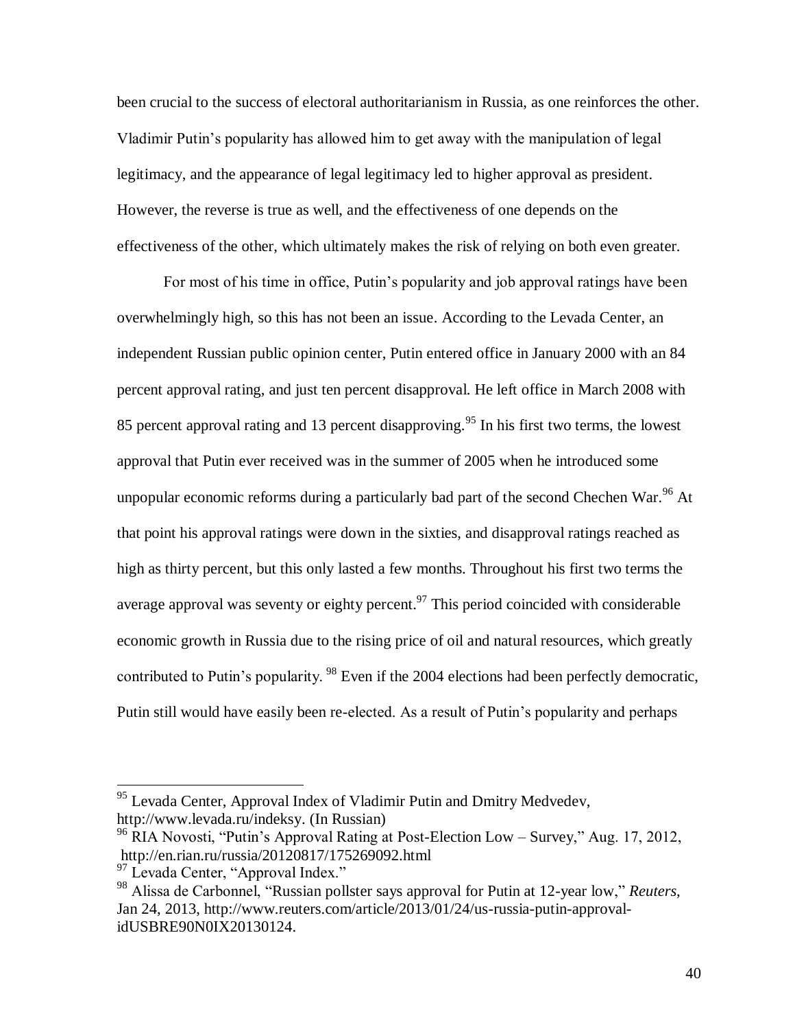been crucial to the success of electoral authoritarianism in Russia, as one reinforces the other. Vladimir Putin's popularity has allowed him to get away with the manipulation of legal legitimacy, and the appearance of legal legitimacy led to higher approval as president. However, the reverse is true as well, and the effectiveness of one depends on the effectiveness of the other, which ultimately makes the risk of relying on both even greater.

For most of his time in office, Putin's popularity and job approval ratings have been overwhelmingly high, so this has not been an issue. According to the Levada Center, an independent Russian public opinion center, Putin entered office in January 2000 with an 84 percent approval rating, and just ten percent disapproval. He left office in March 2008 with 85 percent approval rating and 13 percent disapproving.[95] In his first two terms, the lowest approval that Putin ever received was in the summer of 2005 when he introduced some unpopular economic reforms during a particularly bad part of the second Chechen War.[96] At that point his approval ratings were down in the sixties, and disapproval ratings reached as high as thirty percent, but this only lasted a few months. Throughout his first two terms the average approval was seventy or eighty percent.[97] This period coincided with considerable economic growth in Russia due to the rising price of oil and natural resources, which greatly contributed to Putin's popularity.[98] Even if the 2004 elections had been perfectly democratic, Putin still would have easily been re-elected. As a result of Putin's popularity and perhaps

---

[95] Levada Center, Approval Index of Vladimir Putin and Dmitry Medvedev, http://www.levada.ru/indeksy. (In Russian)

[96] RIA Novosti, "Putin's Approval Rating at Post-Election Low – Survey," Aug. 17, 2012, http://en.rian.ru/russia/20120817/175269092.html

[97] Levada Center, "Approval Index."

[98] Alissa de Carbonnel, "Russian pollster says approval for Putin at 12-year low," *Reuters*, Jan 24, 2013, http://www.reuters.com/article/2013/01/24/us-russia-putin-approval-idUSBRE90N0IX20130124.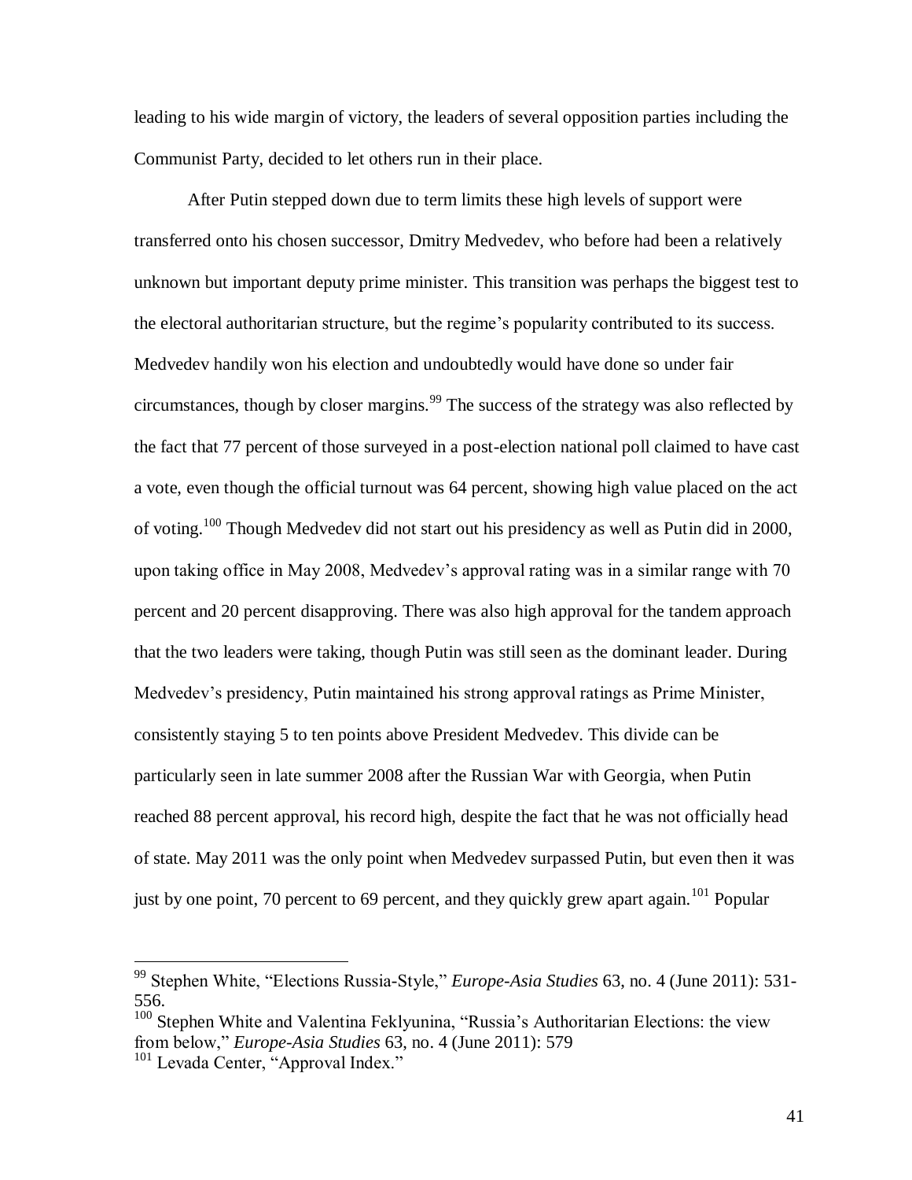leading to his wide margin of victory, the leaders of several opposition parties including the Communist Party, decided to let others run in their place.

After Putin stepped down due to term limits these high levels of support were transferred onto his chosen successor, Dmitry Medvedev, who before had been a relatively unknown but important deputy prime minister. This transition was perhaps the biggest test to the electoral authoritarian structure, but the regime's popularity contributed to its success. Medvedev handily won his election and undoubtedly would have done so under fair circumstances, though by closer margins.[99] The success of the strategy was also reflected by the fact that 77 percent of those surveyed in a post-election national poll claimed to have cast a vote, even though the official turnout was 64 percent, showing high value placed on the act of voting.[100] Though Medvedev did not start out his presidency as well as Putin did in 2000, upon taking office in May 2008, Medvedev's approval rating was in a similar range with 70 percent and 20 percent disapproving. There was also high approval for the tandem approach that the two leaders were taking, though Putin was still seen as the dominant leader. During Medvedev's presidency, Putin maintained his strong approval ratings as Prime Minister, consistently staying 5 to ten points above President Medvedev. This divide can be particularly seen in late summer 2008 after the Russian War with Georgia, when Putin reached 88 percent approval, his record high, despite the fact that he was not officially head of state. May 2011 was the only point when Medvedev surpassed Putin, but even then it was just by one point, 70 percent to 69 percent, and they quickly grew apart again.[101] Popular

---

[99] Stephen White, "Elections Russia-Style," *Europe-Asia Studies* 63, no. 4 (June 2011): 531-556.

[100] Stephen White and Valentina Feklyunina, "Russia's Authoritarian Elections: the view from below," *Europe-Asia Studies* 63, no. 4 (June 2011): 579

[101] Levada Center, "Approval Index."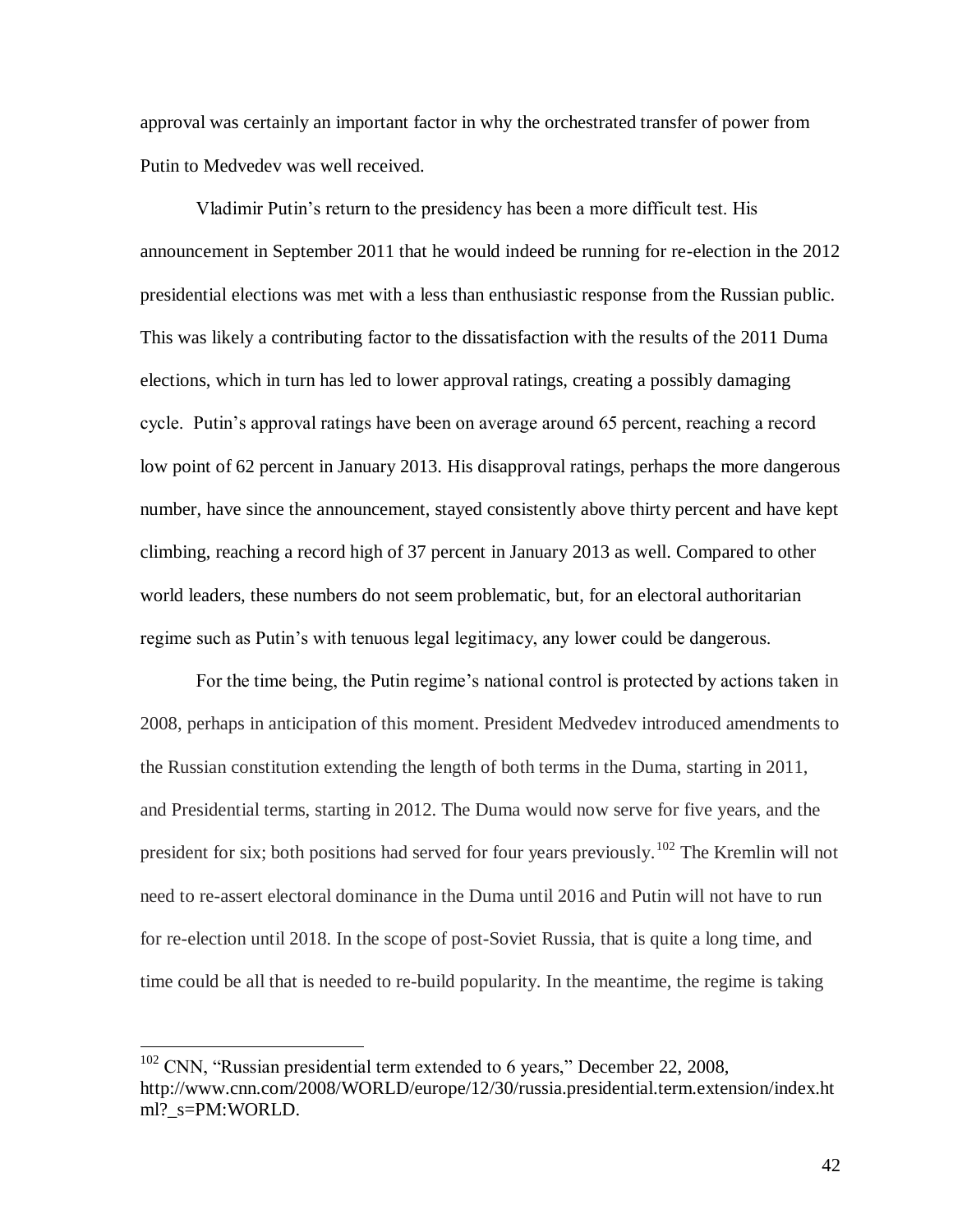approval was certainly an important factor in why the orchestrated transfer of power from Putin to Medvedev was well received.

Vladimir Putin's return to the presidency has been a more difficult test. His announcement in September 2011 that he would indeed be running for re-election in the 2012 presidential elections was met with a less than enthusiastic response from the Russian public. This was likely a contributing factor to the dissatisfaction with the results of the 2011 Duma elections, which in turn has led to lower approval ratings, creating a possibly damaging cycle. Putin's approval ratings have been on average around 65 percent, reaching a record low point of 62 percent in January 2013. His disapproval ratings, perhaps the more dangerous number, have since the announcement, stayed consistently above thirty percent and have kept climbing, reaching a record high of 37 percent in January 2013 as well. Compared to other world leaders, these numbers do not seem problematic, but, for an electoral authoritarian regime such as Putin's with tenuous legal legitimacy, any lower could be dangerous.

For the time being, the Putin regime's national control is protected by actions taken in 2008, perhaps in anticipation of this moment. President Medvedev introduced amendments to the Russian constitution extending the length of both terms in the Duma, starting in 2011, and Presidential terms, starting in 2012. The Duma would now serve for five years, and the president for six; both positions had served for four years previously.[102] The Kremlin will not need to re-assert electoral dominance in the Duma until 2016 and Putin will not have to run for re-election until 2018. In the scope of post-Soviet Russia, that is quite a long time, and time could be all that is needed to re-build popularity. In the meantime, the regime is taking

---

[102] CNN, "Russian presidential term extended to 6 years," December 22, 2008, http://www.cnn.com/2008/WORLD/europe/12/30/russia.presidential.term.extension/index.html?_s=PM:WORLD.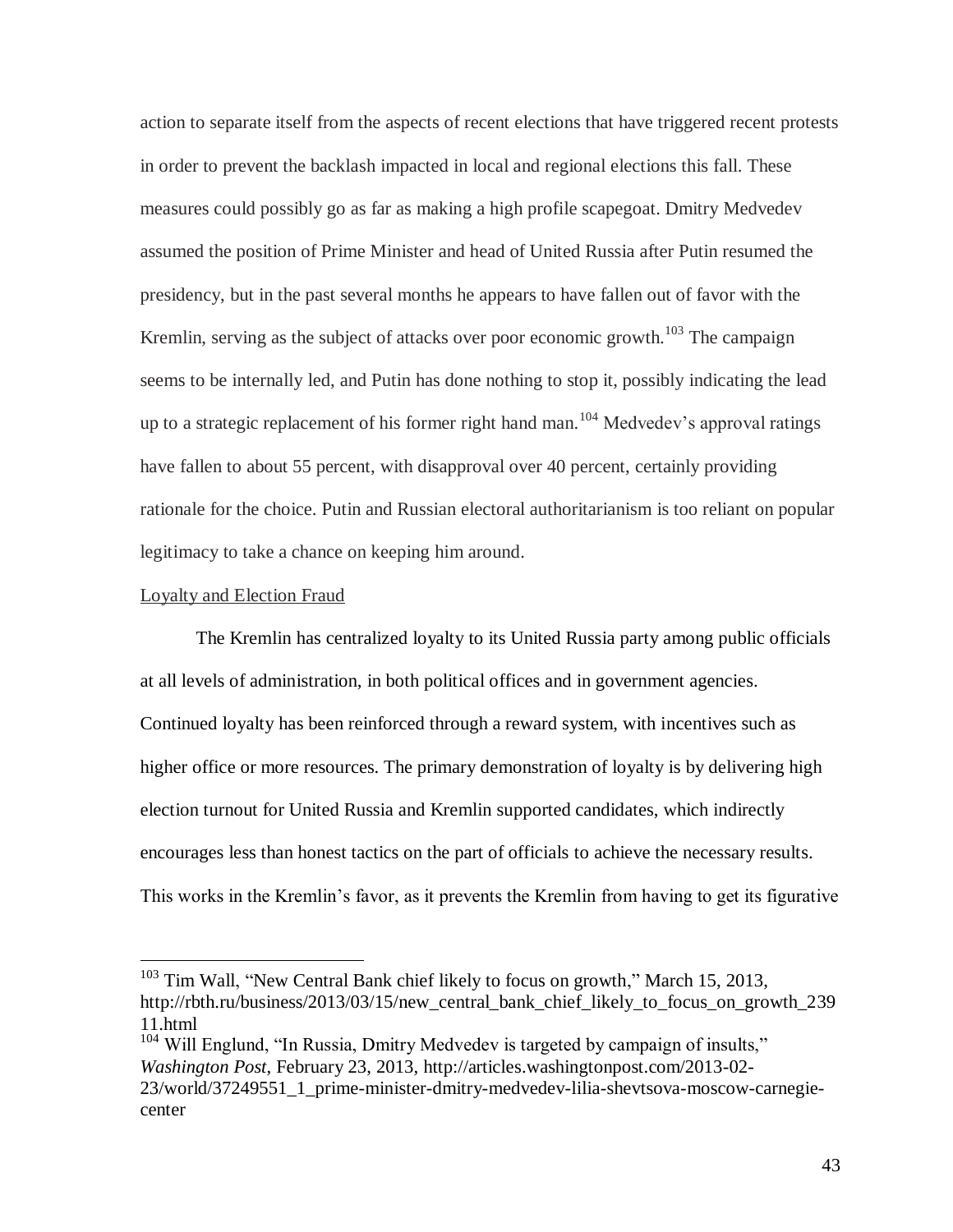action to separate itself from the aspects of recent elections that have triggered recent protests in order to prevent the backlash impacted in local and regional elections this fall. These measures could possibly go as far as making a high profile scapegoat. Dmitry Medvedev assumed the position of Prime Minister and head of United Russia after Putin resumed the presidency, but in the past several months he appears to have fallen out of favor with the Kremlin, serving as the subject of attacks over poor economic growth.[103] The campaign seems to be internally led, and Putin has done nothing to stop it, possibly indicating the lead up to a strategic replacement of his former right hand man.[104] Medvedev's approval ratings have fallen to about 55 percent, with disapproval over 40 percent, certainly providing rationale for the choice. Putin and Russian electoral authoritarianism is too reliant on popular legitimacy to take a chance on keeping him around.

<u>Loyalty and Election Fraud</u>

The Kremlin has centralized loyalty to its United Russia party among public officials at all levels of administration, in both political offices and in government agencies. Continued loyalty has been reinforced through a reward system, with incentives such as higher office or more resources. The primary demonstration of loyalty is by delivering high election turnout for United Russia and Kremlin supported candidates, which indirectly encourages less than honest tactics on the part of officials to achieve the necessary results. This works in the Kremlin's favor, as it prevents the Kremlin from having to get its figurative

---

[103] Tim Wall, "New Central Bank chief likely to focus on growth," March 15, 2013, http://rbth.ru/business/2013/03/15/new_central_bank_chief_likely_to_focus_on_growth_23911.html

[104] Will Englund, "In Russia, Dmitry Medvedev is targeted by campaign of insults," *Washington Post*, February 23, 2013, http://articles.washingtonpost.com/2013-02-23/world/37249551_1_prime-minister-dmitry-medvedev-lilia-shevtsova-moscow-carnegie-center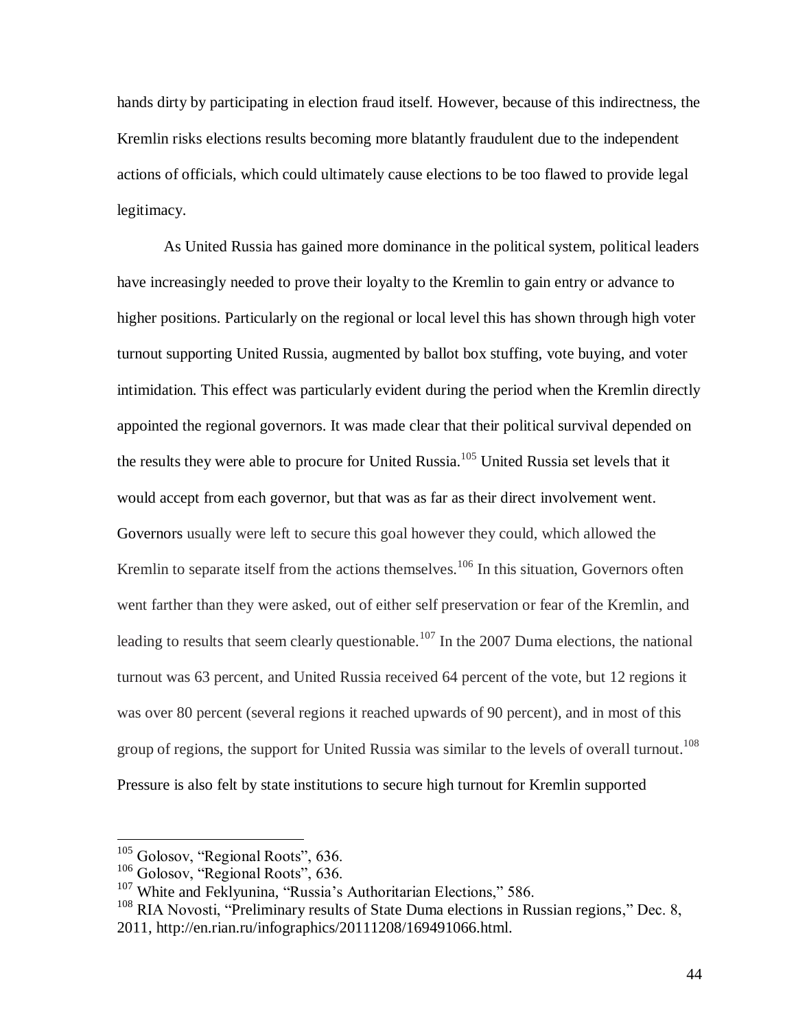hands dirty by participating in election fraud itself. However, because of this indirectness, the Kremlin risks elections results becoming more blatantly fraudulent due to the independent actions of officials, which could ultimately cause elections to be too flawed to provide legal legitimacy.

As United Russia has gained more dominance in the political system, political leaders have increasingly needed to prove their loyalty to the Kremlin to gain entry or advance to higher positions. Particularly on the regional or local level this has shown through high voter turnout supporting United Russia, augmented by ballot box stuffing, vote buying, and voter intimidation. This effect was particularly evident during the period when the Kremlin directly appointed the regional governors. It was made clear that their political survival depended on the results they were able to procure for United Russia.[105] United Russia set levels that it would accept from each governor, but that was as far as their direct involvement went. Governors usually were left to secure this goal however they could, which allowed the Kremlin to separate itself from the actions themselves.[106] In this situation, Governors often went farther than they were asked, out of either self preservation or fear of the Kremlin, and leading to results that seem clearly questionable.[107] In the 2007 Duma elections, the national turnout was 63 percent, and United Russia received 64 percent of the vote, but 12 regions it was over 80 percent (several regions it reached upwards of 90 percent), and in most of this group of regions, the support for United Russia was similar to the levels of overall turnout.[108] Pressure is also felt by state institutions to secure high turnout for Kremlin supported

---

[105] Golosov, "Regional Roots", 636.

[106] Golosov, "Regional Roots", 636.

[107] White and Feklyunina, "Russia's Authoritarian Elections," 586.

[108] RIA Novosti, "Preliminary results of State Duma elections in Russian regions," Dec. 8, 2011, http://en.rian.ru/infographics/20111208/169491066.html.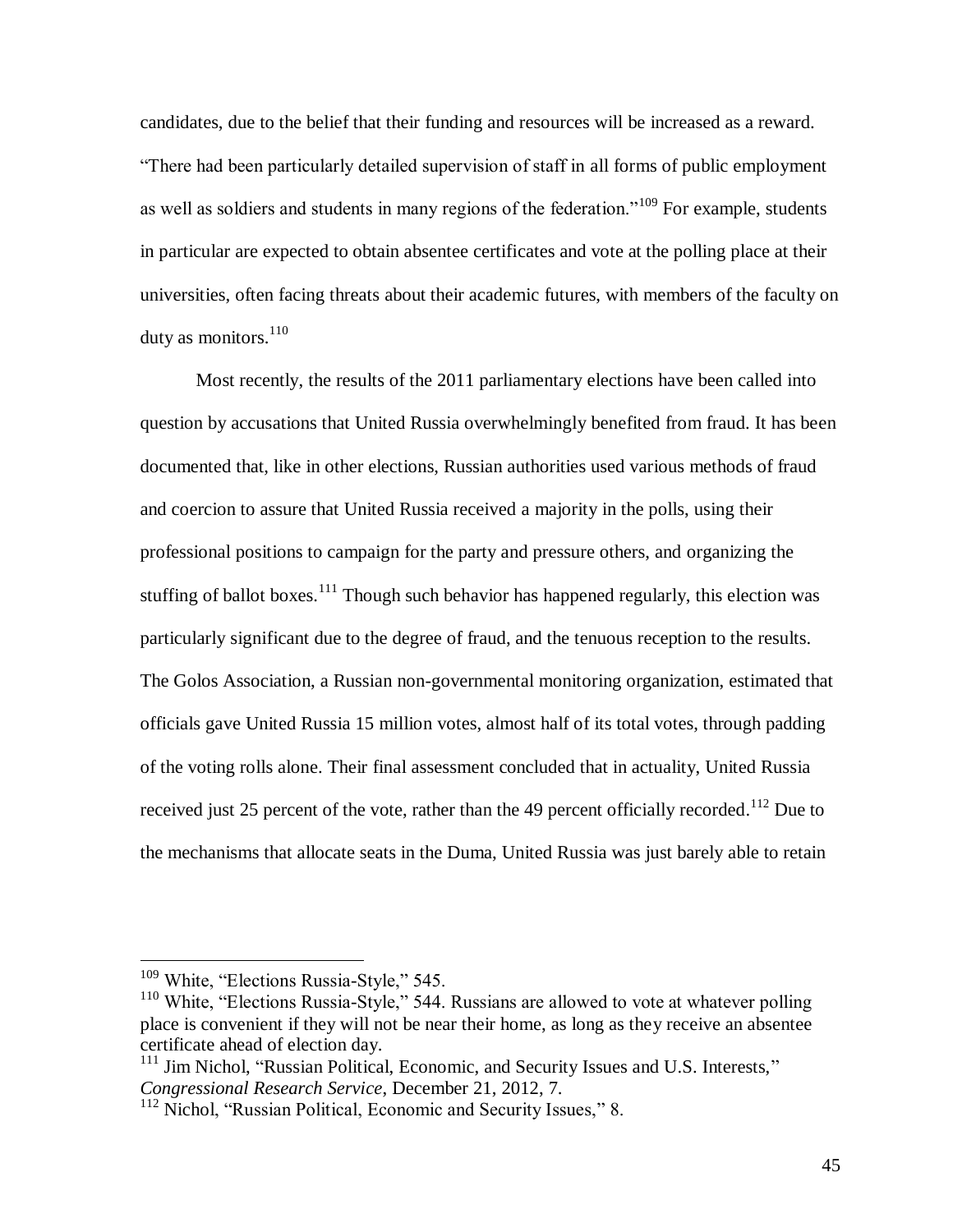candidates, due to the belief that their funding and resources will be increased as a reward. "There had been particularly detailed supervision of staff in all forms of public employment as well as soldiers and students in many regions of the federation."[109] For example, students in particular are expected to obtain absentee certificates and vote at the polling place at their universities, often facing threats about their academic futures, with members of the faculty on duty as monitors.[110]

Most recently, the results of the 2011 parliamentary elections have been called into question by accusations that United Russia overwhelmingly benefited from fraud. It has been documented that, like in other elections, Russian authorities used various methods of fraud and coercion to assure that United Russia received a majority in the polls, using their professional positions to campaign for the party and pressure others, and organizing the stuffing of ballot boxes.[111] Though such behavior has happened regularly, this election was particularly significant due to the degree of fraud, and the tenuous reception to the results. The Golos Association, a Russian non-governmental monitoring organization, estimated that officials gave United Russia 15 million votes, almost half of its total votes, through padding of the voting rolls alone. Their final assessment concluded that in actuality, United Russia received just 25 percent of the vote, rather than the 49 percent officially recorded.[112] Due to the mechanisms that allocate seats in the Duma, United Russia was just barely able to retain

---

[109] White, "Elections Russia-Style," 545.

[110] White, "Elections Russia-Style," 544. Russians are allowed to vote at whatever polling place is convenient if they will not be near their home, as long as they receive an absentee certificate ahead of election day.

[111] Jim Nichol, "Russian Political, Economic, and Security Issues and U.S. Interests," *Congressional Research Service*, December 21, 2012, 7.

[112] Nichol, "Russian Political, Economic and Security Issues," 8.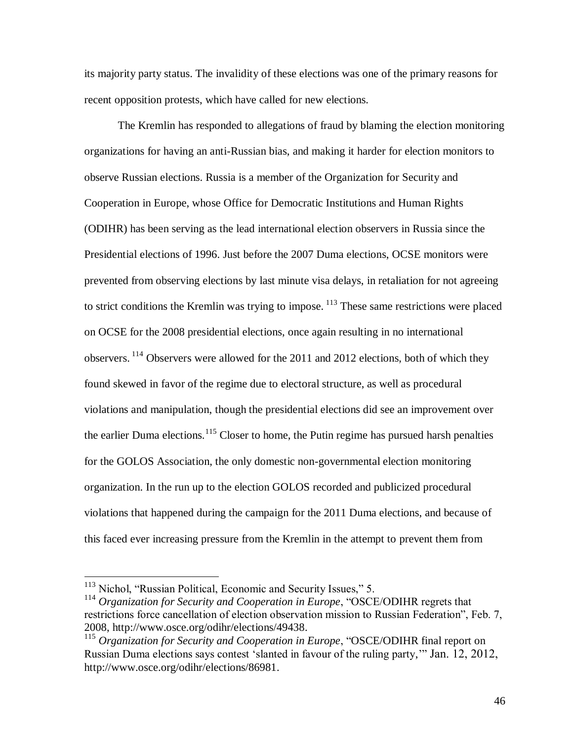its majority party status. The invalidity of these elections was one of the primary reasons for recent opposition protests, which have called for new elections.

The Kremlin has responded to allegations of fraud by blaming the election monitoring organizations for having an anti-Russian bias, and making it harder for election monitors to observe Russian elections. Russia is a member of the Organization for Security and Cooperation in Europe, whose Office for Democratic Institutions and Human Rights (ODIHR) has been serving as the lead international election observers in Russia since the Presidential elections of 1996. Just before the 2007 Duma elections, OCSE monitors were prevented from observing elections by last minute visa delays, in retaliation for not agreeing to strict conditions the Kremlin was trying to impose. [113] These same restrictions were placed on OCSE for the 2008 presidential elections, once again resulting in no international observers. [114] Observers were allowed for the 2011 and 2012 elections, both of which they found skewed in favor of the regime due to electoral structure, as well as procedural violations and manipulation, though the presidential elections did see an improvement over the earlier Duma elections.[115] Closer to home, the Putin regime has pursued harsh penalties for the GOLOS Association, the only domestic non-governmental election monitoring organization. In the run up to the election GOLOS recorded and publicized procedural violations that happened during the campaign for the 2011 Duma elections, and because of this faced ever increasing pressure from the Kremlin in the attempt to prevent them from

---

[113] Nichol, "Russian Political, Economic and Security Issues," 5.

[114] *Organization for Security and Cooperation in Europe*, "OSCE/ODIHR regrets that restrictions force cancellation of election observation mission to Russian Federation", Feb. 7, 2008, http://www.osce.org/odihr/elections/49438.

[115] *Organization for Security and Cooperation in Europe*, "OSCE/ODIHR final report on Russian Duma elections says contest 'slanted in favour of the ruling party,'" Jan. 12, 2012, http://www.osce.org/odihr/elections/86981.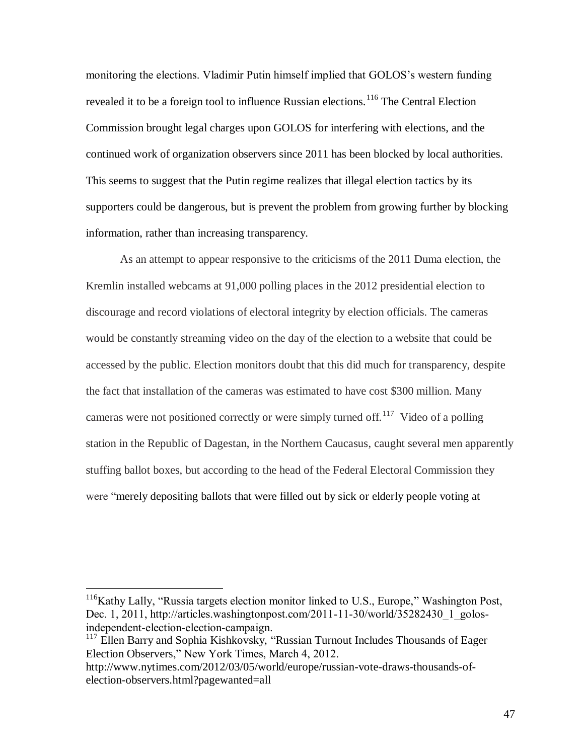monitoring the elections. Vladimir Putin himself implied that GOLOS's western funding revealed it to be a foreign tool to influence Russian elections.[116] The Central Election Commission brought legal charges upon GOLOS for interfering with elections, and the continued work of organization observers since 2011 has been blocked by local authorities. This seems to suggest that the Putin regime realizes that illegal election tactics by its supporters could be dangerous, but is prevent the problem from growing further by blocking information, rather than increasing transparency.

As an attempt to appear responsive to the criticisms of the 2011 Duma election, the Kremlin installed webcams at 91,000 polling places in the 2012 presidential election to discourage and record violations of electoral integrity by election officials. The cameras would be constantly streaming video on the day of the election to a website that could be accessed by the public. Election monitors doubt that this did much for transparency, despite the fact that installation of the cameras was estimated to have cost $300 million. Many cameras were not positioned correctly or were simply turned off.[117] Video of a polling station in the Republic of Dagestan, in the Northern Caucasus, caught several men apparently stuffing ballot boxes, but according to the head of the Federal Electoral Commission they were "merely depositing ballots that were filled out by sick or elderly people voting at

---

[116] Kathy Lally, "Russia targets election monitor linked to U.S., Europe," Washington Post, Dec. 1, 2011, http://articles.washingtonpost.com/2011-11-30/world/35282430_1_golos-independent-election-election-campaign.

[117] Ellen Barry and Sophia Kishkovsky, "Russian Turnout Includes Thousands of Eager Election Observers," New York Times, March 4, 2012. http://www.nytimes.com/2012/03/05/world/europe/russian-vote-draws-thousands-of-election-observers.html?pagewanted=all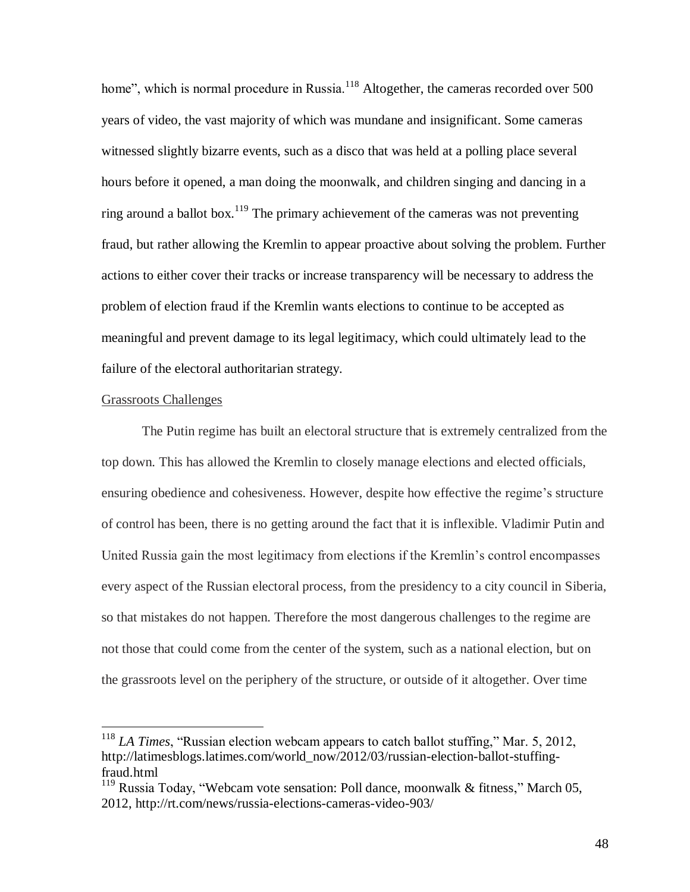home", which is normal procedure in Russia.[118] Altogether, the cameras recorded over 500 years of video, the vast majority of which was mundane and insignificant. Some cameras witnessed slightly bizarre events, such as a disco that was held at a polling place several hours before it opened, a man doing the moonwalk, and children singing and dancing in a ring around a ballot box.[119] The primary achievement of the cameras was not preventing fraud, but rather allowing the Kremlin to appear proactive about solving the problem. Further actions to either cover their tracks or increase transparency will be necessary to address the problem of election fraud if the Kremlin wants elections to continue to be accepted as meaningful and prevent damage to its legal legitimacy, which could ultimately lead to the failure of the electoral authoritarian strategy.

### Grassroots Challenges

The Putin regime has built an electoral structure that is extremely centralized from the top down. This has allowed the Kremlin to closely manage elections and elected officials, ensuring obedience and cohesiveness. However, despite how effective the regime's structure of control has been, there is no getting around the fact that it is inflexible. Vladimir Putin and United Russia gain the most legitimacy from elections if the Kremlin's control encompasses every aspect of the Russian electoral process, from the presidency to a city council in Siberia, so that mistakes do not happen. Therefore the most dangerous challenges to the regime are not those that could come from the center of the system, such as a national election, but on the grassroots level on the periphery of the structure, or outside of it altogether. Over time

---

[118] *LA Times*, "Russian election webcam appears to catch ballot stuffing," Mar. 5, 2012, http://latimesblogs.latimes.com/world_now/2012/03/russian-election-ballot-stuffing-fraud.html

[119] Russia Today, "Webcam vote sensation: Poll dance, moonwalk & fitness," March 05, 2012, http://rt.com/news/russia-elections-cameras-video-903/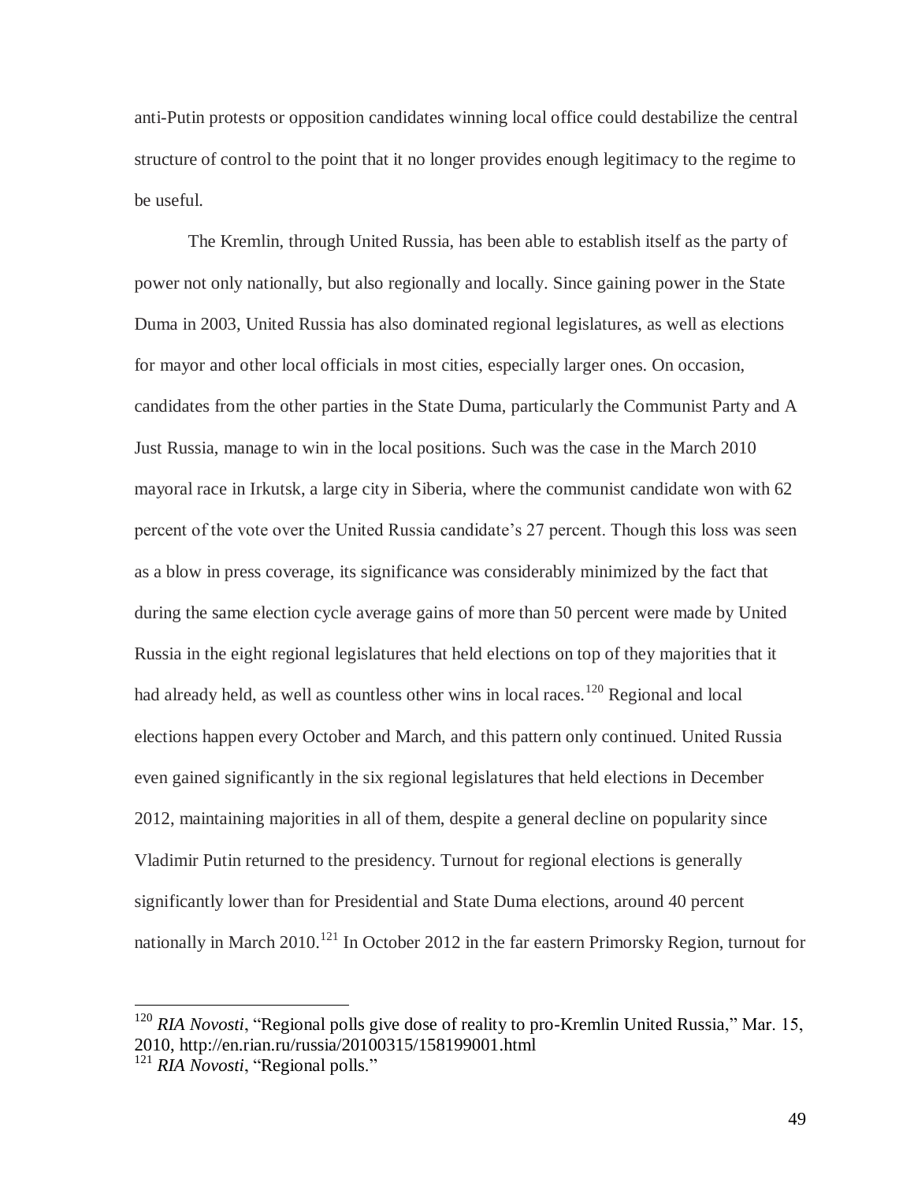anti-Putin protests or opposition candidates winning local office could destabilize the central structure of control to the point that it no longer provides enough legitimacy to the regime to be useful.

The Kremlin, through United Russia, has been able to establish itself as the party of power not only nationally, but also regionally and locally. Since gaining power in the State Duma in 2003, United Russia has also dominated regional legislatures, as well as elections for mayor and other local officials in most cities, especially larger ones. On occasion, candidates from the other parties in the State Duma, particularly the Communist Party and A Just Russia, manage to win in the local positions. Such was the case in the March 2010 mayoral race in Irkutsk, a large city in Siberia, where the communist candidate won with 62 percent of the vote over the United Russia candidate's 27 percent. Though this loss was seen as a blow in press coverage, its significance was considerably minimized by the fact that during the same election cycle average gains of more than 50 percent were made by United Russia in the eight regional legislatures that held elections on top of they majorities that it had already held, as well as countless other wins in local races.[120] Regional and local elections happen every October and March, and this pattern only continued. United Russia even gained significantly in the six regional legislatures that held elections in December 2012, maintaining majorities in all of them, despite a general decline on popularity since Vladimir Putin returned to the presidency. Turnout for regional elections is generally significantly lower than for Presidential and State Duma elections, around 40 percent nationally in March 2010.[121] In October 2012 in the far eastern Primorsky Region, turnout for

---

[120] *RIA Novosti*, "Regional polls give dose of reality to pro-Kremlin United Russia," Mar. 15, 2010, http://en.rian.ru/russia/20100315/158199001.html

[121] *RIA Novosti*, "Regional polls."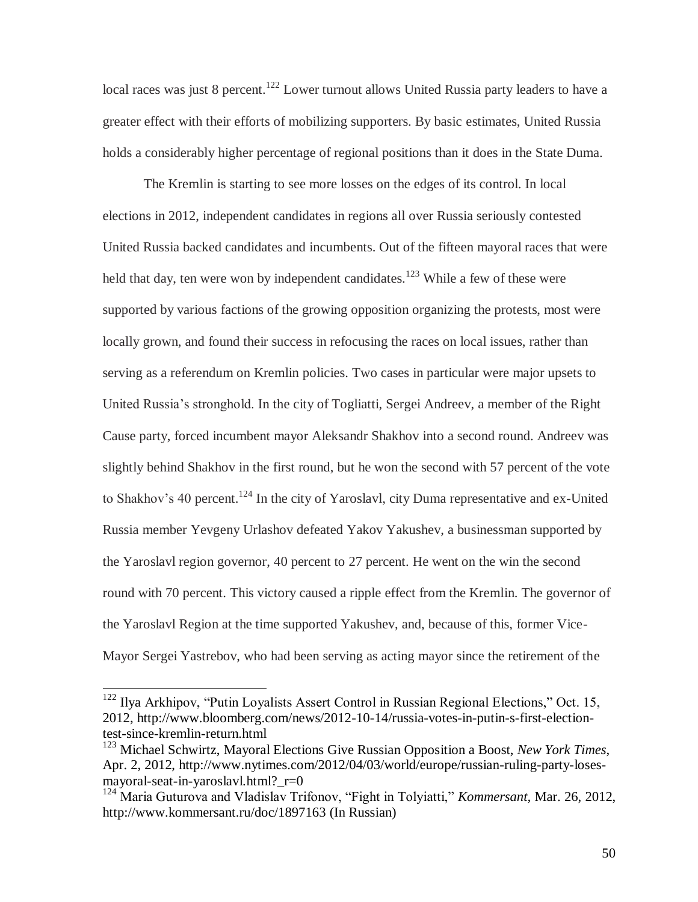local races was just 8 percent.[122] Lower turnout allows United Russia party leaders to have a greater effect with their efforts of mobilizing supporters. By basic estimates, United Russia holds a considerably higher percentage of regional positions than it does in the State Duma.

The Kremlin is starting to see more losses on the edges of its control. In local elections in 2012, independent candidates in regions all over Russia seriously contested United Russia backed candidates and incumbents. Out of the fifteen mayoral races that were held that day, ten were won by independent candidates.[123] While a few of these were supported by various factions of the growing opposition organizing the protests, most were locally grown, and found their success in refocusing the races on local issues, rather than serving as a referendum on Kremlin policies. Two cases in particular were major upsets to United Russia's stronghold. In the city of Togliatti, Sergei Andreev, a member of the Right Cause party, forced incumbent mayor Aleksandr Shakhov into a second round. Andreev was slightly behind Shakhov in the first round, but he won the second with 57 percent of the vote to Shakhov's 40 percent.[124] In the city of Yaroslavl, city Duma representative and ex-United Russia member Yevgeny Urlashov defeated Yakov Yakushev, a businessman supported by the Yaroslavl region governor, 40 percent to 27 percent. He went on the win the second round with 70 percent. This victory caused a ripple effect from the Kremlin. The governor of the Yaroslavl Region at the time supported Yakushev, and, because of this, former Vice-Mayor Sergei Yastrebov, who had been serving as acting mayor since the retirement of the

---

[122] Ilya Arkhipov, "Putin Loyalists Assert Control in Russian Regional Elections," Oct. 15, 2012, http://www.bloomberg.com/news/2012-10-14/russia-votes-in-putin-s-first-election-test-since-kremlin-return.html

[123] Michael Schwirtz, Mayoral Elections Give Russian Opposition a Boost, *New York Times*, Apr. 2, 2012, http://www.nytimes.com/2012/04/03/world/europe/russian-ruling-party-loses-mayoral-seat-in-yaroslavl.html?_r=0

[124] Maria Guturova and Vladislav Trifonov, "Fight in Tolyiatti," *Kommersant*, Mar. 26, 2012, http://www.kommersant.ru/doc/1897163 (In Russian)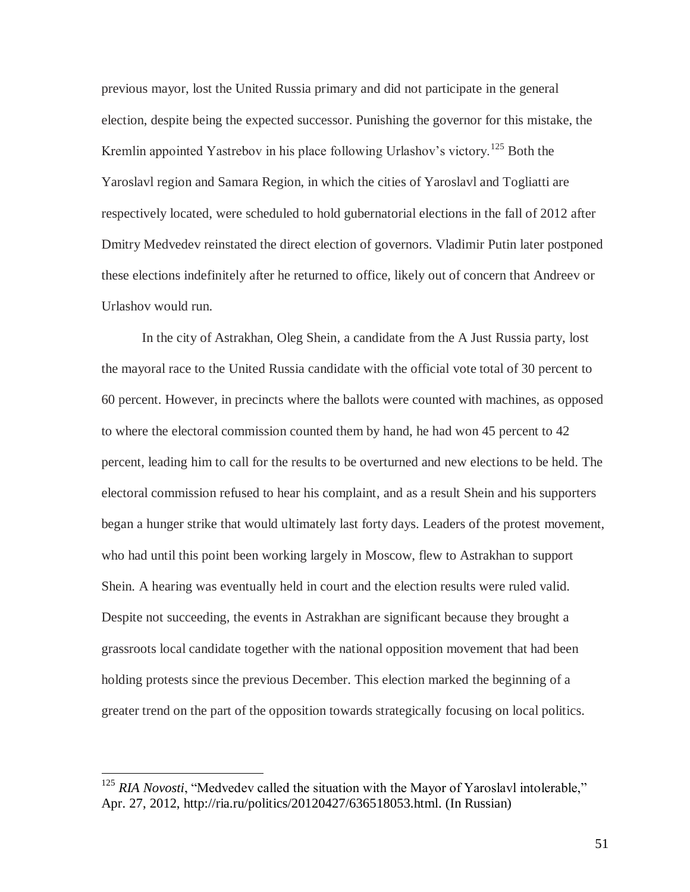previous mayor, lost the United Russia primary and did not participate in the general election, despite being the expected successor. Punishing the governor for this mistake, the Kremlin appointed Yastrebov in his place following Urlashov's victory.[125] Both the Yaroslavl region and Samara Region, in which the cities of Yaroslavl and Togliatti are respectively located, were scheduled to hold gubernatorial elections in the fall of 2012 after Dmitry Medvedev reinstated the direct election of governors. Vladimir Putin later postponed these elections indefinitely after he returned to office, likely out of concern that Andreev or Urlashov would run.

In the city of Astrakhan, Oleg Shein, a candidate from the A Just Russia party, lost the mayoral race to the United Russia candidate with the official vote total of 30 percent to 60 percent. However, in precincts where the ballots were counted with machines, as opposed to where the electoral commission counted them by hand, he had won 45 percent to 42 percent, leading him to call for the results to be overturned and new elections to be held. The electoral commission refused to hear his complaint, and as a result Shein and his supporters began a hunger strike that would ultimately last forty days. Leaders of the protest movement, who had until this point been working largely in Moscow, flew to Astrakhan to support Shein. A hearing was eventually held in court and the election results were ruled valid. Despite not succeeding, the events in Astrakhan are significant because they brought a grassroots local candidate together with the national opposition movement that had been holding protests since the previous December. This election marked the beginning of a greater trend on the part of the opposition towards strategically focusing on local politics.

---

[125] *RIA Novosti*, "Medvedev called the situation with the Mayor of Yaroslavl intolerable," Apr. 27, 2012, http://ria.ru/politics/20120427/636518053.html. (In Russian)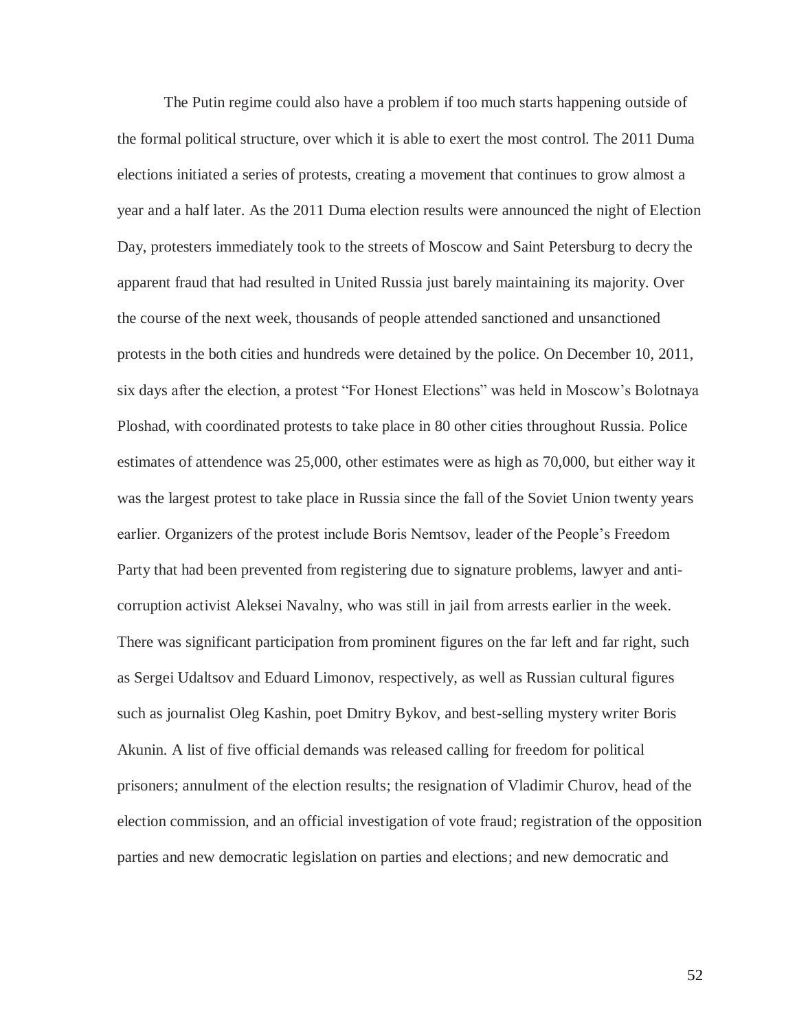The Putin regime could also have a problem if too much starts happening outside of the formal political structure, over which it is able to exert the most control. The 2011 Duma elections initiated a series of protests, creating a movement that continues to grow almost a year and a half later. As the 2011 Duma election results were announced the night of Election Day, protesters immediately took to the streets of Moscow and Saint Petersburg to decry the apparent fraud that had resulted in United Russia just barely maintaining its majority. Over the course of the next week, thousands of people attended sanctioned and unsanctioned protests in the both cities and hundreds were detained by the police. On December 10, 2011, six days after the election, a protest "For Honest Elections" was held in Moscow's Bolotnaya Ploshad, with coordinated protests to take place in 80 other cities throughout Russia. Police estimates of attendence was 25,000, other estimates were as high as 70,000, but either way it was the largest protest to take place in Russia since the fall of the Soviet Union twenty years earlier. Organizers of the protest include Boris Nemtsov, leader of the People's Freedom Party that had been prevented from registering due to signature problems, lawyer and anti-corruption activist Aleksei Navalny, who was still in jail from arrests earlier in the week. There was significant participation from prominent figures on the far left and far right, such as Sergei Udaltsov and Eduard Limonov, respectively, as well as Russian cultural figures such as journalist Oleg Kashin, poet Dmitry Bykov, and best-selling mystery writer Boris Akunin. A list of five official demands was released calling for freedom for political prisoners; annulment of the election results; the resignation of Vladimir Churov, head of the election commission, and an official investigation of vote fraud; registration of the opposition parties and new democratic legislation on parties and elections; and new democratic and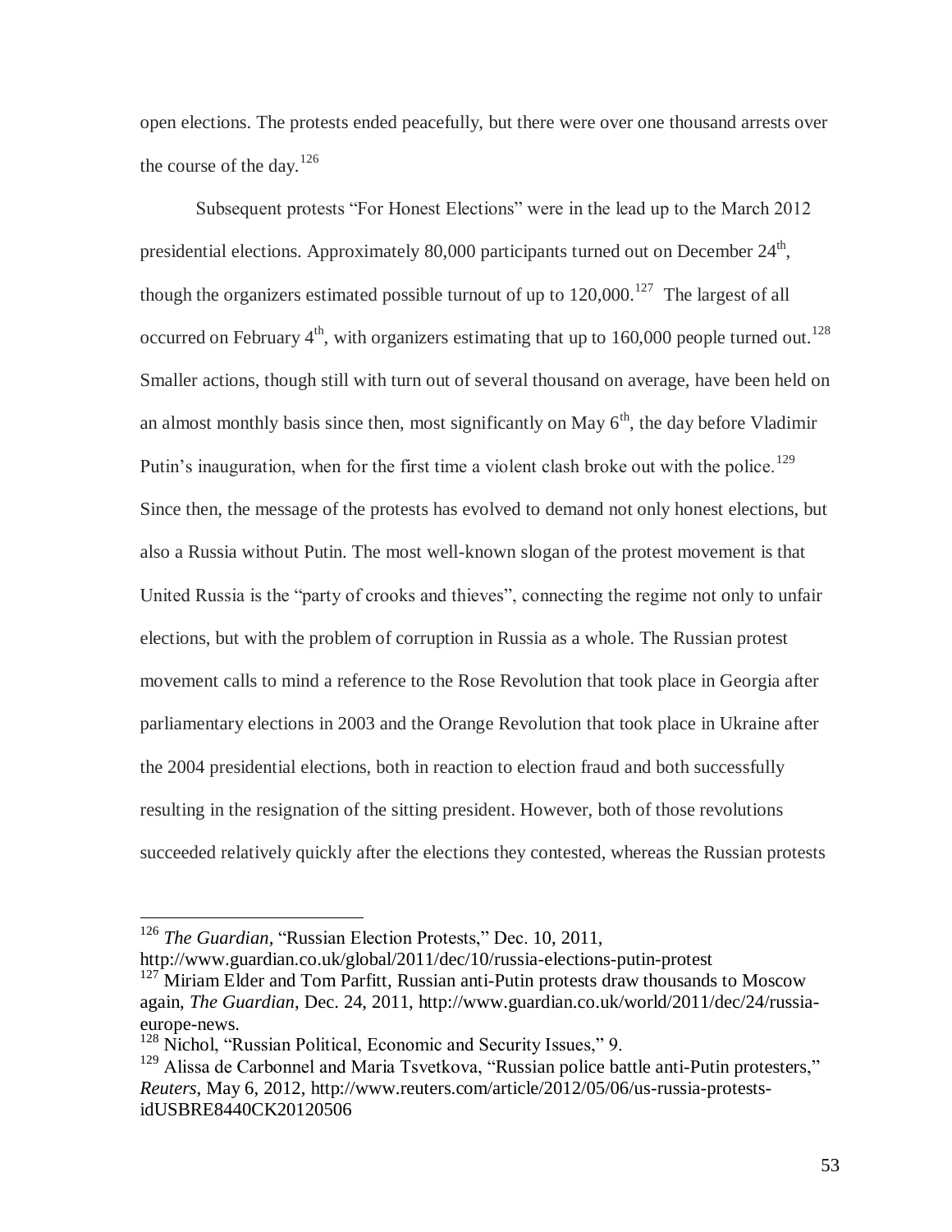open elections. The protests ended peacefully, but there were over one thousand arrests over the course of the day.[126]

Subsequent protests "For Honest Elections" were in the lead up to the March 2012 presidential elections. Approximately 80,000 participants turned out on December 24th, though the organizers estimated possible turnout of up to 120,000.[127] The largest of all occurred on February 4th, with organizers estimating that up to 160,000 people turned out.[128] Smaller actions, though still with turn out of several thousand on average, have been held on an almost monthly basis since then, most significantly on May 6th, the day before Vladimir Putin's inauguration, when for the first time a violent clash broke out with the police.[129] Since then, the message of the protests has evolved to demand not only honest elections, but also a Russia without Putin. The most well-known slogan of the protest movement is that United Russia is the "party of crooks and thieves", connecting the regime not only to unfair elections, but with the problem of corruption in Russia as a whole. The Russian protest movement calls to mind a reference to the Rose Revolution that took place in Georgia after parliamentary elections in 2003 and the Orange Revolution that took place in Ukraine after the 2004 presidential elections, both in reaction to election fraud and both successfully resulting in the resignation of the sitting president. However, both of those revolutions succeeded relatively quickly after the elections they contested, whereas the Russian protests

---

[126] *The Guardian*, "Russian Election Protests," Dec. 10, 2011, http://www.guardian.co.uk/global/2011/dec/10/russia-elections-putin-protest

[127] Miriam Elder and Tom Parfitt, Russian anti-Putin protests draw thousands to Moscow again, *The Guardian*, Dec. 24, 2011, http://www.guardian.co.uk/world/2011/dec/24/russia-europe-news.

[128] Nichol, "Russian Political, Economic and Security Issues," 9.

[129] Alissa de Carbonnel and Maria Tsvetkova, "Russian police battle anti-Putin protesters," *Reuters*, May 6, 2012, http://www.reuters.com/article/2012/05/06/us-russia-protests-idUSBRE8440CK20120506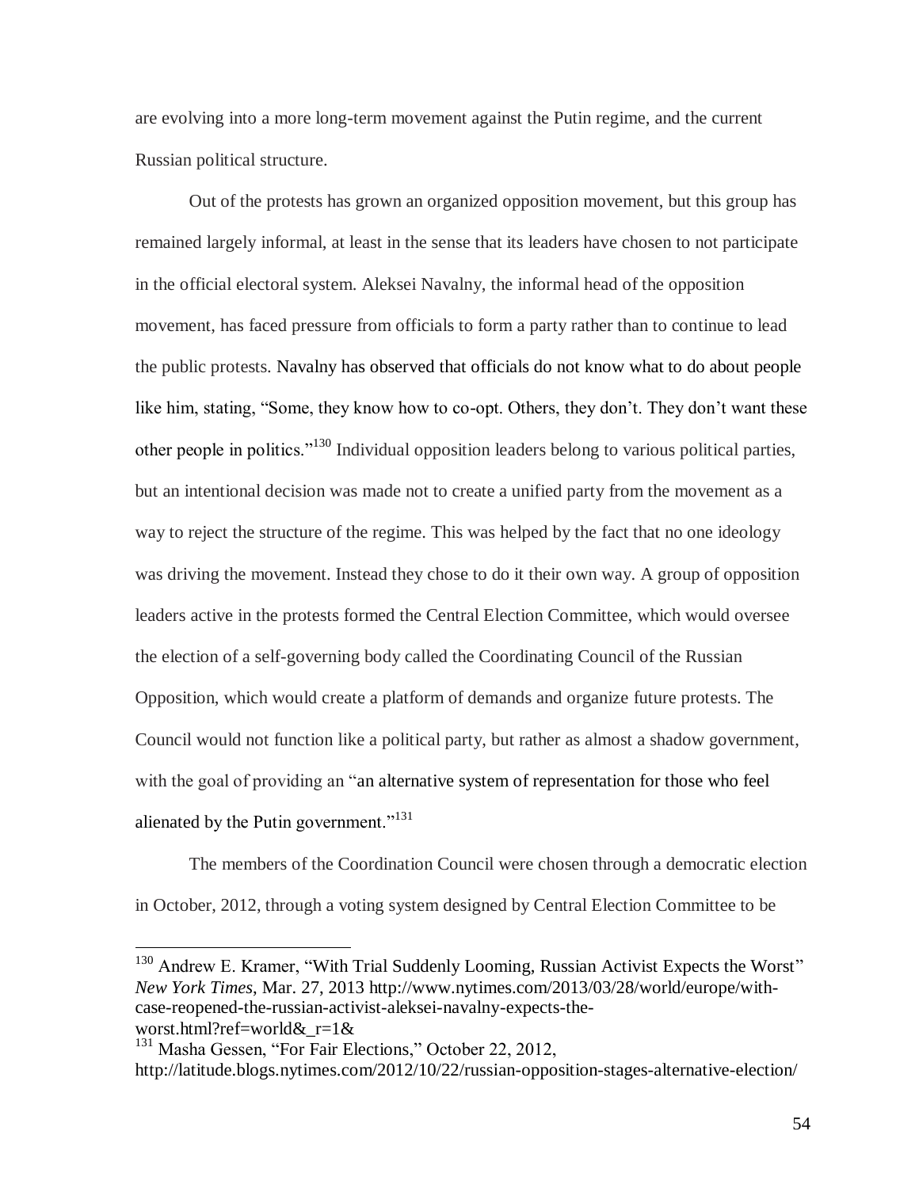are evolving into a more long-term movement against the Putin regime, and the current Russian political structure.

Out of the protests has grown an organized opposition movement, but this group has remained largely informal, at least in the sense that its leaders have chosen to not participate in the official electoral system. Aleksei Navalny, the informal head of the opposition movement, has faced pressure from officials to form a party rather than to continue to lead the public protests. Navalny has observed that officials do not know what to do about people like him, stating, "Some, they know how to co-opt. Others, they don't. They don't want these other people in politics."[130] Individual opposition leaders belong to various political parties, but an intentional decision was made not to create a unified party from the movement as a way to reject the structure of the regime. This was helped by the fact that no one ideology was driving the movement. Instead they chose to do it their own way. A group of opposition leaders active in the protests formed the Central Election Committee, which would oversee the election of a self-governing body called the Coordinating Council of the Russian Opposition, which would create a platform of demands and organize future protests. The Council would not function like a political party, but rather as almost a shadow government, with the goal of providing an "an alternative system of representation for those who feel alienated by the Putin government."[131]

The members of the Coordination Council were chosen through a democratic election in October, 2012, through a voting system designed by Central Election Committee to be

---

[130] Andrew E. Kramer, "With Trial Suddenly Looming, Russian Activist Expects the Worst" *New York Times*, Mar. 27, 2013 http://www.nytimes.com/2013/03/28/world/europe/with-case-reopened-the-russian-activist-aleksei-navalny-expects-the-worst.html?ref=world&_r=1&

[131] Masha Gessen, "For Fair Elections," October 22, 2012, http://latitude.blogs.nytimes.com/2012/10/22/russian-opposition-stages-alternative-election/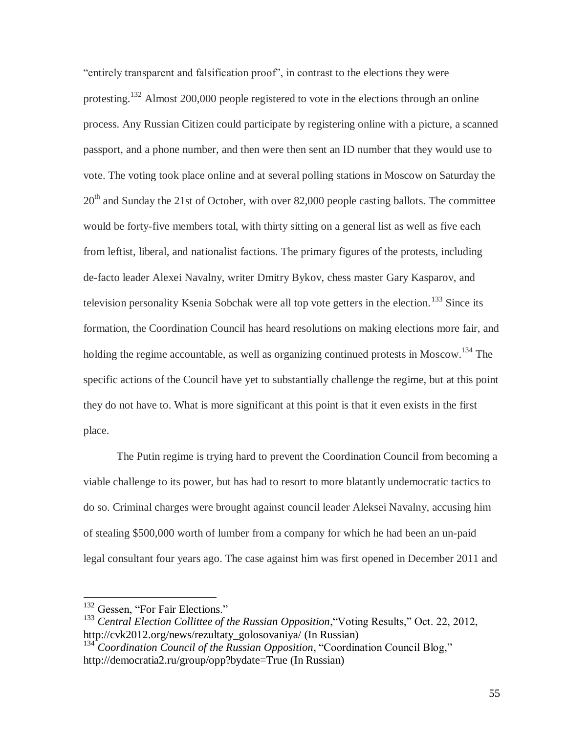"entirely transparent and falsification proof", in contrast to the elections they were protesting.[132] Almost 200,000 people registered to vote in the elections through an online process. Any Russian Citizen could participate by registering online with a picture, a scanned passport, and a phone number, and then were then sent an ID number that they would use to vote. The voting took place online and at several polling stations in Moscow on Saturday the 20th and Sunday the 21st of October, with over 82,000 people casting ballots. The committee would be forty-five members total, with thirty sitting on a general list as well as five each from leftist, liberal, and nationalist factions. The primary figures of the protests, including de-facto leader Alexei Navalny, writer Dmitry Bykov, chess master Gary Kasparov, and television personality Ksenia Sobchak were all top vote getters in the election.[133] Since its formation, the Coordination Council has heard resolutions on making elections more fair, and holding the regime accountable, as well as organizing continued protests in Moscow.[134] The specific actions of the Council have yet to substantially challenge the regime, but at this point they do not have to. What is more significant at this point is that it even exists in the first place.

The Putin regime is trying hard to prevent the Coordination Council from becoming a viable challenge to its power, but has had to resort to more blatantly undemocratic tactics to do so. Criminal charges were brought against council leader Aleksei Navalny, accusing him of stealing $500,000 worth of lumber from a company for which he had been an un-paid legal consultant four years ago. The case against him was first opened in December 2011 and

---

[132] Gessen, "For Fair Elections."

[133] *Central Election Collittee of the Russian Opposition*, "Voting Results," Oct. 22, 2012, http://cvk2012.org/news/rezultaty_golosovaniya/ (In Russian)

[134] *Coordination Council of the Russian Opposition*, "Coordination Council Blog," http://democratia2.ru/group/opp?bydate=True (In Russian)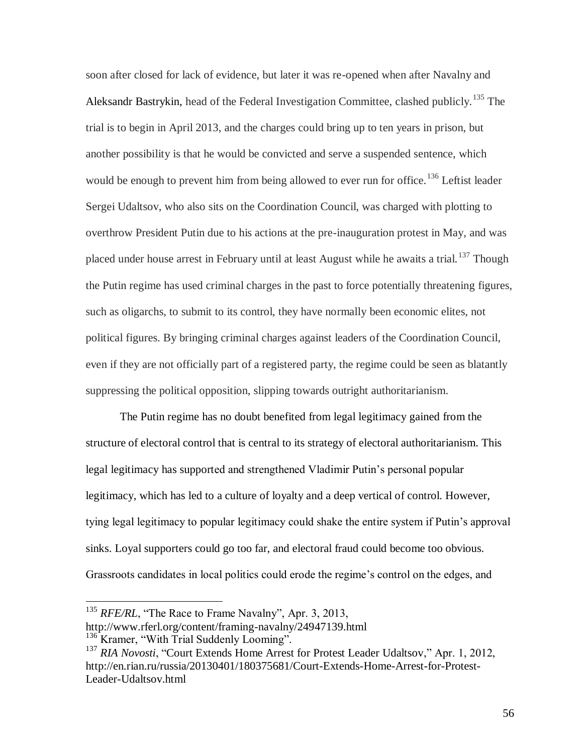soon after closed for lack of evidence, but later it was re-opened when after Navalny and Aleksandr Bastrykin, head of the Federal Investigation Committee, clashed publicly.[135] The trial is to begin in April 2013, and the charges could bring up to ten years in prison, but another possibility is that he would be convicted and serve a suspended sentence, which would be enough to prevent him from being allowed to ever run for office.[136] Leftist leader Sergei Udaltsov, who also sits on the Coordination Council, was charged with plotting to overthrow President Putin due to his actions at the pre-inauguration protest in May, and was placed under house arrest in February until at least August while he awaits a trial.[137] Though the Putin regime has used criminal charges in the past to force potentially threatening figures, such as oligarchs, to submit to its control, they have normally been economic elites, not political figures. By bringing criminal charges against leaders of the Coordination Council, even if they are not officially part of a registered party, the regime could be seen as blatantly suppressing the political opposition, slipping towards outright authoritarianism.

The Putin regime has no doubt benefited from legal legitimacy gained from the structure of electoral control that is central to its strategy of electoral authoritarianism. This legal legitimacy has supported and strengthened Vladimir Putin's personal popular legitimacy, which has led to a culture of loyalty and a deep vertical of control. However, tying legal legitimacy to popular legitimacy could shake the entire system if Putin's approval sinks. Loyal supporters could go too far, and electoral fraud could become too obvious. Grassroots candidates in local politics could erode the regime's control on the edges, and

---

[135] *RFE/RL*, "The Race to Frame Navalny", Apr. 3, 2013, http://www.rferl.org/content/framing-navalny/24947139.html

[136] Kramer, "With Trial Suddenly Looming".

[137] *RIA Novosti*, "Court Extends Home Arrest for Protest Leader Udaltsov," Apr. 1, 2012, http://en.rian.ru/russia/20130401/180375681/Court-Extends-Home-Arrest-for-Protest-Leader-Udaltsov.html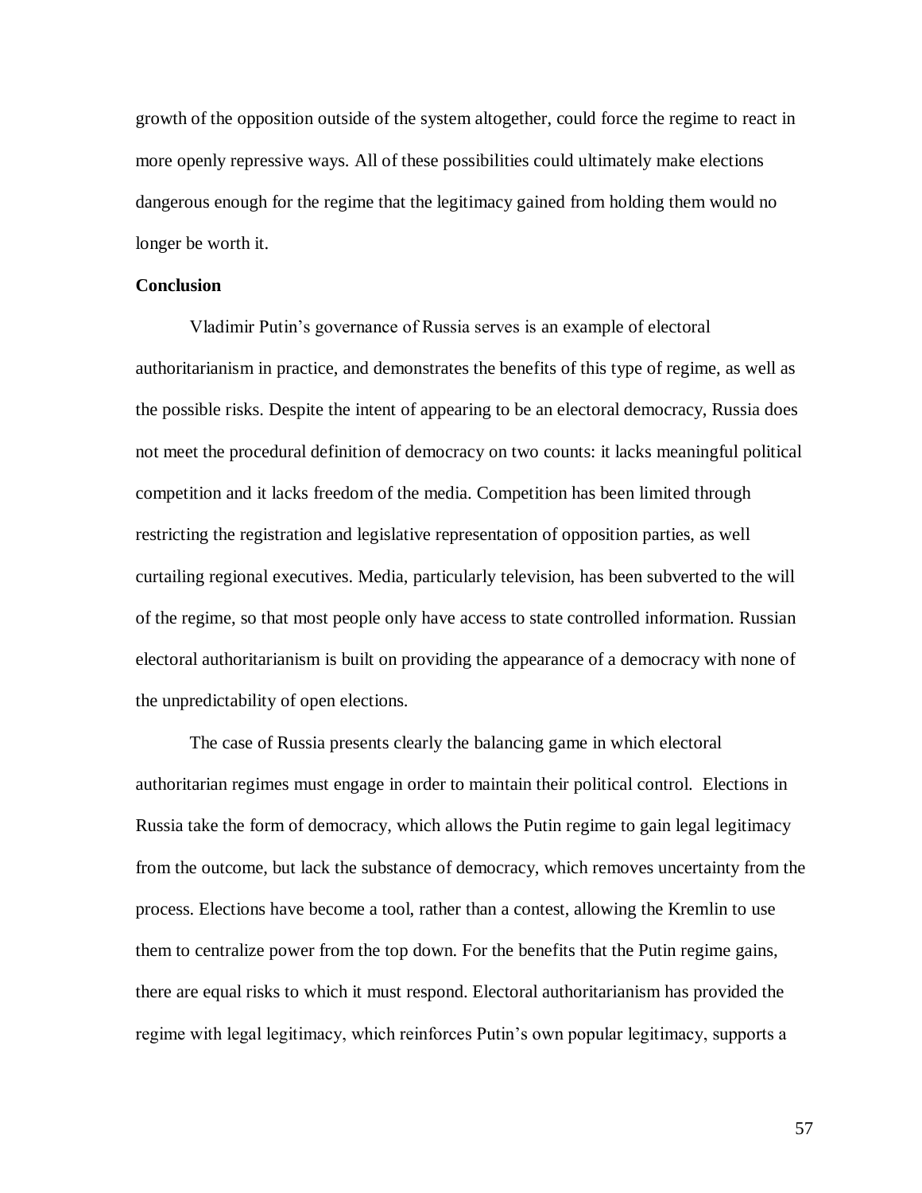growth of the opposition outside of the system altogether, could force the regime to react in more openly repressive ways. All of these possibilities could ultimately make elections dangerous enough for the regime that the legitimacy gained from holding them would no longer be worth it.

**Conclusion**

Vladimir Putin's governance of Russia serves is an example of electoral authoritarianism in practice, and demonstrates the benefits of this type of regime, as well as the possible risks. Despite the intent of appearing to be an electoral democracy, Russia does not meet the procedural definition of democracy on two counts: it lacks meaningful political competition and it lacks freedom of the media. Competition has been limited through restricting the registration and legislative representation of opposition parties, as well curtailing regional executives. Media, particularly television, has been subverted to the will of the regime, so that most people only have access to state controlled information. Russian electoral authoritarianism is built on providing the appearance of a democracy with none of the unpredictability of open elections.

The case of Russia presents clearly the balancing game in which electoral authoritarian regimes must engage in order to maintain their political control. Elections in Russia take the form of democracy, which allows the Putin regime to gain legal legitimacy from the outcome, but lack the substance of democracy, which removes uncertainty from the process. Elections have become a tool, rather than a contest, allowing the Kremlin to use them to centralize power from the top down. For the benefits that the Putin regime gains, there are equal risks to which it must respond. Electoral authoritarianism has provided the regime with legal legitimacy, which reinforces Putin's own popular legitimacy, supports a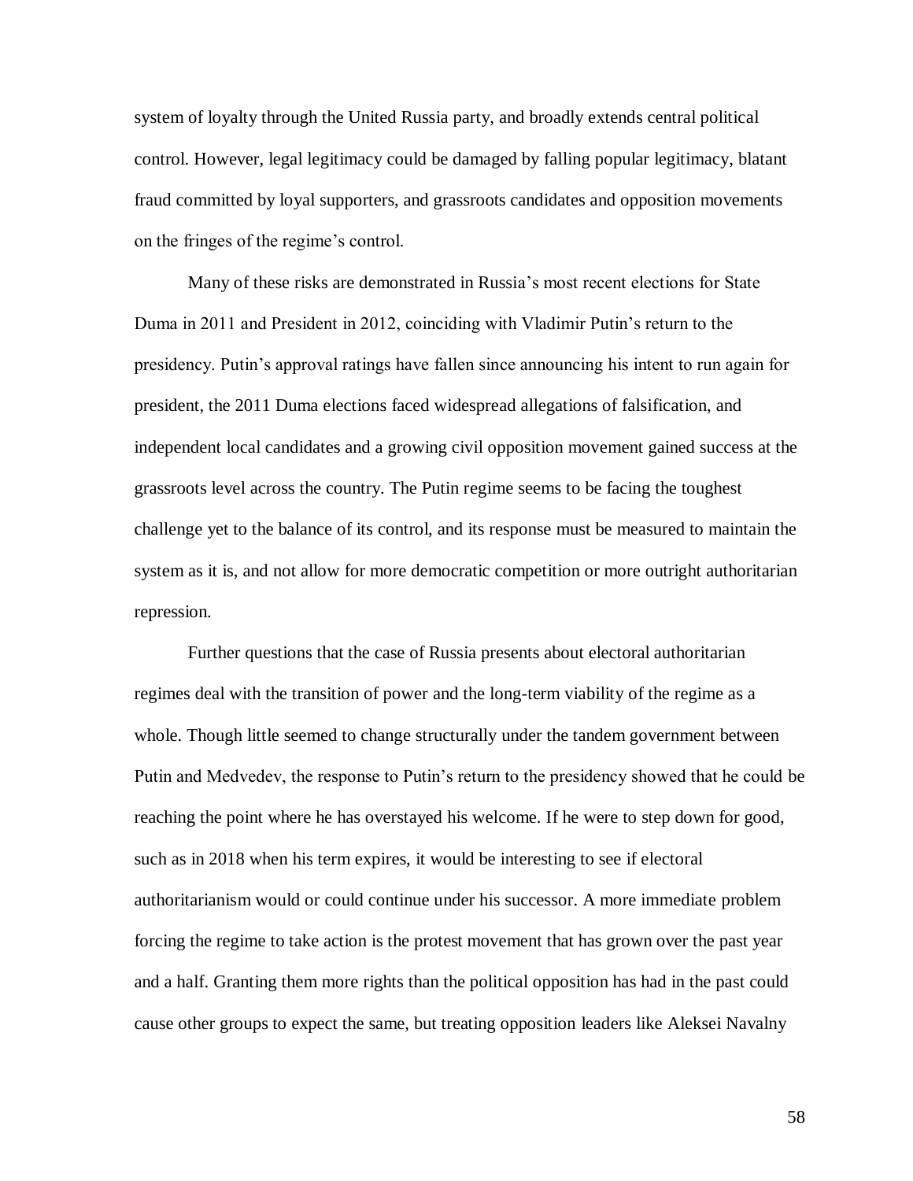system of loyalty through the United Russia party, and broadly extends central political control. However, legal legitimacy could be damaged by falling popular legitimacy, blatant fraud committed by loyal supporters, and grassroots candidates and opposition movements on the fringes of the regime's control.

Many of these risks are demonstrated in Russia's most recent elections for State Duma in 2011 and President in 2012, coinciding with Vladimir Putin's return to the presidency. Putin's approval ratings have fallen since announcing his intent to run again for president, the 2011 Duma elections faced widespread allegations of falsification, and independent local candidates and a growing civil opposition movement gained success at the grassroots level across the country. The Putin regime seems to be facing the toughest challenge yet to the balance of its control, and its response must be measured to maintain the system as it is, and not allow for more democratic competition or more outright authoritarian repression.

Further questions that the case of Russia presents about electoral authoritarian regimes deal with the transition of power and the long-term viability of the regime as a whole. Though little seemed to change structurally under the tandem government between Putin and Medvedev, the response to Putin's return to the presidency showed that he could be reaching the point where he has overstayed his welcome. If he were to step down for good, such as in 2018 when his term expires, it would be interesting to see if electoral authoritarianism would or could continue under his successor. A more immediate problem forcing the regime to take action is the protest movement that has grown over the past year and a half. Granting them more rights than the political opposition has had in the past could cause other groups to expect the same, but treating opposition leaders like Aleksei Navalny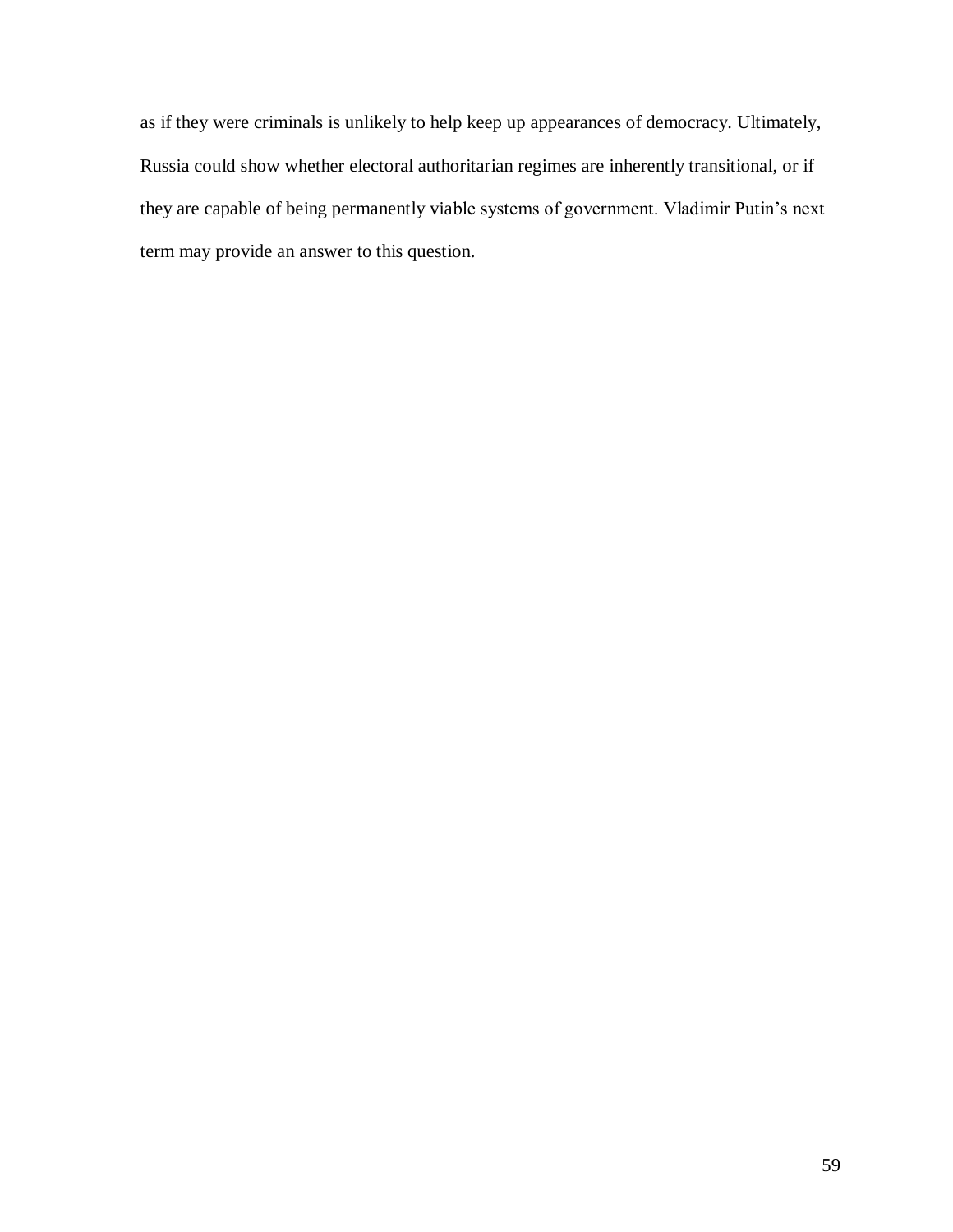as if they were criminals is unlikely to help keep up appearances of democracy. Ultimately, Russia could show whether electoral authoritarian regimes are inherently transitional, or if they are capable of being permanently viable systems of government. Vladimir Putin's next term may provide an answer to this question.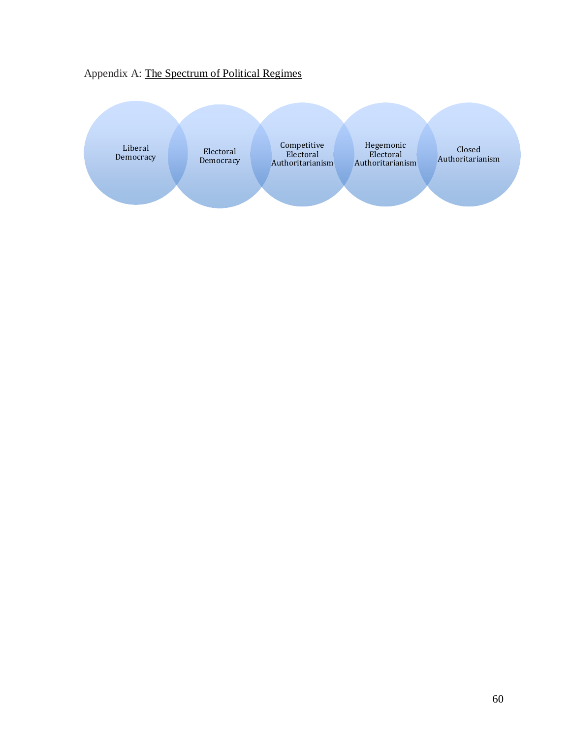Appendix A: The Spectrum of Political Regimes

Liberal Democracy

Electoral Democracy

Competitive Electoral Authoritarianism

Hegemonic Electoral Authoritarianism

Closed Authoritarianism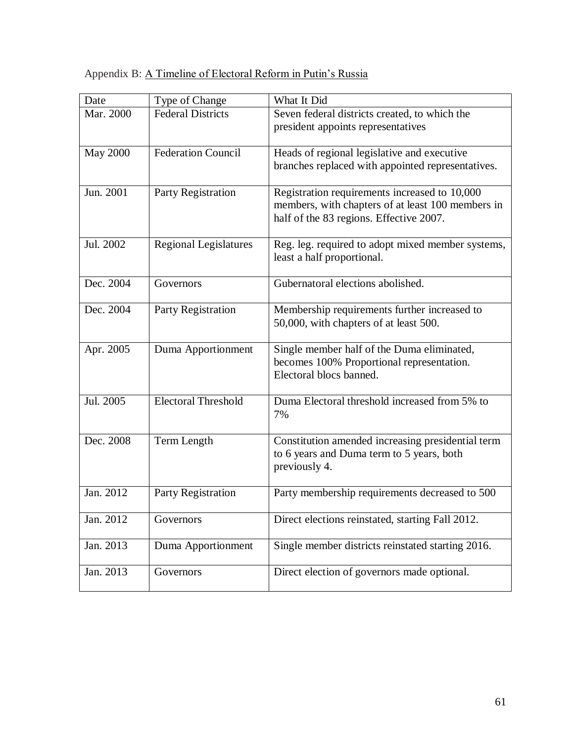Appendix B: A Timeline of Electoral Reform in Putin's Russia

| Date | Type of Change | What It Did |
|---|---|---|
| Mar. 2000 | Federal Districts | Seven federal districts created, to which the president appoints representatives |
| May 2000 | Federation Council | Heads of regional legislative and executive branches replaced with appointed representatives. |
| Jun. 2001 | Party Registration | Registration requirements increased to 10,000 members, with chapters of at least 100 members in half of the 83 regions. Effective 2007. |
| Jul. 2002 | Regional Legislatures | Reg. leg. required to adopt mixed member systems, least a half proportional. |
| Dec. 2004 | Governors | Gubernatoral elections abolished. |
| Dec. 2004 | Party Registration | Membership requirements further increased to 50,000, with chapters of at least 500. |
| Apr. 2005 | Duma Apportionment | Single member half of the Duma eliminated, becomes 100% Proportional representation. Electoral blocs banned. |
| Jul. 2005 | Electoral Threshold | Duma Electoral threshold increased from 5% to 7% |
| Dec. 2008 | Term Length | Constitution amended increasing presidential term to 6 years and Duma term to 5 years, both previously 4. |
| Jan. 2012 | Party Registration | Party membership requirements decreased to 500 |
| Jan. 2012 | Governors | Direct elections reinstated, starting Fall 2012. |
| Jan. 2013 | Duma Apportionment | Single member districts reinstated starting 2016. |
| Jan. 2013 | Governors | Direct election of governors made optional. |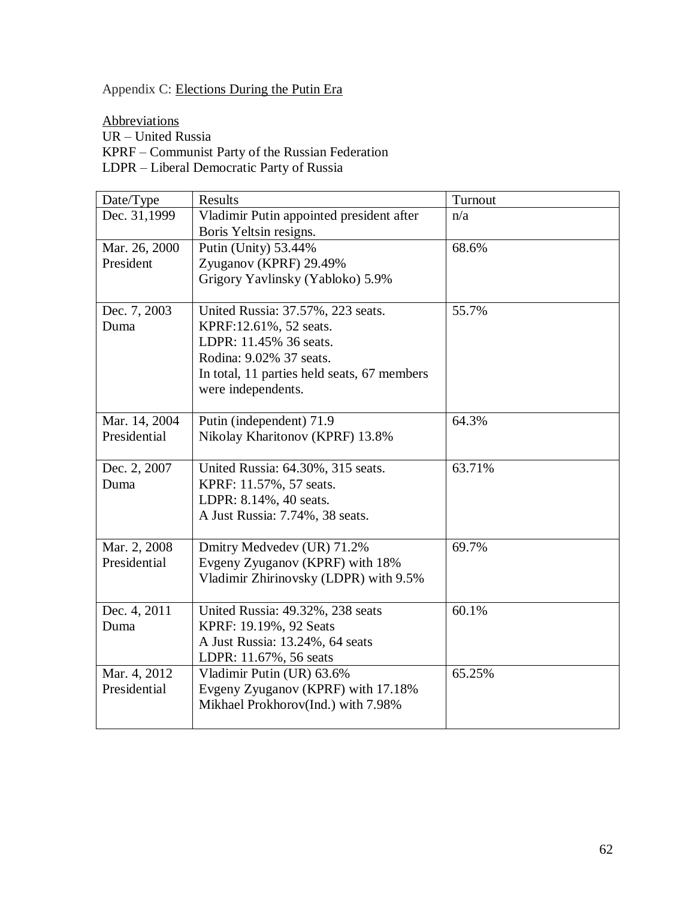Appendix C: Elections During the Putin Era

Abbreviations
UR – United Russia
KPRF – Communist Party of the Russian Federation
LDPR – Liberal Democratic Party of Russia

| Date/Type | Results | Turnout |
| --- | --- | --- |
| Dec. 31,1999 | Vladimir Putin appointed president after Boris Yeltsin resigns. | n/a |
| Mar. 26, 2000 President | Putin (Unity) 53.44%<br>Zyuganov (KPRF) 29.49%<br>Grigory Yavlinsky (Yabloko) 5.9% | 68.6% |
| Dec. 7, 2003 Duma | United Russia: 37.57%, 223 seats.<br>KPRF:12.61%, 52 seats.<br>LDPR: 11.45% 36 seats.<br>Rodina: 9.02% 37 seats.<br>In total, 11 parties held seats, 67 members were independents. | 55.7% |
| Mar. 14, 2004 Presidential | Putin (independent) 71.9<br>Nikolay Kharitonov (KPRF) 13.8% | 64.3% |
| Dec. 2, 2007 Duma | United Russia: 64.30%, 315 seats.<br>KPRF: 11.57%, 57 seats.<br>LDPR: 8.14%, 40 seats.<br>A Just Russia: 7.74%, 38 seats. | 63.71% |
| Mar. 2, 2008 Presidential | Dmitry Medvedev (UR) 71.2%<br>Evgeny Zyuganov (KPRF) with 18%<br>Vladimir Zhirinovsky (LDPR) with 9.5% | 69.7% |
| Dec. 4, 2011 Duma | United Russia: 49.32%, 238 seats<br>KPRF: 19.19%, 92 Seats<br>A Just Russia: 13.24%, 64 seats<br>LDPR: 11.67%, 56 seats | 60.1% |
| Mar. 4, 2012 Presidential | Vladimir Putin (UR) 63.6%<br>Evgeny Zyuganov (KPRF) with 17.18%<br>Mikhael Prokhorov(Ind.) with 7.98% | 65.25% |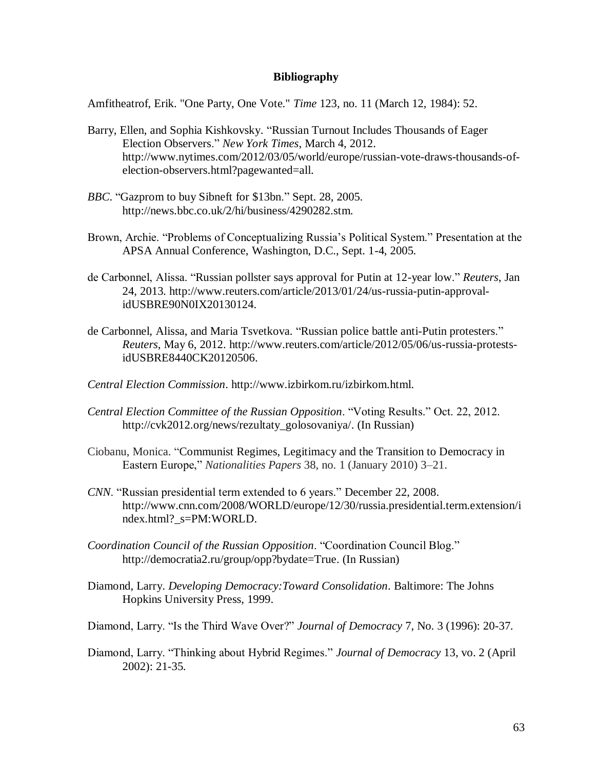**Bibliography**

Amfitheatrof, Erik. "One Party, One Vote." *Time* 123, no. 11 (March 12, 1984): 52.

Barry, Ellen, and Sophia Kishkovsky. "Russian Turnout Includes Thousands of Eager Election Observers." *New York Times*, March 4, 2012. http://www.nytimes.com/2012/03/05/world/europe/russian-vote-draws-thousands-of-election-observers.html?pagewanted=all.

*BBC*. "Gazprom to buy Sibneft for $13bn." Sept. 28, 2005. http://news.bbc.co.uk/2/hi/business/4290282.stm.

Brown, Archie. "Problems of Conceptualizing Russia's Political System." Presentation at the APSA Annual Conference, Washington, D.C., Sept. 1-4, 2005.

de Carbonnel, Alissa. "Russian pollster says approval for Putin at 12-year low." *Reuters*, Jan 24, 2013. http://www.reuters.com/article/2013/01/24/us-russia-putin-approval-idUSBRE90N0IX20130124.

de Carbonnel, Alissa, and Maria Tsvetkova. "Russian police battle anti-Putin protesters." *Reuters*, May 6, 2012. http://www.reuters.com/article/2012/05/06/us-russia-protests-idUSBRE8440CK20120506.

*Central Election Commission*. http://www.izbirkom.ru/izbirkom.html.

*Central Election Committee of the Russian Opposition*. "Voting Results." Oct. 22, 2012. http://cvk2012.org/news/rezultaty_golosovaniya/. (In Russian)

Ciobanu, Monica. "Communist Regimes, Legitimacy and the Transition to Democracy in Eastern Europe," *Nationalities Papers* 38, no. 1 (January 2010) 3–21.

*CNN*. "Russian presidential term extended to 6 years." December 22, 2008. http://www.cnn.com/2008/WORLD/europe/12/30/russia.presidential.term.extension/index.html?_s=PM:WORLD.

*Coordination Council of the Russian Opposition*. "Coordination Council Blog." http://democratia2.ru/group/opp?bydate=True. (In Russian)

Diamond, Larry. *Developing Democracy:Toward Consolidation*. Baltimore: The Johns Hopkins University Press, 1999.

Diamond, Larry. "Is the Third Wave Over?" *Journal of Democracy* 7, No. 3 (1996): 20-37.

Diamond, Larry. "Thinking about Hybrid Regimes." *Journal of Democracy* 13, vo. 2 (April 2002): 21-35.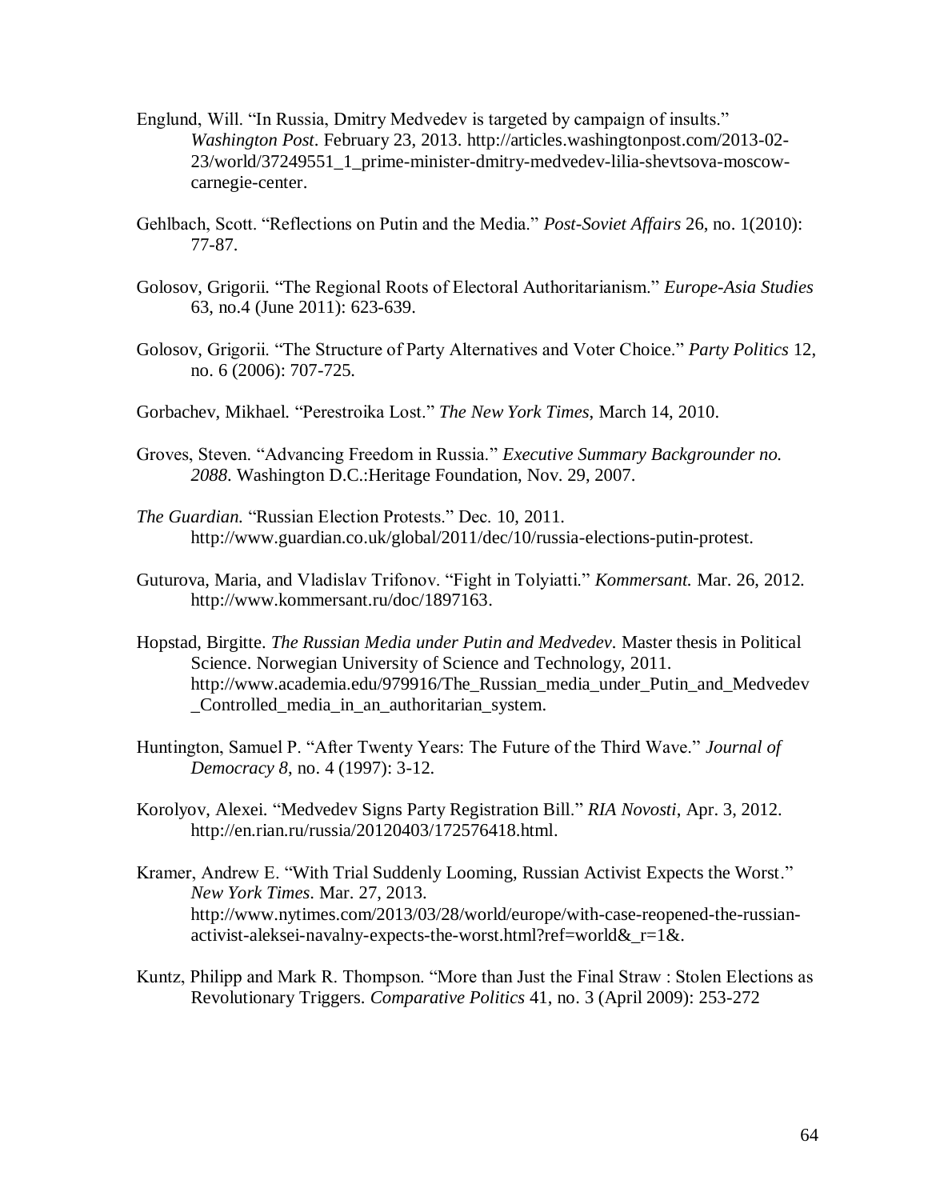Englund, Will. “In Russia, Dmitry Medvedev is targeted by campaign of insults.” *Washington Post*. February 23, 2013. http://articles.washingtonpost.com/2013-02-23/world/37249551_1_prime-minister-dmitry-medvedev-lilia-shevtsova-moscow-carnegie-center.

Gehlbach, Scott. “Reflections on Putin and the Media.” *Post-Soviet Affairs* 26, no. 1(2010): 77-87.

Golosov, Grigorii. “The Regional Roots of Electoral Authoritarianism.” *Europe-Asia Studies* 63, no.4 (June 2011): 623-639.

Golosov, Grigorii. “The Structure of Party Alternatives and Voter Choice.” *Party Politics* 12, no. 6 (2006): 707-725.

Gorbachev, Mikhael. “Perestroika Lost.” *The New York Times*, March 14, 2010.

Groves, Steven. “Advancing Freedom in Russia.” *Executive Summary Backgrounder no. 2088*. Washington D.C.:Heritage Foundation, Nov. 29, 2007.

*The Guardian.* “Russian Election Protests.” Dec. 10, 2011. http://www.guardian.co.uk/global/2011/dec/10/russia-elections-putin-protest.

Guturova, Maria, and Vladislav Trifonov. “Fight in Tolyiatti.” *Kommersant.* Mar. 26, 2012. http://www.kommersant.ru/doc/1897163.

Hopstad, Birgitte. *The Russian Media under Putin and Medvedev*. Master thesis in Political Science. Norwegian University of Science and Technology, 2011. http://www.academia.edu/979916/The_Russian_media_under_Putin_and_Medvedev_Controlled_media_in_an_authoritarian_system.

Huntington, Samuel P. “After Twenty Years: The Future of the Third Wave.” *Journal of Democracy 8*, no. 4 (1997): 3-12.

Korolyov, Alexei. “Medvedev Signs Party Registration Bill.” *RIA Novosti*, Apr. 3, 2012. http://en.rian.ru/russia/20120403/172576418.html.

Kramer, Andrew E. “With Trial Suddenly Looming, Russian Activist Expects the Worst.” *New York Times*. Mar. 27, 2013. http://www.nytimes.com/2013/03/28/world/europe/with-case-reopened-the-russian-activist-aleksei-navalny-expects-the-worst.html?ref=world&_r=1&.

Kuntz, Philipp and Mark R. Thompson. “More than Just the Final Straw : Stolen Elections as Revolutionary Triggers. *Comparative Politics* 41, no. 3 (April 2009): 253-272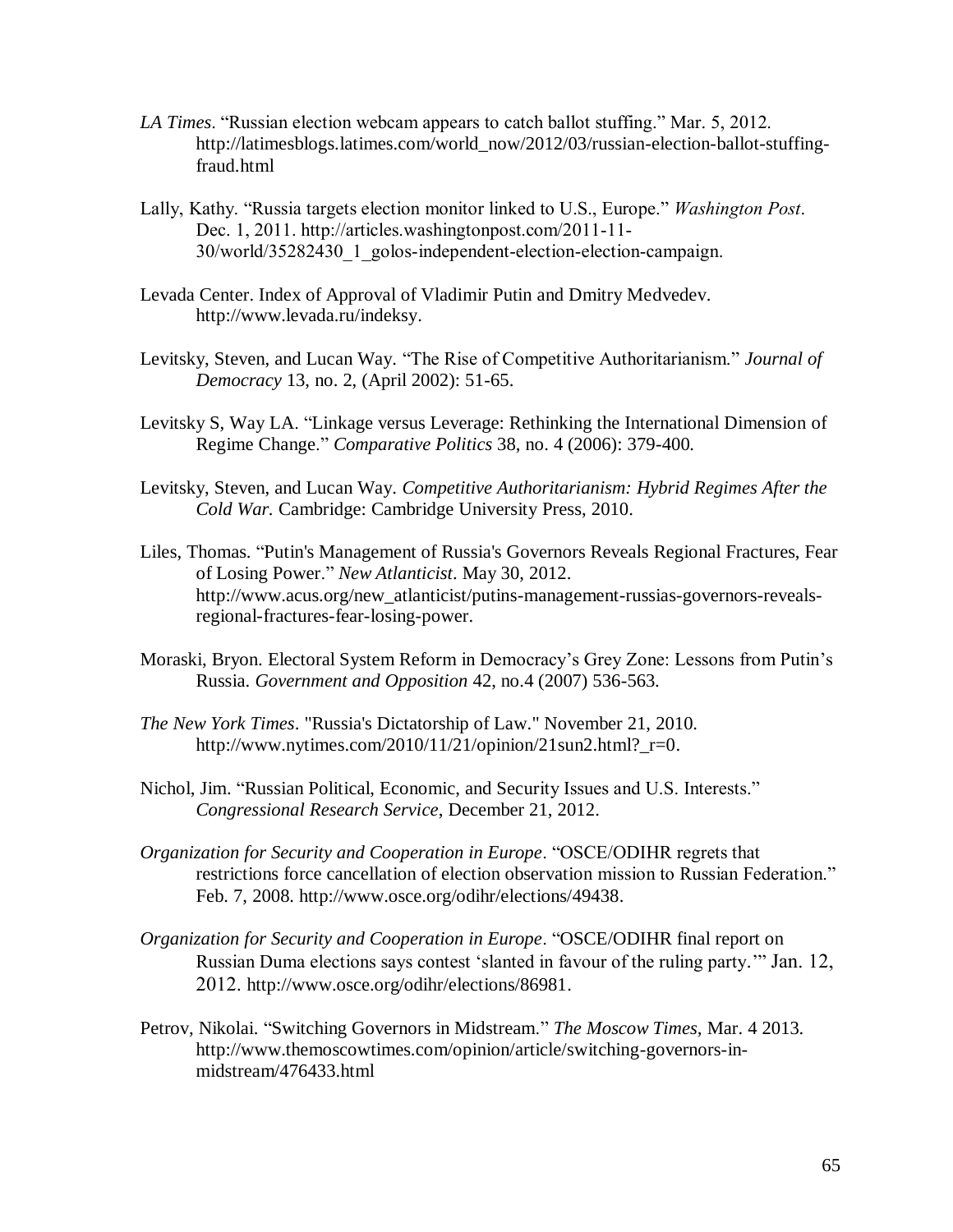*LA Times*. "Russian election webcam appears to catch ballot stuffing." Mar. 5, 2012. http://latimesblogs.latimes.com/world_now/2012/03/russian-election-ballot-stuffing-fraud.html

Lally, Kathy. "Russia targets election monitor linked to U.S., Europe." *Washington Post*. Dec. 1, 2011. http://articles.washingtonpost.com/2011-11-30/world/35282430_1_golos-independent-election-election-campaign.

Levada Center. Index of Approval of Vladimir Putin and Dmitry Medvedev. http://www.levada.ru/indeksy.

Levitsky, Steven, and Lucan Way. "The Rise of Competitive Authoritarianism." *Journal of Democracy* 13, no. 2, (April 2002): 51-65.

Levitsky S, Way LA. "Linkage versus Leverage: Rethinking the International Dimension of Regime Change." *Comparative Politics* 38, no. 4 (2006): 379-400.

Levitsky, Steven, and Lucan Way. *Competitive Authoritarianism: Hybrid Regimes After the Cold War.* Cambridge: Cambridge University Press, 2010.

Liles, Thomas. "Putin's Management of Russia's Governors Reveals Regional Fractures, Fear of Losing Power." *New Atlanticist*. May 30, 2012. http://www.acus.org/new_atlanticist/putins-management-russias-governors-reveals-regional-fractures-fear-losing-power.

Moraski, Bryon. Electoral System Reform in Democracy's Grey Zone: Lessons from Putin's Russia. *Government and Opposition* 42, no.4 (2007) 536-563.

*The New York Times*. "Russia's Dictatorship of Law." November 21, 2010. http://www.nytimes.com/2010/11/21/opinion/21sun2.html?_r=0.

Nichol, Jim. "Russian Political, Economic, and Security Issues and U.S. Interests." *Congressional Research Service*, December 21, 2012.

*Organization for Security and Cooperation in Europe*. "OSCE/ODIHR regrets that restrictions force cancellation of election observation mission to Russian Federation." Feb. 7, 2008. http://www.osce.org/odihr/elections/49438.

*Organization for Security and Cooperation in Europe*. "OSCE/ODIHR final report on Russian Duma elections says contest 'slanted in favour of the ruling party.'" Jan. 12, 2012. http://www.osce.org/odihr/elections/86981.

Petrov, Nikolai. "Switching Governors in Midstream." *The Moscow Times*, Mar. 4 2013. http://www.themoscowtimes.com/opinion/article/switching-governors-in-midstream/476433.html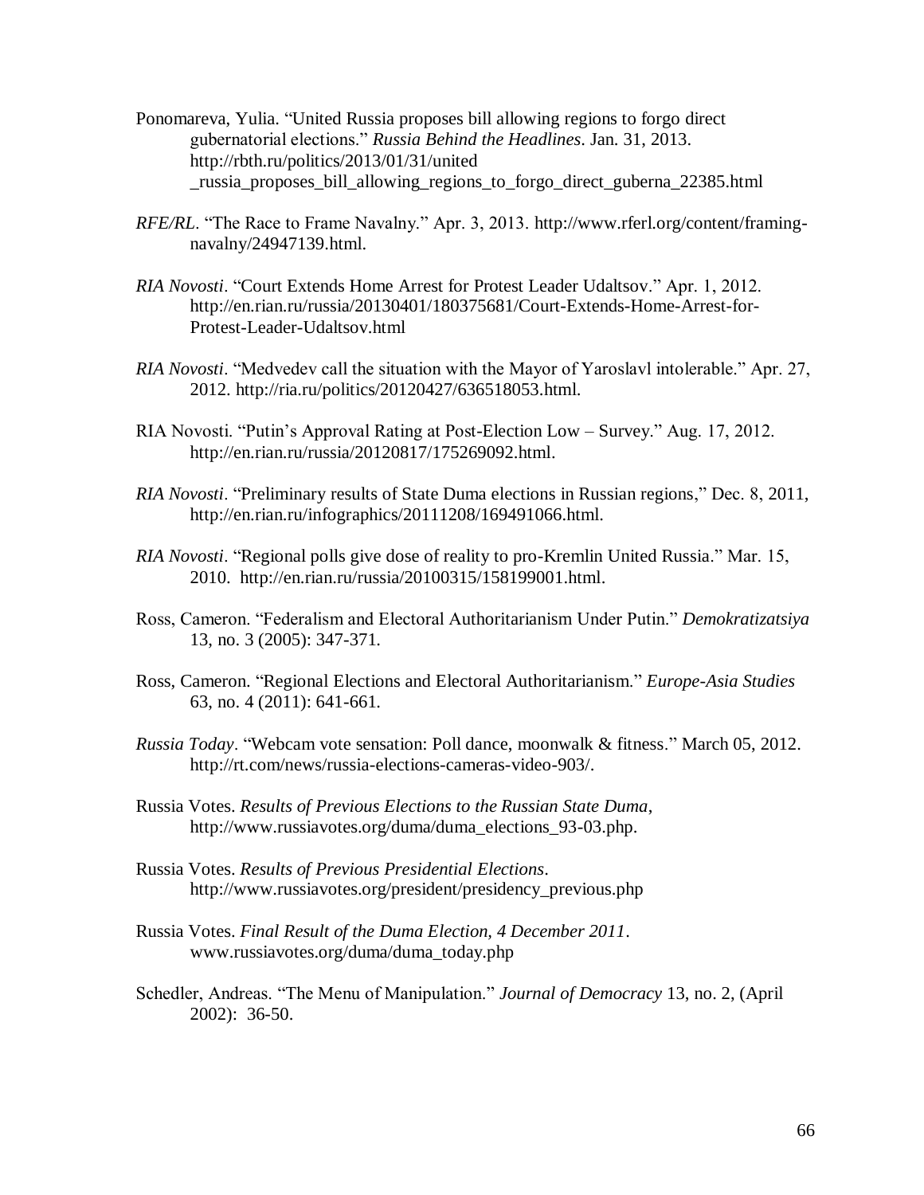Ponomareva, Yulia. “United Russia proposes bill allowing regions to forgo direct gubernatorial elections.” *Russia Behind the Headlines*. Jan. 31, 2013. http://rbth.ru/politics/2013/01/31/united_russia_proposes_bill_allowing_regions_to_forgo_direct_guberna_22385.html

*RFE/RL*. “The Race to Frame Navalny.” Apr. 3, 2013. http://www.rferl.org/content/framing-navalny/24947139.html.

*RIA Novosti*. “Court Extends Home Arrest for Protest Leader Udaltsov.” Apr. 1, 2012. http://en.rian.ru/russia/20130401/180375681/Court-Extends-Home-Arrest-for-Protest-Leader-Udaltsov.html

*RIA Novosti*. “Medvedev call the situation with the Mayor of Yaroslavl intolerable.” Apr. 27, 2012. http://ria.ru/politics/20120427/636518053.html.

RIA Novosti. “Putin’s Approval Rating at Post-Election Low – Survey.” Aug. 17, 2012. http://en.rian.ru/russia/20120817/175269092.html.

*RIA Novosti*. “Preliminary results of State Duma elections in Russian regions,” Dec. 8, 2011, http://en.rian.ru/infographics/20111208/169491066.html.

*RIA Novosti*. “Regional polls give dose of reality to pro-Kremlin United Russia.” Mar. 15, 2010. http://en.rian.ru/russia/20100315/158199001.html.

Ross, Cameron. “Federalism and Electoral Authoritarianism Under Putin.” *Demokratizatsiya* 13, no. 3 (2005): 347-371.

Ross, Cameron. “Regional Elections and Electoral Authoritarianism.” *Europe-Asia Studies* 63, no. 4 (2011): 641-661.

*Russia Today*. “Webcam vote sensation: Poll dance, moonwalk & fitness.” March 05, 2012. http://rt.com/news/russia-elections-cameras-video-903/.

Russia Votes. *Results of Previous Elections to the Russian State Duma*, http://www.russiavotes.org/duma/duma_elections_93-03.php.

Russia Votes. *Results of Previous Presidential Elections*. http://www.russiavotes.org/president/presidency_previous.php

Russia Votes. *Final Result of the Duma Election, 4 December 2011*. www.russiavotes.org/duma/duma_today.php

Schedler, Andreas. “The Menu of Manipulation.” *Journal of Democracy* 13, no. 2, (April 2002): 36-50.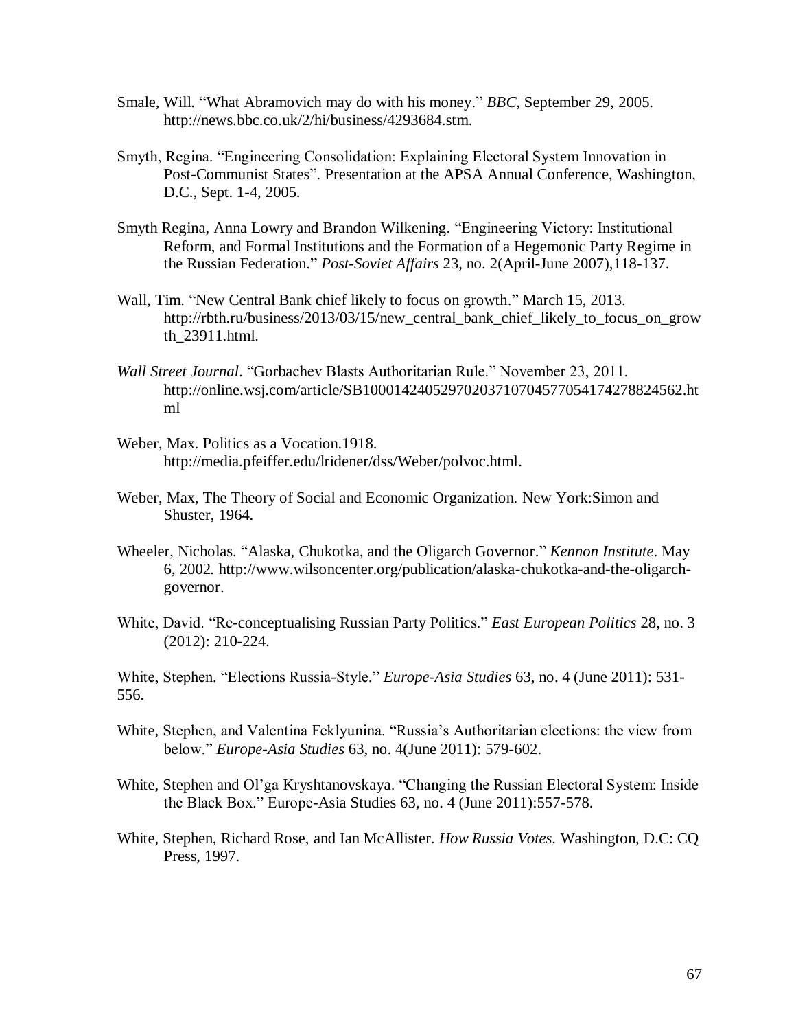Smale, Will. "What Abramovich may do with his money." *BBC*, September 29, 2005. http://news.bbc.co.uk/2/hi/business/4293684.stm.

Smyth, Regina. "Engineering Consolidation: Explaining Electoral System Innovation in Post-Communist States". Presentation at the APSA Annual Conference, Washington, D.C., Sept. 1-4, 2005.

Smyth Regina, Anna Lowry and Brandon Wilkening. "Engineering Victory: Institutional Reform, and Formal Institutions and the Formation of a Hegemonic Party Regime in the Russian Federation." *Post-Soviet Affairs* 23, no. 2(April-June 2007),118-137.

Wall, Tim. "New Central Bank chief likely to focus on growth." March 15, 2013. http://rbth.ru/business/2013/03/15/new_central_bank_chief_likely_to_focus_on_growth_23911.html.

*Wall Street Journal*. "Gorbachev Blasts Authoritarian Rule." November 23, 2011. http://online.wsj.com/article/SB10001424052970203710704577054174278824562.html

Weber, Max. Politics as a Vocation.1918. http://media.pfeiffer.edu/lridener/dss/Weber/polvoc.html.

Weber, Max, The Theory of Social and Economic Organization. New York:Simon and Shuster, 1964.

Wheeler, Nicholas. "Alaska, Chukotka, and the Oligarch Governor." *Kennon Institute*. May 6, 2002. http://www.wilsoncenter.org/publication/alaska-chukotka-and-the-oligarch-governor.

White, David. "Re-conceptualising Russian Party Politics." *East European Politics* 28, no. 3 (2012): 210-224.

White, Stephen. "Elections Russia-Style." *Europe-Asia Studies* 63, no. 4 (June 2011): 531-556.

White, Stephen, and Valentina Feklyunina. "Russia's Authoritarian elections: the view from below." *Europe-Asia Studies* 63, no. 4(June 2011): 579-602.

White, Stephen and Ol'ga Kryshtanovskaya. "Changing the Russian Electoral System: Inside the Black Box." Europe-Asia Studies 63, no. 4 (June 2011):557-578.

White, Stephen, Richard Rose, and Ian McAllister. *How Russia Votes*. Washington, D.C: CQ Press, 1997.